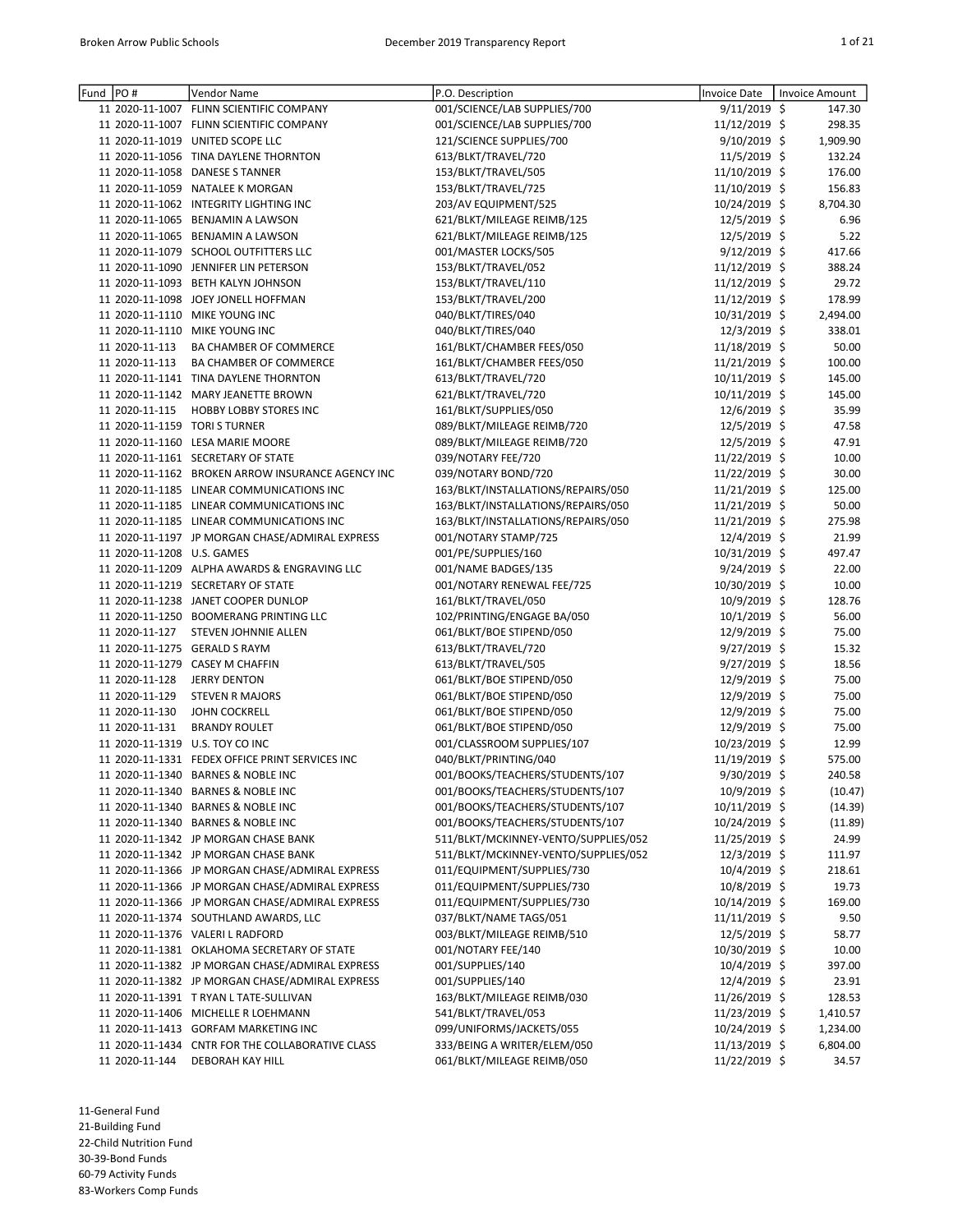| Fund | PO # | Vendor Name | P.O. Description | Invoice Date | Invoice Amount |
|---|---|---|---|---|---|
| 11 | 2020-11-1007 | FLINN SCIENTIFIC COMPANY | 001/SCIENCE/LAB SUPPLIES/700 | 9/11/2019 | $ 147.30 |
| 11 | 2020-11-1007 | FLINN SCIENTIFIC COMPANY | 001/SCIENCE/LAB SUPPLIES/700 | 11/12/2019 | $ 298.35 |
| 11 | 2020-11-1019 | UNITED SCOPE LLC | 121/SCIENCE SUPPLIES/700 | 9/10/2019 | $ 1,909.90 |
| 11 | 2020-11-1056 | TINA DAYLENE THORNTON | 613/BLKT/TRAVEL/720 | 11/5/2019 | $ 132.24 |
| 11 | 2020-11-1058 | DANESE S TANNER | 153/BLKT/TRAVEL/505 | 11/10/2019 | $ 176.00 |
| 11 | 2020-11-1059 | NATALEE K MORGAN | 153/BLKT/TRAVEL/725 | 11/10/2019 | $ 156.83 |
| 11 | 2020-11-1062 | INTEGRITY LIGHTING INC | 203/AV EQUIPMENT/525 | 10/24/2019 | $ 8,704.30 |
| 11 | 2020-11-1065 | BENJAMIN A LAWSON | 621/BLKT/MILEAGE REIMB/125 | 12/5/2019 | $ 6.96 |
| 11 | 2020-11-1065 | BENJAMIN A LAWSON | 621/BLKT/MILEAGE REIMB/125 | 12/5/2019 | $ 5.22 |
| 11 | 2020-11-1079 | SCHOOL OUTFITTERS LLC | 001/MASTER LOCKS/505 | 9/12/2019 | $ 417.66 |
| 11 | 2020-11-1090 | JENNIFER LIN PETERSON | 153/BLKT/TRAVEL/052 | 11/12/2019 | $ 388.24 |
| 11 | 2020-11-1093 | BETH KALYN JOHNSON | 153/BLKT/TRAVEL/110 | 11/12/2019 | $ 29.72 |
| 11 | 2020-11-1098 | JOEY JONELL HOFFMAN | 153/BLKT/TRAVEL/200 | 11/12/2019 | $ 178.99 |
| 11 | 2020-11-1110 | MIKE YOUNG INC | 040/BLKT/TIRES/040 | 10/31/2019 | $ 2,494.00 |
| 11 | 2020-11-1110 | MIKE YOUNG INC | 040/BLKT/TIRES/040 | 12/3/2019 | $ 338.01 |
| 11 | 2020-11-113 | BA CHAMBER OF COMMERCE | 161/BLKT/CHAMBER FEES/050 | 11/18/2019 | $ 50.00 |
| 11 | 2020-11-113 | BA CHAMBER OF COMMERCE | 161/BLKT/CHAMBER FEES/050 | 11/21/2019 | $ 100.00 |
| 11 | 2020-11-1141 | TINA DAYLENE THORNTON | 613/BLKT/TRAVEL/720 | 10/11/2019 | $ 145.00 |
| 11 | 2020-11-1142 | MARY JEANETTE BROWN | 621/BLKT/TRAVEL/720 | 10/11/2019 | $ 145.00 |
| 11 | 2020-11-115 | HOBBY LOBBY STORES INC | 161/BLKT/SUPPLIES/050 | 12/6/2019 | $ 35.99 |
| 11 | 2020-11-1159 | TORI S TURNER | 089/BLKT/MILEAGE REIMB/720 | 12/5/2019 | $ 47.58 |
| 11 | 2020-11-1160 | LESA MARIE MOORE | 089/BLKT/MILEAGE REIMB/720 | 12/5/2019 | $ 47.91 |
| 11 | 2020-11-1161 | SECRETARY OF STATE | 039/NOTARY FEE/720 | 11/22/2019 | $ 10.00 |
| 11 | 2020-11-1162 | BROKEN ARROW INSURANCE AGENCY INC | 039/NOTARY BOND/720 | 11/22/2019 | $ 30.00 |
| 11 | 2020-11-1185 | LINEAR COMMUNICATIONS INC | 163/BLKT/INSTALLATIONS/REPAIRS/050 | 11/21/2019 | $ 125.00 |
| 11 | 2020-11-1185 | LINEAR COMMUNICATIONS INC | 163/BLKT/INSTALLATIONS/REPAIRS/050 | 11/21/2019 | $ 50.00 |
| 11 | 2020-11-1185 | LINEAR COMMUNICATIONS INC | 163/BLKT/INSTALLATIONS/REPAIRS/050 | 11/21/2019 | $ 275.98 |
| 11 | 2020-11-1197 | JP MORGAN CHASE/ADMIRAL EXPRESS | 001/NOTARY STAMP/725 | 12/4/2019 | $ 21.99 |
| 11 | 2020-11-1208 | U.S. GAMES | 001/PE/SUPPLIES/160 | 10/31/2019 | $ 497.47 |
| 11 | 2020-11-1209 | ALPHA AWARDS & ENGRAVING LLC | 001/NAME BADGES/135 | 9/24/2019 | $ 22.00 |
| 11 | 2020-11-1219 | SECRETARY OF STATE | 001/NOTARY RENEWAL FEE/725 | 10/30/2019 | $ 10.00 |
| 11 | 2020-11-1238 | JANET COOPER DUNLOP | 161/BLKT/TRAVEL/050 | 10/9/2019 | $ 128.76 |
| 11 | 2020-11-1250 | BOOMERANG PRINTING LLC | 102/PRINTING/ENGAGE BA/050 | 10/1/2019 | $ 56.00 |
| 11 | 2020-11-127 | STEVEN JOHNNIE ALLEN | 061/BLKT/BOE STIPEND/050 | 12/9/2019 | $ 75.00 |
| 11 | 2020-11-1275 | GERALD S RAYM | 613/BLKT/TRAVEL/720 | 9/27/2019 | $ 15.32 |
| 11 | 2020-11-1279 | CASEY M CHAFFIN | 613/BLKT/TRAVEL/505 | 9/27/2019 | $ 18.56 |
| 11 | 2020-11-128 | JERRY DENTON | 061/BLKT/BOE STIPEND/050 | 12/9/2019 | $ 75.00 |
| 11 | 2020-11-129 | STEVEN R MAJORS | 061/BLKT/BOE STIPEND/050 | 12/9/2019 | $ 75.00 |
| 11 | 2020-11-130 | JOHN COCKRELL | 061/BLKT/BOE STIPEND/050 | 12/9/2019 | $ 75.00 |
| 11 | 2020-11-131 | BRANDY ROULET | 061/BLKT/BOE STIPEND/050 | 12/9/2019 | $ 75.00 |
| 11 | 2020-11-1319 | U.S. TOY CO INC | 001/CLASSROOM SUPPLIES/107 | 10/23/2019 | $ 12.99 |
| 11 | 2020-11-1331 | FEDEX OFFICE PRINT SERVICES INC | 040/BLKT/PRINTING/040 | 11/19/2019 | $ 575.00 |
| 11 | 2020-11-1340 | BARNES & NOBLE INC | 001/BOOKS/TEACHERS/STUDENTS/107 | 9/30/2019 | $ 240.58 |
| 11 | 2020-11-1340 | BARNES & NOBLE INC | 001/BOOKS/TEACHERS/STUDENTS/107 | 10/9/2019 | $ (10.47) |
| 11 | 2020-11-1340 | BARNES & NOBLE INC | 001/BOOKS/TEACHERS/STUDENTS/107 | 10/11/2019 | $ (14.39) |
| 11 | 2020-11-1340 | BARNES & NOBLE INC | 001/BOOKS/TEACHERS/STUDENTS/107 | 10/24/2019 | $ (11.89) |
| 11 | 2020-11-1342 | JP MORGAN CHASE BANK | 511/BLKT/MCKINNEY-VENTO/SUPPLIES/052 | 11/25/2019 | $ 24.99 |
| 11 | 2020-11-1342 | JP MORGAN CHASE BANK | 511/BLKT/MCKINNEY-VENTO/SUPPLIES/052 | 12/3/2019 | $ 111.97 |
| 11 | 2020-11-1366 | JP MORGAN CHASE/ADMIRAL EXPRESS | 011/EQUIPMENT/SUPPLIES/730 | 10/4/2019 | $ 218.61 |
| 11 | 2020-11-1366 | JP MORGAN CHASE/ADMIRAL EXPRESS | 011/EQUIPMENT/SUPPLIES/730 | 10/8/2019 | $ 19.73 |
| 11 | 2020-11-1366 | JP MORGAN CHASE/ADMIRAL EXPRESS | 011/EQUIPMENT/SUPPLIES/730 | 10/14/2019 | $ 169.00 |
| 11 | 2020-11-1374 | SOUTHLAND AWARDS, LLC | 037/BLKT/NAME TAGS/051 | 11/11/2019 | $ 9.50 |
| 11 | 2020-11-1376 | VALERI L RADFORD | 003/BLKT/MILEAGE REIMB/510 | 12/5/2019 | $ 58.77 |
| 11 | 2020-11-1381 | OKLAHOMA SECRETARY OF STATE | 001/NOTARY FEE/140 | 10/30/2019 | $ 10.00 |
| 11 | 2020-11-1382 | JP MORGAN CHASE/ADMIRAL EXPRESS | 001/SUPPLIES/140 | 10/4/2019 | $ 397.00 |
| 11 | 2020-11-1382 | JP MORGAN CHASE/ADMIRAL EXPRESS | 001/SUPPLIES/140 | 12/4/2019 | $ 23.91 |
| 11 | 2020-11-1391 | T RYAN L TATE-SULLIVAN | 163/BLKT/MILEAGE REIMB/030 | 11/26/2019 | $ 128.53 |
| 11 | 2020-11-1406 | MICHELLE R LOEHMANN | 541/BLKT/TRAVEL/053 | 11/23/2019 | $ 1,410.57 |
| 11 | 2020-11-1413 | GORFAM MARKETING INC | 099/UNIFORMS/JACKETS/055 | 10/24/2019 | $ 1,234.00 |
| 11 | 2020-11-1434 | CNTR FOR THE COLLABORATIVE CLASS | 333/BEING A WRITER/ELEM/050 | 11/13/2019 | $ 6,804.00 |
| 11 | 2020-11-144 | DEBORAH KAY HILL | 061/BLKT/MILEAGE REIMB/050 | 11/22/2019 | $ 34.57 |

11-General Fund
21-Building Fund
22-Child Nutrition Fund
30-39-Bond Funds
60-79 Activity Funds
83-Workers Comp Funds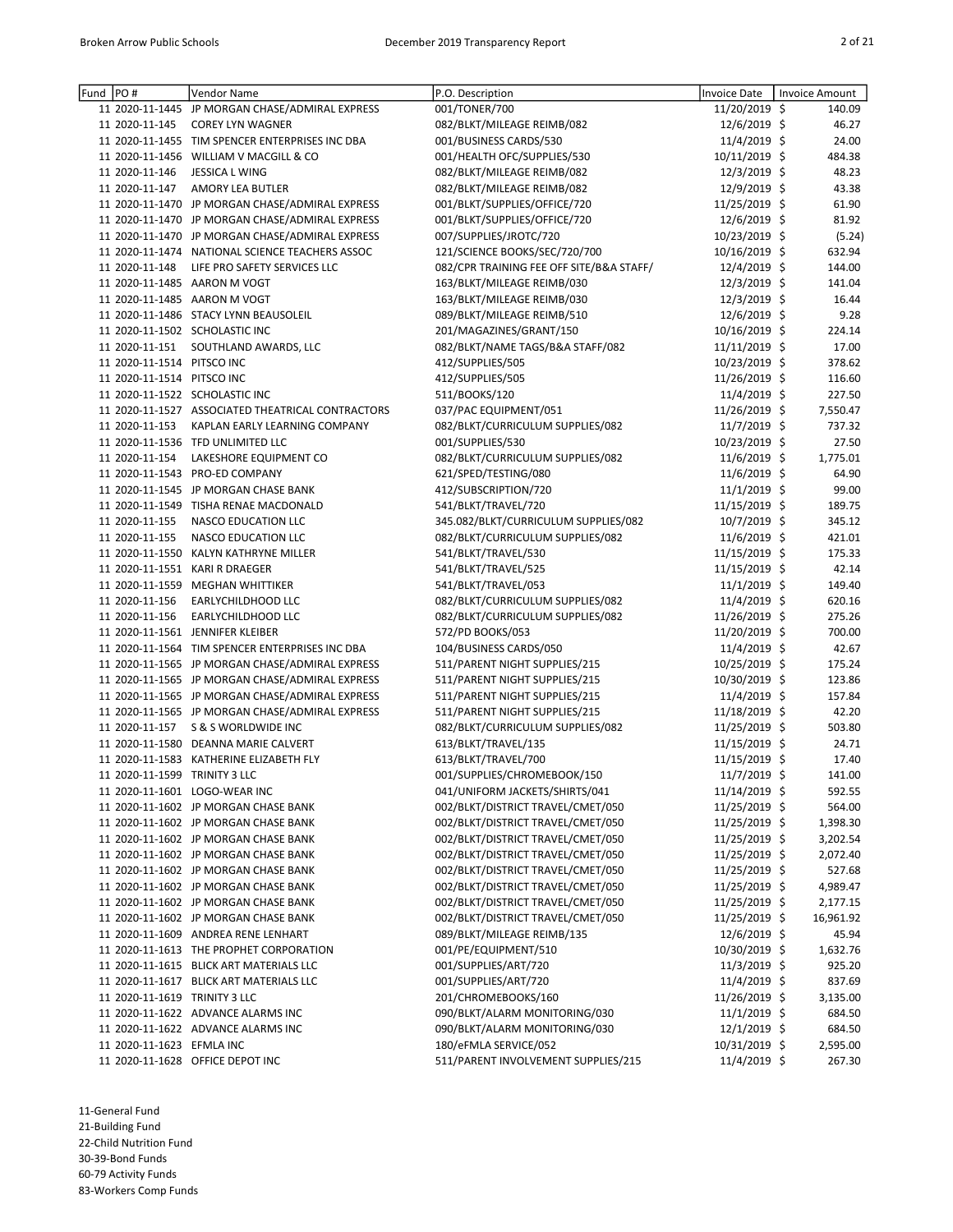| Fund | PO # | Vendor Name | P.O. Description | Invoice Date | Invoice Amount |
|---|---|---|---|---|---|
| 11 | 2020-11-1445 | JP MORGAN CHASE/ADMIRAL EXPRESS | 001/TONER/700 | 11/20/2019 | $ 140.09 |
| 11 | 2020-11-145 | COREY LYN WAGNER | 082/BLKT/MILEAGE REIMB/082 | 12/6/2019 | $ 46.27 |
| 11 | 2020-11-1455 | TIM SPENCER ENTERPRISES INC DBA | 001/BUSINESS CARDS/530 | 11/4/2019 | $ 24.00 |
| 11 | 2020-11-1456 | WILLIAM V MACGILL & CO | 001/HEALTH OFC/SUPPLIES/530 | 10/11/2019 | $ 484.38 |
| 11 | 2020-11-146 | JESSICA L WING | 082/BLKT/MILEAGE REIMB/082 | 12/3/2019 | $ 48.23 |
| 11 | 2020-11-147 | AMORY LEA BUTLER | 082/BLKT/MILEAGE REIMB/082 | 12/9/2019 | $ 43.38 |
| 11 | 2020-11-1470 | JP MORGAN CHASE/ADMIRAL EXPRESS | 001/BLKT/SUPPLIES/OFFICE/720 | 11/25/2019 | $ 61.90 |
| 11 | 2020-11-1470 | JP MORGAN CHASE/ADMIRAL EXPRESS | 001/BLKT/SUPPLIES/OFFICE/720 | 12/6/2019 | $ 81.92 |
| 11 | 2020-11-1470 | JP MORGAN CHASE/ADMIRAL EXPRESS | 007/SUPPLIES/JROTC/720 | 10/23/2019 | $ (5.24) |
| 11 | 2020-11-1474 | NATIONAL SCIENCE TEACHERS ASSOC | 121/SCIENCE BOOKS/SEC/720/700 | 10/16/2019 | $ 632.94 |
| 11 | 2020-11-148 | LIFE PRO SAFETY SERVICES LLC | 082/CPR TRAINING FEE OFF SITE/B&A STAFF/ | 12/4/2019 | $ 144.00 |
| 11 | 2020-11-1485 | AARON M VOGT | 163/BLKT/MILEAGE REIMB/030 | 12/3/2019 | $ 141.04 |
| 11 | 2020-11-1485 | AARON M VOGT | 163/BLKT/MILEAGE REIMB/030 | 12/3/2019 | $ 16.44 |
| 11 | 2020-11-1486 | STACY LYNN BEAUSOLEIL | 089/BLKT/MILEAGE REIMB/510 | 12/6/2019 | $ 9.28 |
| 11 | 2020-11-1502 | SCHOLASTIC INC | 201/MAGAZINES/GRANT/150 | 10/16/2019 | $ 224.14 |
| 11 | 2020-11-151 | SOUTHLAND AWARDS, LLC | 082/BLKT/NAME TAGS/B&A STAFF/082 | 11/11/2019 | $ 17.00 |
| 11 | 2020-11-1514 | PITSCO INC | 412/SUPPLIES/505 | 10/23/2019 | $ 378.62 |
| 11 | 2020-11-1514 | PITSCO INC | 412/SUPPLIES/505 | 11/26/2019 | $ 116.60 |
| 11 | 2020-11-1522 | SCHOLASTIC INC | 511/BOOKS/120 | 11/4/2019 | $ 227.50 |
| 11 | 2020-11-1527 | ASSOCIATED THEATRICAL CONTRACTORS | 037/PAC EQUIPMENT/051 | 11/26/2019 | $ 7,550.47 |
| 11 | 2020-11-153 | KAPLAN EARLY LEARNING COMPANY | 082/BLKT/CURRICULUM SUPPLIES/082 | 11/7/2019 | $ 737.32 |
| 11 | 2020-11-1536 | TFD UNLIMITED LLC | 001/SUPPLIES/530 | 10/23/2019 | $ 27.50 |
| 11 | 2020-11-154 | LAKESHORE EQUIPMENT CO | 082/BLKT/CURRICULUM SUPPLIES/082 | 11/6/2019 | $ 1,775.01 |
| 11 | 2020-11-1543 | PRO-ED COMPANY | 621/SPED/TESTING/080 | 11/6/2019 | $ 64.90 |
| 11 | 2020-11-1545 | JP MORGAN CHASE BANK | 412/SUBSCRIPTION/720 | 11/1/2019 | $ 99.00 |
| 11 | 2020-11-1549 | TISHA RENAE MACDONALD | 541/BLKT/TRAVEL/720 | 11/15/2019 | $ 189.75 |
| 11 | 2020-11-155 | NASCO EDUCATION LLC | 345.082/BLKT/CURRICULUM SUPPLIES/082 | 10/7/2019 | $ 345.12 |
| 11 | 2020-11-155 | NASCO EDUCATION LLC | 082/BLKT/CURRICULUM SUPPLIES/082 | 11/6/2019 | $ 421.01 |
| 11 | 2020-11-1550 | KALYN KATHRYNE MILLER | 541/BLKT/TRAVEL/530 | 11/15/2019 | $ 175.33 |
| 11 | 2020-11-1551 | KARI R DRAEGER | 541/BLKT/TRAVEL/525 | 11/15/2019 | $ 42.14 |
| 11 | 2020-11-1559 | MEGHAN WHITTIKER | 541/BLKT/TRAVEL/053 | 11/1/2019 | $ 149.40 |
| 11 | 2020-11-156 | EARLYCHILDHOOD LLC | 082/BLKT/CURRICULUM SUPPLIES/082 | 11/4/2019 | $ 620.16 |
| 11 | 2020-11-156 | EARLYCHILDHOOD LLC | 082/BLKT/CURRICULUM SUPPLIES/082 | 11/26/2019 | $ 275.26 |
| 11 | 2020-11-1561 | JENNIFER KLEIBER | 572/PD BOOKS/053 | 11/20/2019 | $ 700.00 |
| 11 | 2020-11-1564 | TIM SPENCER ENTERPRISES INC DBA | 104/BUSINESS CARDS/050 | 11/4/2019 | $ 42.67 |
| 11 | 2020-11-1565 | JP MORGAN CHASE/ADMIRAL EXPRESS | 511/PARENT NIGHT SUPPLIES/215 | 10/25/2019 | $ 175.24 |
| 11 | 2020-11-1565 | JP MORGAN CHASE/ADMIRAL EXPRESS | 511/PARENT NIGHT SUPPLIES/215 | 10/30/2019 | $ 123.86 |
| 11 | 2020-11-1565 | JP MORGAN CHASE/ADMIRAL EXPRESS | 511/PARENT NIGHT SUPPLIES/215 | 11/4/2019 | $ 157.84 |
| 11 | 2020-11-1565 | JP MORGAN CHASE/ADMIRAL EXPRESS | 511/PARENT NIGHT SUPPLIES/215 | 11/18/2019 | $ 42.20 |
| 11 | 2020-11-157 | S & S WORLDWIDE INC | 082/BLKT/CURRICULUM SUPPLIES/082 | 11/25/2019 | $ 503.80 |
| 11 | 2020-11-1580 | DEANNA MARIE CALVERT | 613/BLKT/TRAVEL/135 | 11/15/2019 | $ 24.71 |
| 11 | 2020-11-1583 | KATHERINE ELIZABETH FLY | 613/BLKT/TRAVEL/700 | 11/15/2019 | $ 17.40 |
| 11 | 2020-11-1599 | TRINITY 3 LLC | 001/SUPPLIES/CHROMEBOOK/150 | 11/7/2019 | $ 141.00 |
| 11 | 2020-11-1601 | LOGO-WEAR INC | 041/UNIFORM JACKETS/SHIRTS/041 | 11/14/2019 | $ 592.55 |
| 11 | 2020-11-1602 | JP MORGAN CHASE BANK | 002/BLKT/DISTRICT TRAVEL/CMET/050 | 11/25/2019 | $ 564.00 |
| 11 | 2020-11-1602 | JP MORGAN CHASE BANK | 002/BLKT/DISTRICT TRAVEL/CMET/050 | 11/25/2019 | $ 1,398.30 |
| 11 | 2020-11-1602 | JP MORGAN CHASE BANK | 002/BLKT/DISTRICT TRAVEL/CMET/050 | 11/25/2019 | $ 3,202.54 |
| 11 | 2020-11-1602 | JP MORGAN CHASE BANK | 002/BLKT/DISTRICT TRAVEL/CMET/050 | 11/25/2019 | $ 2,072.40 |
| 11 | 2020-11-1602 | JP MORGAN CHASE BANK | 002/BLKT/DISTRICT TRAVEL/CMET/050 | 11/25/2019 | $ 527.68 |
| 11 | 2020-11-1602 | JP MORGAN CHASE BANK | 002/BLKT/DISTRICT TRAVEL/CMET/050 | 11/25/2019 | $ 4,989.47 |
| 11 | 2020-11-1602 | JP MORGAN CHASE BANK | 002/BLKT/DISTRICT TRAVEL/CMET/050 | 11/25/2019 | $ 2,177.15 |
| 11 | 2020-11-1602 | JP MORGAN CHASE BANK | 002/BLKT/DISTRICT TRAVEL/CMET/050 | 11/25/2019 | $ 16,961.92 |
| 11 | 2020-11-1609 | ANDREA RENE LENHART | 089/BLKT/MILEAGE REIMB/135 | 12/6/2019 | $ 45.94 |
| 11 | 2020-11-1613 | THE PROPHET CORPORATION | 001/PE/EQUIPMENT/510 | 10/30/2019 | $ 1,632.76 |
| 11 | 2020-11-1615 | BLICK ART MATERIALS LLC | 001/SUPPLIES/ART/720 | 11/3/2019 | $ 925.20 |
| 11 | 2020-11-1617 | BLICK ART MATERIALS LLC | 001/SUPPLIES/ART/720 | 11/4/2019 | $ 837.69 |
| 11 | 2020-11-1619 | TRINITY 3 LLC | 201/CHROMEBOOKS/160 | 11/26/2019 | $ 3,135.00 |
| 11 | 2020-11-1622 | ADVANCE ALARMS INC | 090/BLKT/ALARM MONITORING/030 | 11/1/2019 | $ 684.50 |
| 11 | 2020-11-1622 | ADVANCE ALARMS INC | 090/BLKT/ALARM MONITORING/030 | 12/1/2019 | $ 684.50 |
| 11 | 2020-11-1623 | EFMLA INC | 180/eFMLA SERVICE/052 | 10/31/2019 | $ 2,595.00 |
| 11 | 2020-11-1628 | OFFICE DEPOT INC | 511/PARENT INVOLVEMENT SUPPLIES/215 | 11/4/2019 | $ 267.30 |

11-General Fund
21-Building Fund
22-Child Nutrition Fund
30-39-Bond Funds
60-79 Activity Funds
83-Workers Comp Funds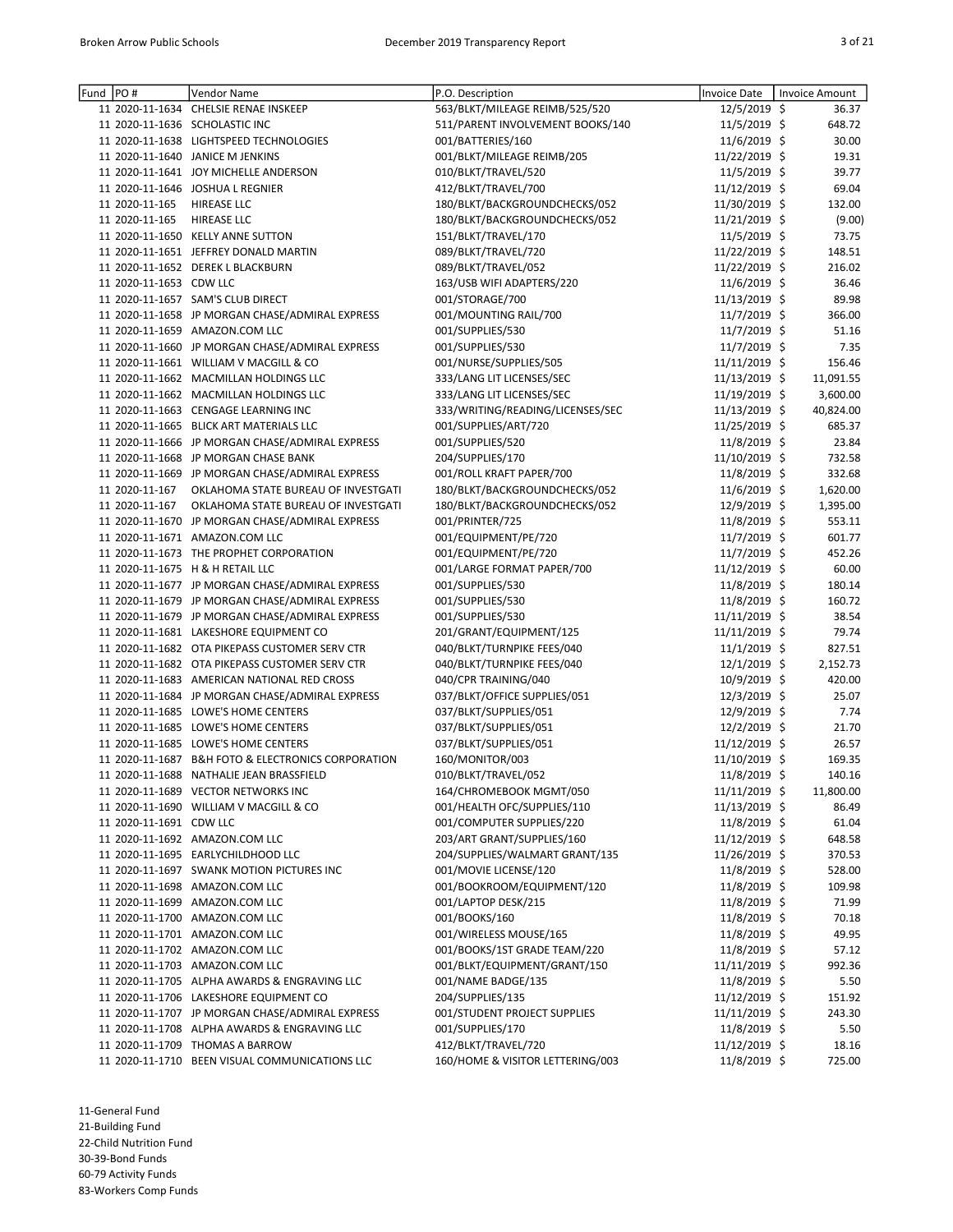| Fund | PO # | Vendor Name | P.O. Description | Invoice Date | Invoice Amount |
|---|---|---|---|---|---|
| 11 | 2020-11-1634 | CHELSIE RENAE INSKEEP | 563/BLKT/MILEAGE REIMB/525/520 | 12/5/2019 | $ 36.37 |
| 11 | 2020-11-1636 | SCHOLASTIC INC | 511/PARENT INVOLVEMENT BOOKS/140 | 11/5/2019 | $ 648.72 |
| 11 | 2020-11-1638 | LIGHTSPEED TECHNOLOGIES | 001/BATTERIES/160 | 11/6/2019 | $ 30.00 |
| 11 | 2020-11-1640 | JANICE M JENKINS | 001/BLKT/MILEAGE REIMB/205 | 11/22/2019 | $ 19.31 |
| 11 | 2020-11-1641 | JOY MICHELLE ANDERSON | 010/BLKT/TRAVEL/520 | 11/5/2019 | $ 39.77 |
| 11 | 2020-11-1646 | JOSHUA L REGNIER | 412/BLKT/TRAVEL/700 | 11/12/2019 | $ 69.04 |
| 11 | 2020-11-165 | HIREASE LLC | 180/BLKT/BACKGROUNDCHECKS/052 | 11/30/2019 | $ 132.00 |
| 11 | 2020-11-165 | HIREASE LLC | 180/BLKT/BACKGROUNDCHECKS/052 | 11/21/2019 | $ (9.00) |
| 11 | 2020-11-1650 | KELLY ANNE SUTTON | 151/BLKT/TRAVEL/170 | 11/5/2019 | $ 73.75 |
| 11 | 2020-11-1651 | JEFFREY DONALD MARTIN | 089/BLKT/TRAVEL/720 | 11/22/2019 | $ 148.51 |
| 11 | 2020-11-1652 | DEREK L BLACKBURN | 089/BLKT/TRAVEL/052 | 11/22/2019 | $ 216.02 |
| 11 | 2020-11-1653 | CDW LLC | 163/USB WIFI ADAPTERS/220 | 11/6/2019 | $ 36.46 |
| 11 | 2020-11-1657 | SAM'S CLUB DIRECT | 001/STORAGE/700 | 11/13/2019 | $ 89.98 |
| 11 | 2020-11-1658 | JP MORGAN CHASE/ADMIRAL EXPRESS | 001/MOUNTING RAIL/700 | 11/7/2019 | $ 366.00 |
| 11 | 2020-11-1659 | AMAZON.COM LLC | 001/SUPPLIES/530 | 11/7/2019 | $ 51.16 |
| 11 | 2020-11-1660 | JP MORGAN CHASE/ADMIRAL EXPRESS | 001/SUPPLIES/530 | 11/7/2019 | $ 7.35 |
| 11 | 2020-11-1661 | WILLIAM V MACGILL & CO | 001/NURSE/SUPPLIES/505 | 11/11/2019 | $ 156.46 |
| 11 | 2020-11-1662 | MACMILLAN HOLDINGS LLC | 333/LANG LIT LICENSES/SEC | 11/13/2019 | $ 11,091.55 |
| 11 | 2020-11-1662 | MACMILLAN HOLDINGS LLC | 333/LANG LIT LICENSES/SEC | 11/19/2019 | $ 3,600.00 |
| 11 | 2020-11-1663 | CENGAGE LEARNING INC | 333/WRITING/READING/LICENSES/SEC | 11/13/2019 | $ 40,824.00 |
| 11 | 2020-11-1665 | BLICK ART MATERIALS LLC | 001/SUPPLIES/ART/720 | 11/25/2019 | $ 685.37 |
| 11 | 2020-11-1666 | JP MORGAN CHASE/ADMIRAL EXPRESS | 001/SUPPLIES/520 | 11/8/2019 | $ 23.84 |
| 11 | 2020-11-1668 | JP MORGAN CHASE BANK | 204/SUPPLIES/170 | 11/10/2019 | $ 732.58 |
| 11 | 2020-11-1669 | JP MORGAN CHASE/ADMIRAL EXPRESS | 001/ROLL KRAFT PAPER/700 | 11/8/2019 | $ 332.68 |
| 11 | 2020-11-167 | OKLAHOMA STATE BUREAU OF INVESTGATI | 180/BLKT/BACKGROUNDCHECKS/052 | 11/6/2019 | $ 1,620.00 |
| 11 | 2020-11-167 | OKLAHOMA STATE BUREAU OF INVESTGATI | 180/BLKT/BACKGROUNDCHECKS/052 | 12/9/2019 | $ 1,395.00 |
| 11 | 2020-11-1670 | JP MORGAN CHASE/ADMIRAL EXPRESS | 001/PRINTER/725 | 11/8/2019 | $ 553.11 |
| 11 | 2020-11-1671 | AMAZON.COM LLC | 001/EQUIPMENT/PE/720 | 11/7/2019 | $ 601.77 |
| 11 | 2020-11-1673 | THE PROPHET CORPORATION | 001/EQUIPMENT/PE/720 | 11/7/2019 | $ 452.26 |
| 11 | 2020-11-1675 | H & H RETAIL LLC | 001/LARGE FORMAT PAPER/700 | 11/12/2019 | $ 60.00 |
| 11 | 2020-11-1677 | JP MORGAN CHASE/ADMIRAL EXPRESS | 001/SUPPLIES/530 | 11/8/2019 | $ 180.14 |
| 11 | 2020-11-1679 | JP MORGAN CHASE/ADMIRAL EXPRESS | 001/SUPPLIES/530 | 11/8/2019 | $ 160.72 |
| 11 | 2020-11-1679 | JP MORGAN CHASE/ADMIRAL EXPRESS | 001/SUPPLIES/530 | 11/11/2019 | $ 38.54 |
| 11 | 2020-11-1681 | LAKESHORE EQUIPMENT CO | 201/GRANT/EQUIPMENT/125 | 11/11/2019 | $ 79.74 |
| 11 | 2020-11-1682 | OTA PIKEPASS CUSTOMER SERV CTR | 040/BLKT/TURNPIKE FEES/040 | 11/1/2019 | $ 827.51 |
| 11 | 2020-11-1682 | OTA PIKEPASS CUSTOMER SERV CTR | 040/BLKT/TURNPIKE FEES/040 | 12/1/2019 | $ 2,152.73 |
| 11 | 2020-11-1683 | AMERICAN NATIONAL RED CROSS | 040/CPR TRAINING/040 | 10/9/2019 | $ 420.00 |
| 11 | 2020-11-1684 | JP MORGAN CHASE/ADMIRAL EXPRESS | 037/BLKT/OFFICE SUPPLIES/051 | 12/3/2019 | $ 25.07 |
| 11 | 2020-11-1685 | LOWE'S HOME CENTERS | 037/BLKT/SUPPLIES/051 | 12/9/2019 | $ 7.74 |
| 11 | 2020-11-1685 | LOWE'S HOME CENTERS | 037/BLKT/SUPPLIES/051 | 12/2/2019 | $ 21.70 |
| 11 | 2020-11-1685 | LOWE'S HOME CENTERS | 037/BLKT/SUPPLIES/051 | 11/12/2019 | $ 26.57 |
| 11 | 2020-11-1687 | B&H FOTO & ELECTRONICS CORPORATION | 160/MONITOR/003 | 11/10/2019 | $ 169.35 |
| 11 | 2020-11-1688 | NATHALIE JEAN BRASSFIELD | 010/BLKT/TRAVEL/052 | 11/8/2019 | $ 140.16 |
| 11 | 2020-11-1689 | VECTOR NETWORKS INC | 164/CHROMEBOOK MGMT/050 | 11/11/2019 | $ 11,800.00 |
| 11 | 2020-11-1690 | WILLIAM V MACGILL & CO | 001/HEALTH OFC/SUPPLIES/110 | 11/13/2019 | $ 86.49 |
| 11 | 2020-11-1691 | CDW LLC | 001/COMPUTER SUPPLIES/220 | 11/8/2019 | $ 61.04 |
| 11 | 2020-11-1692 | AMAZON.COM LLC | 203/ART GRANT/SUPPLIES/160 | 11/12/2019 | $ 648.58 |
| 11 | 2020-11-1695 | EARLYCHILDHOOD LLC | 204/SUPPLIES/WALMART GRANT/135 | 11/26/2019 | $ 370.53 |
| 11 | 2020-11-1697 | SWANK MOTION PICTURES INC | 001/MOVIE LICENSE/120 | 11/8/2019 | $ 528.00 |
| 11 | 2020-11-1698 | AMAZON.COM LLC | 001/BOOKROOM/EQUIPMENT/120 | 11/8/2019 | $ 109.98 |
| 11 | 2020-11-1699 | AMAZON.COM LLC | 001/LAPTOP DESK/215 | 11/8/2019 | $ 71.99 |
| 11 | 2020-11-1700 | AMAZON.COM LLC | 001/BOOKS/160 | 11/8/2019 | $ 70.18 |
| 11 | 2020-11-1701 | AMAZON.COM LLC | 001/WIRELESS MOUSE/165 | 11/8/2019 | $ 49.95 |
| 11 | 2020-11-1702 | AMAZON.COM LLC | 001/BOOKS/1ST GRADE TEAM/220 | 11/8/2019 | $ 57.12 |
| 11 | 2020-11-1703 | AMAZON.COM LLC | 001/BLKT/EQUIPMENT/GRANT/150 | 11/11/2019 | $ 992.36 |
| 11 | 2020-11-1705 | ALPHA AWARDS & ENGRAVING LLC | 001/NAME BADGE/135 | 11/8/2019 | $ 5.50 |
| 11 | 2020-11-1706 | LAKESHORE EQUIPMENT CO | 204/SUPPLIES/135 | 11/12/2019 | $ 151.92 |
| 11 | 2020-11-1707 | JP MORGAN CHASE/ADMIRAL EXPRESS | 001/STUDENT PROJECT SUPPLIES | 11/11/2019 | $ 243.30 |
| 11 | 2020-11-1708 | ALPHA AWARDS & ENGRAVING LLC | 001/SUPPLIES/170 | 11/8/2019 | $ 5.50 |
| 11 | 2020-11-1709 | THOMAS A BARROW | 412/BLKT/TRAVEL/720 | 11/12/2019 | $ 18.16 |
| 11 | 2020-11-1710 | BEEN VISUAL COMMUNICATIONS LLC | 160/HOME & VISITOR LETTERING/003 | 11/8/2019 | $ 725.00 |

11-General Fund
21-Building Fund
22-Child Nutrition Fund
30-39-Bond Funds
60-79 Activity Funds
83-Workers Comp Funds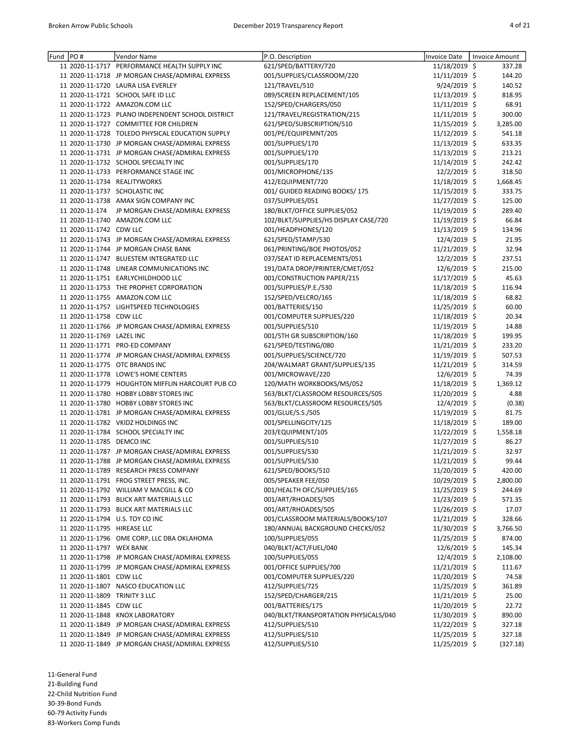| Fund | PO # | Vendor Name | P.O. Description | Invoice Date | Invoice Amount |
|---|---|---|---|---|---|
| 11 | 2020-11-1717 | PERFORMANCE HEALTH SUPPLY INC | 621/SPED/BATTERY/720 | 11/18/2019 | $ 337.28 |
| 11 | 2020-11-1718 | JP MORGAN CHASE/ADMIRAL EXPRESS | 001/SUPPLIES/CLASSROOM/220 | 11/11/2019 | $ 144.20 |
| 11 | 2020-11-1720 | LAURA LISA EVERLEY | 121/TRAVEL/510 | 9/24/2019 | $ 140.52 |
| 11 | 2020-11-1721 | SCHOOL SAFE ID LLC | 089/SCREEN REPLACEMENT/105 | 11/13/2019 | $ 818.95 |
| 11 | 2020-11-1722 | AMAZON.COM LLC | 152/SPED/CHARGERS/050 | 11/11/2019 | $ 68.91 |
| 11 | 2020-11-1723 | PLANO INDEPENDENT SCHOOL DISTRICT | 121/TRAVEL/REGISTRATION/215 | 11/11/2019 | $ 300.00 |
| 11 | 2020-11-1727 | COMMITTEE FOR CHILDREN | 621/SPED/SUBSCRIPTION/510 | 11/15/2019 | $ 3,285.00 |
| 11 | 2020-11-1728 | TOLEDO PHYSICAL EDUCATION SUPPLY | 001/PE/EQUIPEMNT/205 | 11/12/2019 | $ 541.18 |
| 11 | 2020-11-1730 | JP MORGAN CHASE/ADMIRAL EXPRESS | 001/SUPPLIES/170 | 11/13/2019 | $ 633.35 |
| 11 | 2020-11-1731 | JP MORGAN CHASE/ADMIRAL EXPRESS | 001/SUPPLIES/170 | 11/13/2019 | $ 213.21 |
| 11 | 2020-11-1732 | SCHOOL SPECIALTY INC | 001/SUPPLIES/170 | 11/14/2019 | $ 242.42 |
| 11 | 2020-11-1733 | PERFORMANCE STAGE INC | 001/MICROPHONE/135 | 12/2/2019 | $ 318.50 |
| 11 | 2020-11-1734 | REALITYWORKS | 412/EQUIPMENT/720 | 11/18/2019 | $ 1,668.45 |
| 11 | 2020-11-1737 | SCHOLASTIC INC | 001/ GUIDED READING BOOKS/ 175 | 11/15/2019 | $ 333.75 |
| 11 | 2020-11-1738 | AMAX SIGN COMPANY INC | 037/SUPPLIES/051 | 11/27/2019 | $ 125.00 |
| 11 | 2020-11-174 | JP MORGAN CHASE/ADMIRAL EXPRESS | 180/BLKT/OFFICE SUPPLIES/052 | 11/19/2019 | $ 289.40 |
| 11 | 2020-11-1740 | AMAZON.COM LLC | 102/BLKT/SUPPLIES/HS DISPLAY CASE/720 | 11/19/2019 | $ 66.84 |
| 11 | 2020-11-1742 | CDW LLC | 001/HEADPHONES/120 | 11/13/2019 | $ 134.96 |
| 11 | 2020-11-1743 | JP MORGAN CHASE/ADMIRAL EXPRESS | 621/SPED/STAMP/530 | 12/4/2019 | $ 21.95 |
| 11 | 2020-11-1744 | JP MORGAN CHASE BANK | 061/PRINTING/BOE PHOTOS/052 | 11/21/2019 | $ 32.94 |
| 11 | 2020-11-1747 | BLUESTEM INTEGRATED LLC | 037/SEAT ID REPLACEMENTS/051 | 12/2/2019 | $ 237.51 |
| 11 | 2020-11-1748 | LINEAR COMMUNICATIONS INC | 191/DATA DROP/PRINTER/CMET/052 | 12/6/2019 | $ 215.00 |
| 11 | 2020-11-1751 | EARLYCHILDHOOD LLC | 001/CONSTRUCTION PAPER/215 | 11/17/2019 | $ 45.63 |
| 11 | 2020-11-1753 | THE PROPHET CORPORATION | 001/SUPPLIES/P.E./530 | 11/18/2019 | $ 116.94 |
| 11 | 2020-11-1755 | AMAZON.COM LLC | 152/SPED/VELCRO/165 | 11/18/2019 | $ 68.82 |
| 11 | 2020-11-1757 | LIGHTSPEED TECHNOLOGIES | 001/BATTERIES/150 | 11/25/2019 | $ 60.00 |
| 11 | 2020-11-1758 | CDW LLC | 001/COMPUTER SUPPLIES/220 | 11/18/2019 | $ 20.34 |
| 11 | 2020-11-1766 | JP MORGAN CHASE/ADMIRAL EXPRESS | 001/SUPPLIES/510 | 11/19/2019 | $ 14.88 |
| 11 | 2020-11-1769 | LAZEL INC | 001/5TH GR SUBSCRIPTION/160 | 11/18/2019 | $ 199.95 |
| 11 | 2020-11-1771 | PRO-ED COMPANY | 621/SPED/TESTING/080 | 11/21/2019 | $ 233.20 |
| 11 | 2020-11-1774 | JP MORGAN CHASE/ADMIRAL EXPRESS | 001/SUPPLIES/SCIENCE/720 | 11/19/2019 | $ 507.53 |
| 11 | 2020-11-1775 | OTC BRANDS INC | 204/WALMART GRANT/SUPPLIES/135 | 11/21/2019 | $ 314.59 |
| 11 | 2020-11-1778 | LOWE'S HOME CENTERS | 001/MICROWAVE/220 | 12/6/2019 | $ 74.39 |
| 11 | 2020-11-1779 | HOUGHTON MIFFLIN HARCOURT PUB CO | 120/MATH WORKBOOKS/MS/052 | 11/18/2019 | $ 1,369.12 |
| 11 | 2020-11-1780 | HOBBY LOBBY STORES INC | 563/BLKT/CLASSROOM RESOURCES/505 | 11/20/2019 | $ 4.88 |
| 11 | 2020-11-1780 | HOBBY LOBBY STORES INC | 563/BLKT/CLASSROOM RESOURCES/505 | 12/4/2019 | $ (0.38) |
| 11 | 2020-11-1781 | JP MORGAN CHASE/ADMIRAL EXPRESS | 001/GLUE/S.S./505 | 11/19/2019 | $ 81.75 |
| 11 | 2020-11-1782 | VKIDZ HOLDINGS INC | 001/SPELLINGCITY/125 | 11/18/2019 | $ 189.00 |
| 11 | 2020-11-1784 | SCHOOL SPECIALTY INC | 203/EQUIPMENT/105 | 11/22/2019 | $ 1,558.18 |
| 11 | 2020-11-1785 | DEMCO INC | 001/SUPPLIES/510 | 11/27/2019 | $ 86.27 |
| 11 | 2020-11-1787 | JP MORGAN CHASE/ADMIRAL EXPRESS | 001/SUPPLIES/530 | 11/21/2019 | $ 32.97 |
| 11 | 2020-11-1788 | JP MORGAN CHASE/ADMIRAL EXPRESS | 001/SUPPLIES/530 | 11/21/2019 | $ 99.44 |
| 11 | 2020-11-1789 | RESEARCH PRESS COMPANY | 621/SPED/BOOKS/510 | 11/20/2019 | $ 420.00 |
| 11 | 2020-11-1791 | FROG STREET PRESS, INC. | 005/SPEAKER FEE/050 | 10/29/2019 | $ 2,800.00 |
| 11 | 2020-11-1792 | WILLIAM V MACGILL & CO | 001/HEALTH OFC/SUPPLIES/165 | 11/25/2019 | $ 244.69 |
| 11 | 2020-11-1793 | BLICK ART MATERIALS LLC | 001/ART/RHOADES/505 | 11/23/2019 | $ 571.35 |
| 11 | 2020-11-1793 | BLICK ART MATERIALS LLC | 001/ART/RHOADES/505 | 11/26/2019 | $ 17.07 |
| 11 | 2020-11-1794 | U.S. TOY CO INC | 001/CLASSROOM MATERIALS/BOOKS/107 | 11/21/2019 | $ 328.66 |
| 11 | 2020-11-1795 | HIREASE LLC | 180/ANNUAL BACKGROUND CHECKS/052 | 11/30/2019 | $ 3,766.50 |
| 11 | 2020-11-1796 | OME CORP, LLC DBA OKLAHOMA | 100/SUPPLIES/055 | 11/25/2019 | $ 874.00 |
| 11 | 2020-11-1797 | WEX BANK | 040/BLKT/ACT/FUEL/040 | 12/6/2019 | $ 145.34 |
| 11 | 2020-11-1798 | JP MORGAN CHASE/ADMIRAL EXPRESS | 100/SUPPLIES/055 | 12/4/2019 | $ 2,108.00 |
| 11 | 2020-11-1799 | JP MORGAN CHASE/ADMIRAL EXPRESS | 001/OFFICE SUPPLIES/700 | 11/21/2019 | $ 111.67 |
| 11 | 2020-11-1801 | CDW LLC | 001/COMPUTER SUPPLIES/220 | 11/20/2019 | $ 74.58 |
| 11 | 2020-11-1807 | NASCO EDUCATION LLC | 412/SUPPLIES/725 | 11/25/2019 | $ 361.89 |
| 11 | 2020-11-1809 | TRINITY 3 LLC | 152/SPED/CHARGER/215 | 11/21/2019 | $ 25.00 |
| 11 | 2020-11-1845 | CDW LLC | 001/BATTERIES/175 | 11/20/2019 | $ 22.72 |
| 11 | 2020-11-1848 | KNOX LABORATORY | 040/BLKT/TRANSPORTATION PHYSICALS/040 | 11/30/2019 | $ 890.00 |
| 11 | 2020-11-1849 | JP MORGAN CHASE/ADMIRAL EXPRESS | 412/SUPPLIES/510 | 11/22/2019 | $ 327.18 |
| 11 | 2020-11-1849 | JP MORGAN CHASE/ADMIRAL EXPRESS | 412/SUPPLIES/510 | 11/25/2019 | $ 327.18 |
| 11 | 2020-11-1849 | JP MORGAN CHASE/ADMIRAL EXPRESS | 412/SUPPLIES/510 | 11/25/2019 | $ (327.18) |

11-General Fund
21-Building Fund
22-Child Nutrition Fund
30-39-Bond Funds
60-79 Activity Funds
83-Workers Comp Funds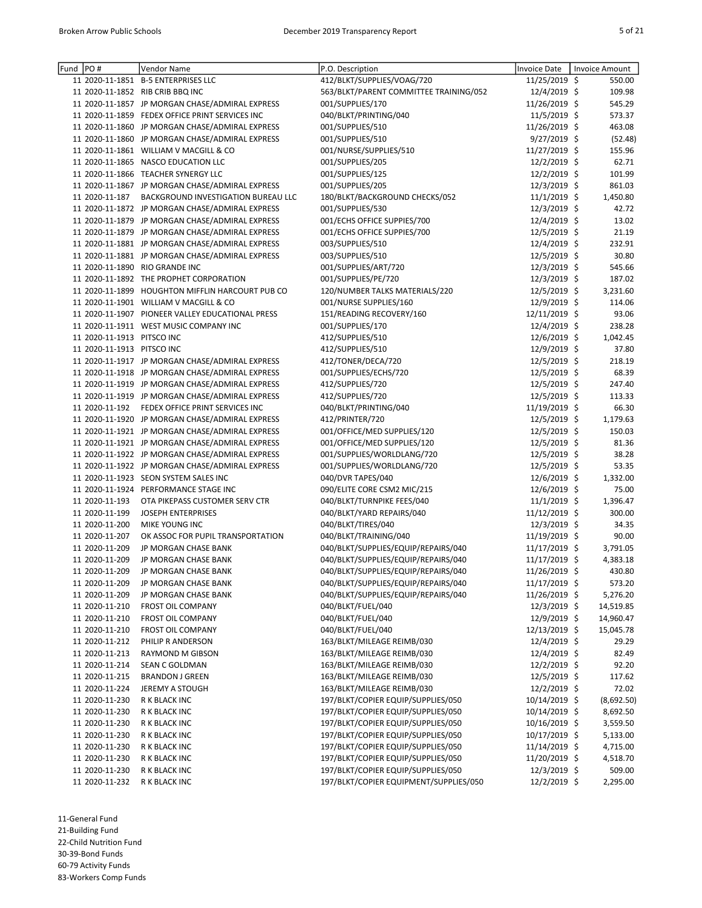| Fund | PO # | Vendor Name | P.O. Description | Invoice Date | Invoice Amount |
|---|---|---|---|---|---|
| 11 | 2020-11-1851 | B-5 ENTERPRISES LLC | 412/BLKT/SUPPLIES/VOAG/720 | 11/25/2019 | $ 550.00 |
| 11 | 2020-11-1852 | RIB CRIB BBQ INC | 563/BLKT/PARENT COMMITTEE TRAINING/052 | 12/4/2019 | $ 109.98 |
| 11 | 2020-11-1857 | JP MORGAN CHASE/ADMIRAL EXPRESS | 001/SUPPLIES/170 | 11/26/2019 | $ 545.29 |
| 11 | 2020-11-1859 | FEDEX OFFICE PRINT SERVICES INC | 040/BLKT/PRINTING/040 | 11/5/2019 | $ 573.37 |
| 11 | 2020-11-1860 | JP MORGAN CHASE/ADMIRAL EXPRESS | 001/SUPPLIES/510 | 11/26/2019 | $ 463.08 |
| 11 | 2020-11-1860 | JP MORGAN CHASE/ADMIRAL EXPRESS | 001/SUPPLIES/510 | 9/27/2019 | $ (52.48) |
| 11 | 2020-11-1861 | WILLIAM V MACGILL & CO | 001/NURSE/SUPPLIES/510 | 11/27/2019 | $ 155.96 |
| 11 | 2020-11-1865 | NASCO EDUCATION LLC | 001/SUPPLIES/205 | 12/2/2019 | $ 62.71 |
| 11 | 2020-11-1866 | TEACHER SYNERGY LLC | 001/SUPPLIES/125 | 12/2/2019 | $ 101.99 |
| 11 | 2020-11-1867 | JP MORGAN CHASE/ADMIRAL EXPRESS | 001/SUPPLIES/205 | 12/3/2019 | $ 861.03 |
| 11 | 2020-11-187 | BACKGROUND INVESTIGATION BUREAU LLC | 180/BLKT/BACKGROUND CHECKS/052 | 11/1/2019 | $ 1,450.80 |
| 11 | 2020-11-1872 | JP MORGAN CHASE/ADMIRAL EXPRESS | 001/SUPPLIES/530 | 12/3/2019 | $ 42.72 |
| 11 | 2020-11-1879 | JP MORGAN CHASE/ADMIRAL EXPRESS | 001/ECHS OFFICE SUPPIES/700 | 12/4/2019 | $ 13.02 |
| 11 | 2020-11-1879 | JP MORGAN CHASE/ADMIRAL EXPRESS | 001/ECHS OFFICE SUPPIES/700 | 12/5/2019 | $ 21.19 |
| 11 | 2020-11-1881 | JP MORGAN CHASE/ADMIRAL EXPRESS | 003/SUPPLIES/510 | 12/4/2019 | $ 232.91 |
| 11 | 2020-11-1881 | JP MORGAN CHASE/ADMIRAL EXPRESS | 003/SUPPLIES/510 | 12/5/2019 | $ 30.80 |
| 11 | 2020-11-1890 | RIO GRANDE INC | 001/SUPPLIES/ART/720 | 12/3/2019 | $ 545.66 |
| 11 | 2020-11-1892 | THE PROPHET CORPORATION | 001/SUPPLIES/PE/720 | 12/3/2019 | $ 187.02 |
| 11 | 2020-11-1899 | HOUGHTON MIFFLIN HARCOURT PUB CO | 120/NUMBER TALKS MATERIALS/220 | 12/5/2019 | $ 3,231.60 |
| 11 | 2020-11-1901 | WILLIAM V MACGILL & CO | 001/NURSE SUPPLIES/160 | 12/9/2019 | $ 114.06 |
| 11 | 2020-11-1907 | PIONEER VALLEY EDUCATIONAL PRESS | 151/READING RECOVERY/160 | 12/11/2019 | $ 93.06 |
| 11 | 2020-11-1911 | WEST MUSIC COMPANY INC | 001/SUPPLIES/170 | 12/4/2019 | $ 238.28 |
| 11 | 2020-11-1913 | PITSCO INC | 412/SUPPLIES/510 | 12/6/2019 | $ 1,042.45 |
| 11 | 2020-11-1913 | PITSCO INC | 412/SUPPLIES/510 | 12/9/2019 | $ 37.80 |
| 11 | 2020-11-1917 | JP MORGAN CHASE/ADMIRAL EXPRESS | 412/TONER/DECA/720 | 12/5/2019 | $ 218.19 |
| 11 | 2020-11-1918 | JP MORGAN CHASE/ADMIRAL EXPRESS | 001/SUPPLIES/ECHS/720 | 12/5/2019 | $ 68.39 |
| 11 | 2020-11-1919 | JP MORGAN CHASE/ADMIRAL EXPRESS | 412/SUPPLIES/720 | 12/5/2019 | $ 247.40 |
| 11 | 2020-11-1919 | JP MORGAN CHASE/ADMIRAL EXPRESS | 412/SUPPLIES/720 | 12/5/2019 | $ 113.33 |
| 11 | 2020-11-192 | FEDEX OFFICE PRINT SERVICES INC | 040/BLKT/PRINTING/040 | 11/19/2019 | $ 66.30 |
| 11 | 2020-11-1920 | JP MORGAN CHASE/ADMIRAL EXPRESS | 412/PRINTER/720 | 12/5/2019 | $ 1,179.63 |
| 11 | 2020-11-1921 | JP MORGAN CHASE/ADMIRAL EXPRESS | 001/OFFICE/MED SUPPLIES/120 | 12/5/2019 | $ 150.03 |
| 11 | 2020-11-1921 | JP MORGAN CHASE/ADMIRAL EXPRESS | 001/OFFICE/MED SUPPLIES/120 | 12/5/2019 | $ 81.36 |
| 11 | 2020-11-1922 | JP MORGAN CHASE/ADMIRAL EXPRESS | 001/SUPPLIES/WORLDLANG/720 | 12/5/2019 | $ 38.28 |
| 11 | 2020-11-1922 | JP MORGAN CHASE/ADMIRAL EXPRESS | 001/SUPPLIES/WORLDLANG/720 | 12/5/2019 | $ 53.35 |
| 11 | 2020-11-1923 | SEON SYSTEM SALES INC | 040/DVR TAPES/040 | 12/6/2019 | $ 1,332.00 |
| 11 | 2020-11-1924 | PERFORMANCE STAGE INC | 090/ELITE CORE CSM2 MIC/215 | 12/6/2019 | $ 75.00 |
| 11 | 2020-11-193 | OTA PIKEPASS CUSTOMER SERV CTR | 040/BLKT/TURNPIKE FEES/040 | 11/1/2019 | $ 1,396.47 |
| 11 | 2020-11-199 | JOSEPH ENTERPRISES | 040/BLKT/YARD REPAIRS/040 | 11/12/2019 | $ 300.00 |
| 11 | 2020-11-200 | MIKE YOUNG INC | 040/BLKT/TIRES/040 | 12/3/2019 | $ 34.35 |
| 11 | 2020-11-207 | OK ASSOC FOR PUPIL TRANSPORTATION | 040/BLKT/TRAINING/040 | 11/19/2019 | $ 90.00 |
| 11 | 2020-11-209 | JP MORGAN CHASE BANK | 040/BLKT/SUPPLIES/EQUIP/REPAIRS/040 | 11/17/2019 | $ 3,791.05 |
| 11 | 2020-11-209 | JP MORGAN CHASE BANK | 040/BLKT/SUPPLIES/EQUIP/REPAIRS/040 | 11/17/2019 | $ 4,383.18 |
| 11 | 2020-11-209 | JP MORGAN CHASE BANK | 040/BLKT/SUPPLIES/EQUIP/REPAIRS/040 | 11/26/2019 | $ 430.80 |
| 11 | 2020-11-209 | JP MORGAN CHASE BANK | 040/BLKT/SUPPLIES/EQUIP/REPAIRS/040 | 11/17/2019 | $ 573.20 |
| 11 | 2020-11-209 | JP MORGAN CHASE BANK | 040/BLKT/SUPPLIES/EQUIP/REPAIRS/040 | 11/26/2019 | $ 5,276.20 |
| 11 | 2020-11-210 | FROST OIL COMPANY | 040/BLKT/FUEL/040 | 12/3/2019 | $ 14,519.85 |
| 11 | 2020-11-210 | FROST OIL COMPANY | 040/BLKT/FUEL/040 | 12/9/2019 | $ 14,960.47 |
| 11 | 2020-11-210 | FROST OIL COMPANY | 040/BLKT/FUEL/040 | 12/13/2019 | $ 15,045.78 |
| 11 | 2020-11-212 | PHILIP R ANDERSON | 163/BLKT/MILEAGE REIMB/030 | 12/4/2019 | $ 29.29 |
| 11 | 2020-11-213 | RAYMOND M GIBSON | 163/BLKT/MILEAGE REIMB/030 | 12/4/2019 | $ 82.49 |
| 11 | 2020-11-214 | SEAN C GOLDMAN | 163/BLKT/MILEAGE REIMB/030 | 12/2/2019 | $ 92.20 |
| 11 | 2020-11-215 | BRANDON J GREEN | 163/BLKT/MILEAGE REIMB/030 | 12/5/2019 | $ 117.62 |
| 11 | 2020-11-224 | JEREMY A STOUGH | 163/BLKT/MILEAGE REIMB/030 | 12/2/2019 | $ 72.02 |
| 11 | 2020-11-230 | R K BLACK INC | 197/BLKT/COPIER EQUIP/SUPPLIES/050 | 10/14/2019 | $ (8,692.50) |
| 11 | 2020-11-230 | R K BLACK INC | 197/BLKT/COPIER EQUIP/SUPPLIES/050 | 10/14/2019 | $ 8,692.50 |
| 11 | 2020-11-230 | R K BLACK INC | 197/BLKT/COPIER EQUIP/SUPPLIES/050 | 10/16/2019 | $ 3,559.50 |
| 11 | 2020-11-230 | R K BLACK INC | 197/BLKT/COPIER EQUIP/SUPPLIES/050 | 10/17/2019 | $ 5,133.00 |
| 11 | 2020-11-230 | R K BLACK INC | 197/BLKT/COPIER EQUIP/SUPPLIES/050 | 11/14/2019 | $ 4,715.00 |
| 11 | 2020-11-230 | R K BLACK INC | 197/BLKT/COPIER EQUIP/SUPPLIES/050 | 11/20/2019 | $ 4,518.70 |
| 11 | 2020-11-230 | R K BLACK INC | 197/BLKT/COPIER EQUIP/SUPPLIES/050 | 12/3/2019 | $ 509.00 |
| 11 | 2020-11-232 | R K BLACK INC | 197/BLKT/COPIER EQUIPMENT/SUPPLIES/050 | 12/2/2019 | $ 2,295.00 |

11-General Fund
21-Building Fund
22-Child Nutrition Fund
30-39-Bond Funds
60-79 Activity Funds
83-Workers Comp Funds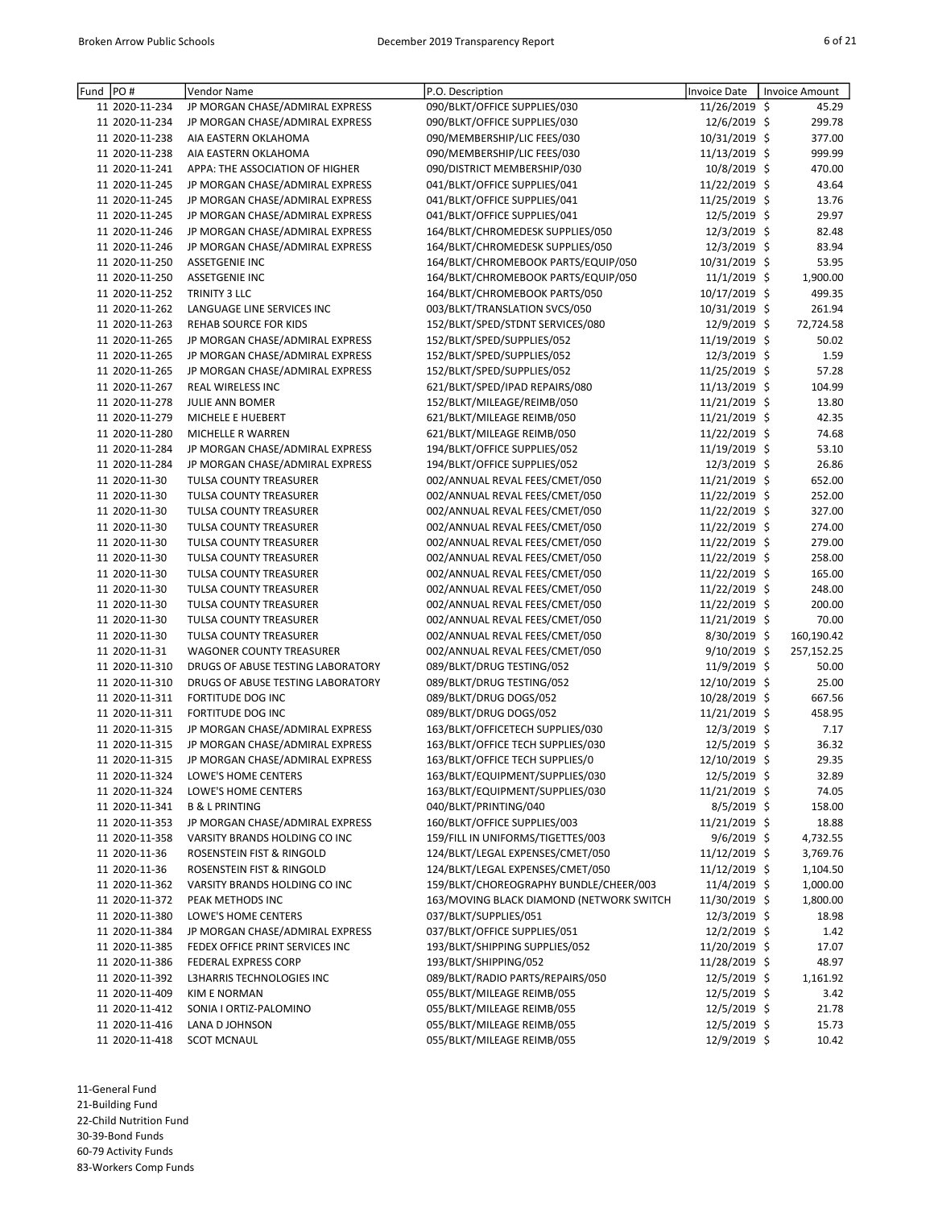| Fund | PO # | Vendor Name | P.O. Description | Invoice Date | Invoice Amount |
|---|---|---|---|---|---|
| 11 | 2020-11-234 | JP MORGAN CHASE/ADMIRAL EXPRESS | 090/BLKT/OFFICE SUPPLIES/030 | 11/26/2019 | $ 45.29 |
| 11 | 2020-11-234 | JP MORGAN CHASE/ADMIRAL EXPRESS | 090/BLKT/OFFICE SUPPLIES/030 | 12/6/2019 | $ 299.78 |
| 11 | 2020-11-238 | AIA EASTERN OKLAHOMA | 090/MEMBERSHIP/LIC FEES/030 | 10/31/2019 | $ 377.00 |
| 11 | 2020-11-238 | AIA EASTERN OKLAHOMA | 090/MEMBERSHIP/LIC FEES/030 | 11/13/2019 | $ 999.99 |
| 11 | 2020-11-241 | APPA: THE ASSOCIATION OF HIGHER | 090/DISTRICT MEMBERSHIP/030 | 10/8/2019 | $ 470.00 |
| 11 | 2020-11-245 | JP MORGAN CHASE/ADMIRAL EXPRESS | 041/BLKT/OFFICE SUPPLIES/041 | 11/22/2019 | $ 43.64 |
| 11 | 2020-11-245 | JP MORGAN CHASE/ADMIRAL EXPRESS | 041/BLKT/OFFICE SUPPLIES/041 | 11/25/2019 | $ 13.76 |
| 11 | 2020-11-245 | JP MORGAN CHASE/ADMIRAL EXPRESS | 041/BLKT/OFFICE SUPPLIES/041 | 12/5/2019 | $ 29.97 |
| 11 | 2020-11-246 | JP MORGAN CHASE/ADMIRAL EXPRESS | 164/BLKT/CHROMEDESK SUPPLIES/050 | 12/3/2019 | $ 82.48 |
| 11 | 2020-11-246 | JP MORGAN CHASE/ADMIRAL EXPRESS | 164/BLKT/CHROMEDESK SUPPLIES/050 | 12/3/2019 | $ 83.94 |
| 11 | 2020-11-250 | ASSETGENIE INC | 164/BLKT/CHROMEBOOK PARTS/EQUIP/050 | 10/31/2019 | $ 53.95 |
| 11 | 2020-11-250 | ASSETGENIE INC | 164/BLKT/CHROMEBOOK PARTS/EQUIP/050 | 11/1/2019 | $ 1,900.00 |
| 11 | 2020-11-252 | TRINITY 3 LLC | 164/BLKT/CHROMEBOOK PARTS/050 | 10/17/2019 | $ 499.35 |
| 11 | 2020-11-262 | LANGUAGE LINE SERVICES INC | 003/BLKT/TRANSLATION SVCS/050 | 10/31/2019 | $ 261.94 |
| 11 | 2020-11-263 | REHAB SOURCE FOR KIDS | 152/BLKT/SPED/STDNT SERVICES/080 | 12/9/2019 | $ 72,724.58 |
| 11 | 2020-11-265 | JP MORGAN CHASE/ADMIRAL EXPRESS | 152/BLKT/SPED/SUPPLIES/052 | 11/19/2019 | $ 50.02 |
| 11 | 2020-11-265 | JP MORGAN CHASE/ADMIRAL EXPRESS | 152/BLKT/SPED/SUPPLIES/052 | 12/3/2019 | $ 1.59 |
| 11 | 2020-11-265 | JP MORGAN CHASE/ADMIRAL EXPRESS | 152/BLKT/SPED/SUPPLIES/052 | 11/25/2019 | $ 57.28 |
| 11 | 2020-11-267 | REAL WIRELESS INC | 621/BLKT/SPED/IPAD REPAIRS/080 | 11/13/2019 | $ 104.99 |
| 11 | 2020-11-278 | JULIE ANN BOMER | 152/BLKT/MILEAGE/REIMB/050 | 11/21/2019 | $ 13.80 |
| 11 | 2020-11-279 | MICHELE E HUEBERT | 621/BLKT/MILEAGE REIMB/050 | 11/21/2019 | $ 42.35 |
| 11 | 2020-11-280 | MICHELLE R WARREN | 621/BLKT/MILEAGE REIMB/050 | 11/22/2019 | $ 74.68 |
| 11 | 2020-11-284 | JP MORGAN CHASE/ADMIRAL EXPRESS | 194/BLKT/OFFICE SUPPLIES/052 | 11/19/2019 | $ 53.10 |
| 11 | 2020-11-284 | JP MORGAN CHASE/ADMIRAL EXPRESS | 194/BLKT/OFFICE SUPPLIES/052 | 12/3/2019 | $ 26.86 |
| 11 | 2020-11-30 | TULSA COUNTY TREASURER | 002/ANNUAL REVAL FEES/CMET/050 | 11/21/2019 | $ 652.00 |
| 11 | 2020-11-30 | TULSA COUNTY TREASURER | 002/ANNUAL REVAL FEES/CMET/050 | 11/22/2019 | $ 252.00 |
| 11 | 2020-11-30 | TULSA COUNTY TREASURER | 002/ANNUAL REVAL FEES/CMET/050 | 11/22/2019 | $ 327.00 |
| 11 | 2020-11-30 | TULSA COUNTY TREASURER | 002/ANNUAL REVAL FEES/CMET/050 | 11/22/2019 | $ 274.00 |
| 11 | 2020-11-30 | TULSA COUNTY TREASURER | 002/ANNUAL REVAL FEES/CMET/050 | 11/22/2019 | $ 279.00 |
| 11 | 2020-11-30 | TULSA COUNTY TREASURER | 002/ANNUAL REVAL FEES/CMET/050 | 11/22/2019 | $ 258.00 |
| 11 | 2020-11-30 | TULSA COUNTY TREASURER | 002/ANNUAL REVAL FEES/CMET/050 | 11/22/2019 | $ 165.00 |
| 11 | 2020-11-30 | TULSA COUNTY TREASURER | 002/ANNUAL REVAL FEES/CMET/050 | 11/22/2019 | $ 248.00 |
| 11 | 2020-11-30 | TULSA COUNTY TREASURER | 002/ANNUAL REVAL FEES/CMET/050 | 11/22/2019 | $ 200.00 |
| 11 | 2020-11-30 | TULSA COUNTY TREASURER | 002/ANNUAL REVAL FEES/CMET/050 | 11/21/2019 | $ 70.00 |
| 11 | 2020-11-30 | TULSA COUNTY TREASURER | 002/ANNUAL REVAL FEES/CMET/050 | 8/30/2019 | $ 160,190.42 |
| 11 | 2020-11-31 | WAGONER COUNTY TREASURER | 002/ANNUAL REVAL FEES/CMET/050 | 9/10/2019 | $ 257,152.25 |
| 11 | 2020-11-310 | DRUGS OF ABUSE TESTING LABORATORY | 089/BLKT/DRUG TESTING/052 | 11/9/2019 | $ 50.00 |
| 11 | 2020-11-310 | DRUGS OF ABUSE TESTING LABORATORY | 089/BLKT/DRUG TESTING/052 | 12/10/2019 | $ 25.00 |
| 11 | 2020-11-311 | FORTITUDE DOG INC | 089/BLKT/DRUG DOGS/052 | 10/28/2019 | $ 667.56 |
| 11 | 2020-11-311 | FORTITUDE DOG INC | 089/BLKT/DRUG DOGS/052 | 11/21/2019 | $ 458.95 |
| 11 | 2020-11-315 | JP MORGAN CHASE/ADMIRAL EXPRESS | 163/BLKT/OFFICETECH SUPPLIES/030 | 12/3/2019 | $ 7.17 |
| 11 | 2020-11-315 | JP MORGAN CHASE/ADMIRAL EXPRESS | 163/BLKT/OFFICE TECH SUPPLIES/030 | 12/5/2019 | $ 36.32 |
| 11 | 2020-11-315 | JP MORGAN CHASE/ADMIRAL EXPRESS | 163/BLKT/OFFICE TECH SUPPLIES/0 | 12/10/2019 | $ 29.35 |
| 11 | 2020-11-324 | LOWE'S HOME CENTERS | 163/BLKT/EQUIPMENT/SUPPLIES/030 | 12/5/2019 | $ 32.89 |
| 11 | 2020-11-324 | LOWE'S HOME CENTERS | 163/BLKT/EQUIPMENT/SUPPLIES/030 | 11/21/2019 | $ 74.05 |
| 11 | 2020-11-341 | B & L PRINTING | 040/BLKT/PRINTING/040 | 8/5/2019 | $ 158.00 |
| 11 | 2020-11-353 | JP MORGAN CHASE/ADMIRAL EXPRESS | 160/BLKT/OFFICE SUPPLIES/003 | 11/21/2019 | $ 18.88 |
| 11 | 2020-11-358 | VARSITY BRANDS HOLDING CO INC | 159/FILL IN UNIFORMS/TIGETTES/003 | 9/6/2019 | $ 4,732.55 |
| 11 | 2020-11-36 | ROSENSTEIN FIST & RINGOLD | 124/BLKT/LEGAL EXPENSES/CMET/050 | 11/12/2019 | $ 3,769.76 |
| 11 | 2020-11-36 | ROSENSTEIN FIST & RINGOLD | 124/BLKT/LEGAL EXPENSES/CMET/050 | 11/12/2019 | $ 1,104.50 |
| 11 | 2020-11-362 | VARSITY BRANDS HOLDING CO INC | 159/BLKT/CHOREOGRAPHY BUNDLE/CHEER/003 | 11/4/2019 | $ 1,000.00 |
| 11 | 2020-11-372 | PEAK METHODS INC | 163/MOVING BLACK DIAMOND (NETWORK SWITCH | 11/30/2019 | $ 1,800.00 |
| 11 | 2020-11-380 | LOWE'S HOME CENTERS | 037/BLKT/SUPPLIES/051 | 12/3/2019 | $ 18.98 |
| 11 | 2020-11-384 | JP MORGAN CHASE/ADMIRAL EXPRESS | 037/BLKT/OFFICE SUPPLIES/051 | 12/2/2019 | $ 1.42 |
| 11 | 2020-11-385 | FEDEX OFFICE PRINT SERVICES INC | 193/BLKT/SHIPPING SUPPLIES/052 | 11/20/2019 | $ 17.07 |
| 11 | 2020-11-386 | FEDERAL EXPRESS CORP | 193/BLKT/SHIPPING/052 | 11/28/2019 | $ 48.97 |
| 11 | 2020-11-392 | L3HARRIS TECHNOLOGIES INC | 089/BLKT/RADIO PARTS/REPAIRS/050 | 12/5/2019 | $ 1,161.92 |
| 11 | 2020-11-409 | KIM E NORMAN | 055/BLKT/MILEAGE REIMB/055 | 12/5/2019 | $ 3.42 |
| 11 | 2020-11-412 | SONIA I ORTIZ-PALOMINO | 055/BLKT/MILEAGE REIMB/055 | 12/5/2019 | $ 21.78 |
| 11 | 2020-11-416 | LANA D JOHNSON | 055/BLKT/MILEAGE REIMB/055 | 12/5/2019 | $ 15.73 |
| 11 | 2020-11-418 | SCOT MCNAUL | 055/BLKT/MILEAGE REIMB/055 | 12/9/2019 | $ 10.42 |

11-General Fund
21-Building Fund
22-Child Nutrition Fund
30-39-Bond Funds
60-79 Activity Funds
83-Workers Comp Funds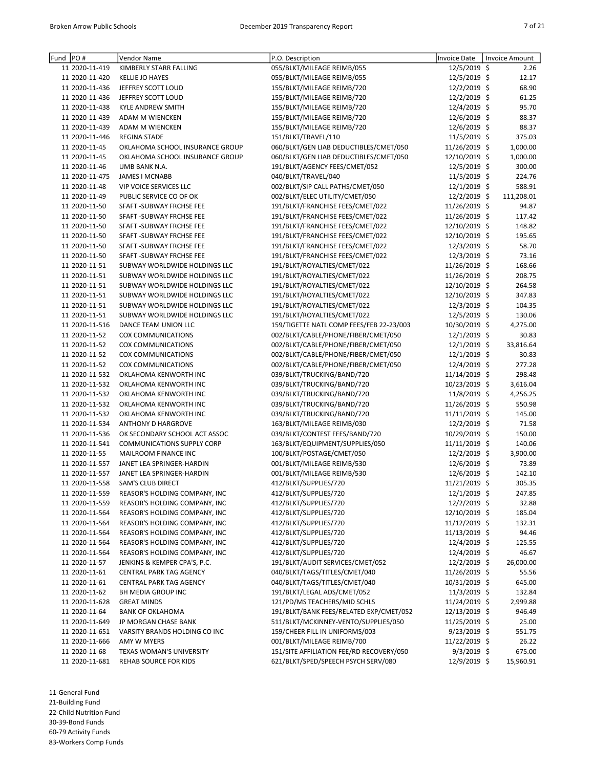| Fund | PO # | Vendor Name | P.O. Description | Invoice Date | Invoice Amount |
|---|---|---|---|---|---|
| 11 | 2020-11-419 | KIMBERLY STARR FALLING | 055/BLKT/MILEAGE REIMB/055 | 12/5/2019 | $ 2.26 |
| 11 | 2020-11-420 | KELLIE JO HAYES | 055/BLKT/MILEAGE REIMB/055 | 12/5/2019 | $ 12.17 |
| 11 | 2020-11-436 | JEFFREY SCOTT LOUD | 155/BLKT/MILEAGE REIMB/720 | 12/2/2019 | $ 68.90 |
| 11 | 2020-11-436 | JEFFREY SCOTT LOUD | 155/BLKT/MILEAGE REIMB/720 | 12/2/2019 | $ 61.25 |
| 11 | 2020-11-438 | KYLE ANDREW SMITH | 155/BLKT/MILEAGE REIMB/720 | 12/4/2019 | $ 95.70 |
| 11 | 2020-11-439 | ADAM M WIENCKEN | 155/BLKT/MILEAGE REIMB/720 | 12/6/2019 | $ 88.37 |
| 11 | 2020-11-439 | ADAM M WIENCKEN | 155/BLKT/MILEAGE REIMB/720 | 12/6/2019 | $ 88.37 |
| 11 | 2020-11-446 | REGINA STADE | 151/BLKT/TRAVEL/110 | 11/5/2019 | $ 375.03 |
| 11 | 2020-11-45 | OKLAHOMA SCHOOL INSURANCE GROUP | 060/BLKT/GEN LIAB DEDUCTIBLES/CMET/050 | 11/26/2019 | $ 1,000.00 |
| 11 | 2020-11-45 | OKLAHOMA SCHOOL INSURANCE GROUP | 060/BLKT/GEN LIAB DEDUCTIBLES/CMET/050 | 12/10/2019 | $ 1,000.00 |
| 11 | 2020-11-46 | UMB BANK N.A. | 191/BLKT/AGENCY FEES/CMET/052 | 12/5/2019 | $ 300.00 |
| 11 | 2020-11-475 | JAMES I MCNABB | 040/BLKT/TRAVEL/040 | 11/5/2019 | $ 224.76 |
| 11 | 2020-11-48 | VIP VOICE SERVICES LLC | 002/BLKT/SIP CALL PATHS/CMET/050 | 12/1/2019 | $ 588.91 |
| 11 | 2020-11-49 | PUBLIC SERVICE CO OF OK | 002/BLKT/ELEC UTILITY/CMET/050 | 12/2/2019 | $ 111,208.01 |
| 11 | 2020-11-50 | SFAFT -SUBWAY FRCHSE FEE | 191/BLKT/FRANCHISE FEES/CMET/022 | 11/26/2019 | $ 94.87 |
| 11 | 2020-11-50 | SFAFT -SUBWAY FRCHSE FEE | 191/BLKT/FRANCHISE FEES/CMET/022 | 11/26/2019 | $ 117.42 |
| 11 | 2020-11-50 | SFAFT -SUBWAY FRCHSE FEE | 191/BLKT/FRANCHISE FEES/CMET/022 | 12/10/2019 | $ 148.82 |
| 11 | 2020-11-50 | SFAFT -SUBWAY FRCHSE FEE | 191/BLKT/FRANCHISE FEES/CMET/022 | 12/10/2019 | $ 195.65 |
| 11 | 2020-11-50 | SFAFT -SUBWAY FRCHSE FEE | 191/BLKT/FRANCHISE FEES/CMET/022 | 12/3/2019 | $ 58.70 |
| 11 | 2020-11-50 | SFAFT -SUBWAY FRCHSE FEE | 191/BLKT/FRANCHISE FEES/CMET/022 | 12/3/2019 | $ 73.16 |
| 11 | 2020-11-51 | SUBWAY WORLDWIDE HOLDINGS LLC | 191/BLKT/ROYALTIES/CMET/022 | 11/26/2019 | $ 168.66 |
| 11 | 2020-11-51 | SUBWAY WORLDWIDE HOLDINGS LLC | 191/BLKT/ROYALTIES/CMET/022 | 11/26/2019 | $ 208.75 |
| 11 | 2020-11-51 | SUBWAY WORLDWIDE HOLDINGS LLC | 191/BLKT/ROYALTIES/CMET/022 | 12/10/2019 | $ 264.58 |
| 11 | 2020-11-51 | SUBWAY WORLDWIDE HOLDINGS LLC | 191/BLKT/ROYALTIES/CMET/022 | 12/10/2019 | $ 347.83 |
| 11 | 2020-11-51 | SUBWAY WORLDWIDE HOLDINGS LLC | 191/BLKT/ROYALTIES/CMET/022 | 12/3/2019 | $ 104.35 |
| 11 | 2020-11-51 | SUBWAY WORLDWIDE HOLDINGS LLC | 191/BLKT/ROYALTIES/CMET/022 | 12/5/2019 | $ 130.06 |
| 11 | 2020-11-516 | DANCE TEAM UNION LLC | 159/TIGETTE NATL COMP FEES/FEB 22-23/003 | 10/30/2019 | $ 4,275.00 |
| 11 | 2020-11-52 | COX COMMUNICATIONS | 002/BLKT/CABLE/PHONE/FIBER/CMET/050 | 12/1/2019 | $ 30.83 |
| 11 | 2020-11-52 | COX COMMUNICATIONS | 002/BLKT/CABLE/PHONE/FIBER/CMET/050 | 12/1/2019 | $ 33,816.64 |
| 11 | 2020-11-52 | COX COMMUNICATIONS | 002/BLKT/CABLE/PHONE/FIBER/CMET/050 | 12/1/2019 | $ 30.83 |
| 11 | 2020-11-52 | COX COMMUNICATIONS | 002/BLKT/CABLE/PHONE/FIBER/CMET/050 | 12/4/2019 | $ 277.28 |
| 11 | 2020-11-532 | OKLAHOMA KENWORTH INC | 039/BLKT/TRUCKING/BAND/720 | 11/14/2019 | $ 298.48 |
| 11 | 2020-11-532 | OKLAHOMA KENWORTH INC | 039/BLKT/TRUCKING/BAND/720 | 10/23/2019 | $ 3,616.04 |
| 11 | 2020-11-532 | OKLAHOMA KENWORTH INC | 039/BLKT/TRUCKING/BAND/720 | 11/8/2019 | $ 4,256.25 |
| 11 | 2020-11-532 | OKLAHOMA KENWORTH INC | 039/BLKT/TRUCKING/BAND/720 | 11/26/2019 | $ 550.98 |
| 11 | 2020-11-532 | OKLAHOMA KENWORTH INC | 039/BLKT/TRUCKING/BAND/720 | 11/11/2019 | $ 145.00 |
| 11 | 2020-11-534 | ANTHONY D HARGROVE | 163/BLKT/MILEAGE REIMB/030 | 12/2/2019 | $ 71.58 |
| 11 | 2020-11-536 | OK SECONDARY SCHOOL ACT ASSOC | 039/BLKT/CONTEST FEES/BAND/720 | 10/29/2019 | $ 150.00 |
| 11 | 2020-11-541 | COMMUNICATIONS SUPPLY CORP | 163/BLKT/EQUIPMENT/SUPPLIES/050 | 11/11/2019 | $ 140.06 |
| 11 | 2020-11-55 | MAILROOM FINANCE INC | 100/BLKT/POSTAGE/CMET/050 | 12/2/2019 | $ 3,900.00 |
| 11 | 2020-11-557 | JANET LEA SPRINGER-HARDIN | 001/BLKT/MILEAGE REIMB/530 | 12/6/2019 | $ 73.89 |
| 11 | 2020-11-557 | JANET LEA SPRINGER-HARDIN | 001/BLKT/MILEAGE REIMB/530 | 12/6/2019 | $ 142.10 |
| 11 | 2020-11-558 | SAM'S CLUB DIRECT | 412/BLKT/SUPPLIES/720 | 11/21/2019 | $ 305.35 |
| 11 | 2020-11-559 | REASOR'S HOLDING COMPANY, INC | 412/BLKT/SUPPLIES/720 | 12/1/2019 | $ 247.85 |
| 11 | 2020-11-559 | REASOR'S HOLDING COMPANY, INC | 412/BLKT/SUPPLIES/720 | 12/2/2019 | $ 32.88 |
| 11 | 2020-11-564 | REASOR'S HOLDING COMPANY, INC | 412/BLKT/SUPPLIES/720 | 12/10/2019 | $ 185.04 |
| 11 | 2020-11-564 | REASOR'S HOLDING COMPANY, INC | 412/BLKT/SUPPLIES/720 | 11/12/2019 | $ 132.31 |
| 11 | 2020-11-564 | REASOR'S HOLDING COMPANY, INC | 412/BLKT/SUPPLIES/720 | 11/13/2019 | $ 94.46 |
| 11 | 2020-11-564 | REASOR'S HOLDING COMPANY, INC | 412/BLKT/SUPPLIES/720 | 12/4/2019 | $ 125.55 |
| 11 | 2020-11-564 | REASOR'S HOLDING COMPANY, INC | 412/BLKT/SUPPLIES/720 | 12/4/2019 | $ 46.67 |
| 11 | 2020-11-57 | JENKINS & KEMPER CPA'S, P.C. | 191/BLKT/AUDIT SERVICES/CMET/052 | 12/2/2019 | $ 26,000.00 |
| 11 | 2020-11-61 | CENTRAL PARK TAG AGENCY | 040/BLKT/TAGS/TITLES/CMET/040 | 11/26/2019 | $ 55.56 |
| 11 | 2020-11-61 | CENTRAL PARK TAG AGENCY | 040/BLKT/TAGS/TITLES/CMET/040 | 10/31/2019 | $ 645.00 |
| 11 | 2020-11-62 | BH MEDIA GROUP INC | 191/BLKT/LEGAL ADS/CMET/052 | 11/3/2019 | $ 132.84 |
| 11 | 2020-11-628 | GREAT MINDS | 121/PD/MS TEACHERS/MID SCHLS | 11/24/2019 | $ 2,999.88 |
| 11 | 2020-11-64 | BANK OF OKLAHOMA | 191/BLKT/BANK FEES/RELATED EXP/CMET/052 | 12/13/2019 | $ 946.49 |
| 11 | 2020-11-649 | JP MORGAN CHASE BANK | 511/BLKT/MCKINNEY-VENTO/SUPPLIES/050 | 11/25/2019 | $ 25.00 |
| 11 | 2020-11-651 | VARSITY BRANDS HOLDING CO INC | 159/CHEER FILL IN UNIFORMS/003 | 9/23/2019 | $ 551.75 |
| 11 | 2020-11-666 | AMY W MYERS | 001/BLKT/MILEAGE REIMB/700 | 11/22/2019 | $ 26.22 |
| 11 | 2020-11-68 | TEXAS WOMAN'S UNIVERSITY | 151/SITE AFFILIATION FEE/RD RECOVERY/050 | 9/3/2019 | $ 675.00 |
| 11 | 2020-11-681 | REHAB SOURCE FOR KIDS | 621/BLKT/SPED/SPEECH PSYCH SERV/080 | 12/9/2019 | $ 15,960.91 |

11-General Fund
21-Building Fund
22-Child Nutrition Fund
30-39-Bond Funds
60-79 Activity Funds
83-Workers Comp Funds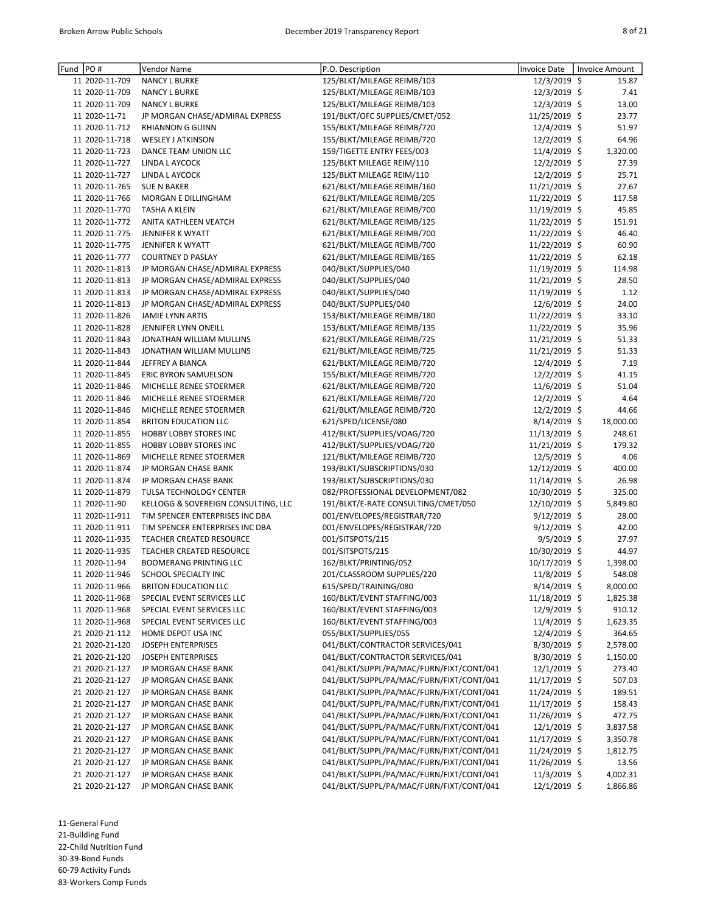| Fund | PO # | Vendor Name | P.O. Description | Invoice Date | Invoice Amount |
|---|---|---|---|---|---|
| 11 | 2020-11-709 | NANCY L BURKE | 125/BLKT/MILEAGE REIMB/103 | 12/3/2019 | $ 15.87 |
| 11 | 2020-11-709 | NANCY L BURKE | 125/BLKT/MILEAGE REIMB/103 | 12/3/2019 | $ 7.41 |
| 11 | 2020-11-709 | NANCY L BURKE | 125/BLKT/MILEAGE REIMB/103 | 12/3/2019 | $ 13.00 |
| 11 | 2020-11-71 | JP MORGAN CHASE/ADMIRAL EXPRESS | 191/BLKT/OFC SUPPLIES/CMET/052 | 11/25/2019 | $ 23.77 |
| 11 | 2020-11-712 | RHIANNON G GUINN | 155/BLKT/MILEAGE REIMB/720 | 12/4/2019 | $ 51.97 |
| 11 | 2020-11-718 | WESLEY J ATKINSON | 155/BLKT/MILEAGE REIMB/720 | 12/2/2019 | $ 64.96 |
| 11 | 2020-11-723 | DANCE TEAM UNION LLC | 159/TIGETTE ENTRY FEES/003 | 11/4/2019 | $ 1,320.00 |
| 11 | 2020-11-727 | LINDA L AYCOCK | 125/BLKT MILEAGE REIM/110 | 12/2/2019 | $ 27.39 |
| 11 | 2020-11-727 | LINDA L AYCOCK | 125/BLKT MILEAGE REIM/110 | 12/2/2019 | $ 25.71 |
| 11 | 2020-11-765 | SUE N BAKER | 621/BLKT/MILEAGE REIMB/160 | 11/21/2019 | $ 27.67 |
| 11 | 2020-11-766 | MORGAN E DILLINGHAM | 621/BLKT/MILEAGE REIMB/205 | 11/22/2019 | $ 117.58 |
| 11 | 2020-11-770 | TASHA A KLEIN | 621/BLKT/MILEAGE REIMB/700 | 11/19/2019 | $ 45.85 |
| 11 | 2020-11-772 | ANITA KATHLEEN VEATCH | 621/BLKT/MILEAGE REIMB/125 | 11/22/2019 | $ 151.91 |
| 11 | 2020-11-775 | JENNIFER K WYATT | 621/BLKT/MILEAGE REIMB/700 | 11/22/2019 | $ 46.40 |
| 11 | 2020-11-775 | JENNIFER K WYATT | 621/BLKT/MILEAGE REIMB/700 | 11/22/2019 | $ 60.90 |
| 11 | 2020-11-777 | COURTNEY D PASLAY | 621/BLKT/MILEAGE REIMB/165 | 11/22/2019 | $ 62.18 |
| 11 | 2020-11-813 | JP MORGAN CHASE/ADMIRAL EXPRESS | 040/BLKT/SUPPLIES/040 | 11/19/2019 | $ 114.98 |
| 11 | 2020-11-813 | JP MORGAN CHASE/ADMIRAL EXPRESS | 040/BLKT/SUPPLIES/040 | 11/21/2019 | $ 28.50 |
| 11 | 2020-11-813 | JP MORGAN CHASE/ADMIRAL EXPRESS | 040/BLKT/SUPPLIES/040 | 11/19/2019 | $ 1.12 |
| 11 | 2020-11-813 | JP MORGAN CHASE/ADMIRAL EXPRESS | 040/BLKT/SUPPLIES/040 | 12/6/2019 | $ 24.00 |
| 11 | 2020-11-826 | JAMIE LYNN ARTIS | 153/BLKT/MILEAGE REIMB/180 | 11/22/2019 | $ 33.10 |
| 11 | 2020-11-828 | JENNIFER LYNN ONEILL | 153/BLKT/MILEAGE REIMB/135 | 11/22/2019 | $ 35.96 |
| 11 | 2020-11-843 | JONATHAN WILLIAM MULLINS | 621/BLKT/MILEAGE REIMB/725 | 11/21/2019 | $ 51.33 |
| 11 | 2020-11-843 | JONATHAN WILLIAM MULLINS | 621/BLKT/MILEAGE REIMB/725 | 11/21/2019 | $ 51.33 |
| 11 | 2020-11-844 | JEFFREY A BIANCA | 621/BLKT/MILEAGE REIMB/720 | 12/4/2019 | $ 7.19 |
| 11 | 2020-11-845 | ERIC BYRON SAMUELSON | 155/BLKT/MILEAGE REIMB/720 | 12/2/2019 | $ 41.15 |
| 11 | 2020-11-846 | MICHELLE RENEE STOERMER | 621/BLKT/MILEAGE REIMB/720 | 11/6/2019 | $ 51.04 |
| 11 | 2020-11-846 | MICHELLE RENEE STOERMER | 621/BLKT/MILEAGE REIMB/720 | 12/2/2019 | $ 4.64 |
| 11 | 2020-11-846 | MICHELLE RENEE STOERMER | 621/BLKT/MILEAGE REIMB/720 | 12/2/2019 | $ 44.66 |
| 11 | 2020-11-854 | BRITON EDUCATION LLC | 621/SPED/LICENSE/080 | 8/14/2019 | $ 18,000.00 |
| 11 | 2020-11-855 | HOBBY LOBBY STORES INC | 412/BLKT/SUPPLIES/VOAG/720 | 11/13/2019 | $ 248.61 |
| 11 | 2020-11-855 | HOBBY LOBBY STORES INC | 412/BLKT/SUPPLIES/VOAG/720 | 11/21/2019 | $ 179.32 |
| 11 | 2020-11-869 | MICHELLE RENEE STOERMER | 121/BLKT/MILEAGE REIMB/720 | 12/5/2019 | $ 4.06 |
| 11 | 2020-11-874 | JP MORGAN CHASE BANK | 193/BLKT/SUBSCRIPTIONS/030 | 12/12/2019 | $ 400.00 |
| 11 | 2020-11-874 | JP MORGAN CHASE BANK | 193/BLKT/SUBSCRIPTIONS/030 | 11/14/2019 | $ 26.98 |
| 11 | 2020-11-879 | TULSA TECHNOLOGY CENTER | 082/PROFESSIONAL DEVELOPMENT/082 | 10/30/2019 | $ 325.00 |
| 11 | 2020-11-90 | KELLOGG & SOVEREIGN CONSULTING, LLC | 191/BLKT/E-RATE CONSULTING/CMET/050 | 12/10/2019 | $ 5,849.80 |
| 11 | 2020-11-911 | TIM SPENCER ENTERPRISES INC DBA | 001/ENVELOPES/REGISTRAR/720 | 9/12/2019 | $ 28.00 |
| 11 | 2020-11-911 | TIM SPENCER ENTERPRISES INC DBA | 001/ENVELOPES/REGISTRAR/720 | 9/12/2019 | $ 42.00 |
| 11 | 2020-11-935 | TEACHER CREATED RESOURCE | 001/SITSPOTS/215 | 9/5/2019 | $ 27.97 |
| 11 | 2020-11-935 | TEACHER CREATED RESOURCE | 001/SITSPOTS/215 | 10/30/2019 | $ 44.97 |
| 11 | 2020-11-94 | BOOMERANG PRINTING LLC | 162/BLKT/PRINTING/052 | 10/17/2019 | $ 1,398.00 |
| 11 | 2020-11-946 | SCHOOL SPECIALTY INC | 201/CLASSROOM SUPPLIES/220 | 11/8/2019 | $ 548.08 |
| 11 | 2020-11-966 | BRITON EDUCATION LLC | 615/SPED/TRAINING/080 | 8/14/2019 | $ 8,000.00 |
| 11 | 2020-11-968 | SPECIAL EVENT SERVICES LLC | 160/BLKT/EVENT STAFFING/003 | 11/18/2019 | $ 1,825.38 |
| 11 | 2020-11-968 | SPECIAL EVENT SERVICES LLC | 160/BLKT/EVENT STAFFING/003 | 12/9/2019 | $ 910.12 |
| 11 | 2020-11-968 | SPECIAL EVENT SERVICES LLC | 160/BLKT/EVENT STAFFING/003 | 11/4/2019 | $ 1,623.35 |
| 21 | 2020-21-112 | HOME DEPOT USA INC | 055/BLKT/SUPPLIES/055 | 12/4/2019 | $ 364.65 |
| 21 | 2020-21-120 | JOSEPH ENTERPRISES | 041/BLKT/CONTRACTOR SERVICES/041 | 8/30/2019 | $ 2,578.00 |
| 21 | 2020-21-120 | JOSEPH ENTERPRISES | 041/BLKT/CONTRACTOR SERVICES/041 | 8/30/2019 | $ 1,150.00 |
| 21 | 2020-21-127 | JP MORGAN CHASE BANK | 041/BLKT/SUPPL/PA/MAC/FURN/FIXT/CONT/041 | 12/1/2019 | $ 273.40 |
| 21 | 2020-21-127 | JP MORGAN CHASE BANK | 041/BLKT/SUPPL/PA/MAC/FURN/FIXT/CONT/041 | 11/17/2019 | $ 507.03 |
| 21 | 2020-21-127 | JP MORGAN CHASE BANK | 041/BLKT/SUPPL/PA/MAC/FURN/FIXT/CONT/041 | 11/24/2019 | $ 189.51 |
| 21 | 2020-21-127 | JP MORGAN CHASE BANK | 041/BLKT/SUPPL/PA/MAC/FURN/FIXT/CONT/041 | 11/17/2019 | $ 158.43 |
| 21 | 2020-21-127 | JP MORGAN CHASE BANK | 041/BLKT/SUPPL/PA/MAC/FURN/FIXT/CONT/041 | 11/26/2019 | $ 472.75 |
| 21 | 2020-21-127 | JP MORGAN CHASE BANK | 041/BLKT/SUPPL/PA/MAC/FURN/FIXT/CONT/041 | 12/1/2019 | $ 3,837.58 |
| 21 | 2020-21-127 | JP MORGAN CHASE BANK | 041/BLKT/SUPPL/PA/MAC/FURN/FIXT/CONT/041 | 11/17/2019 | $ 3,350.78 |
| 21 | 2020-21-127 | JP MORGAN CHASE BANK | 041/BLKT/SUPPL/PA/MAC/FURN/FIXT/CONT/041 | 11/24/2019 | $ 1,812.75 |
| 21 | 2020-21-127 | JP MORGAN CHASE BANK | 041/BLKT/SUPPL/PA/MAC/FURN/FIXT/CONT/041 | 11/26/2019 | $ 13.56 |
| 21 | 2020-21-127 | JP MORGAN CHASE BANK | 041/BLKT/SUPPL/PA/MAC/FURN/FIXT/CONT/041 | 11/3/2019 | $ 4,002.31 |
| 21 | 2020-21-127 | JP MORGAN CHASE BANK | 041/BLKT/SUPPL/PA/MAC/FURN/FIXT/CONT/041 | 12/1/2019 | $ 1,866.86 |

11-General Fund
21-Building Fund
22-Child Nutrition Fund
30-39-Bond Funds
60-79 Activity Funds
83-Workers Comp Funds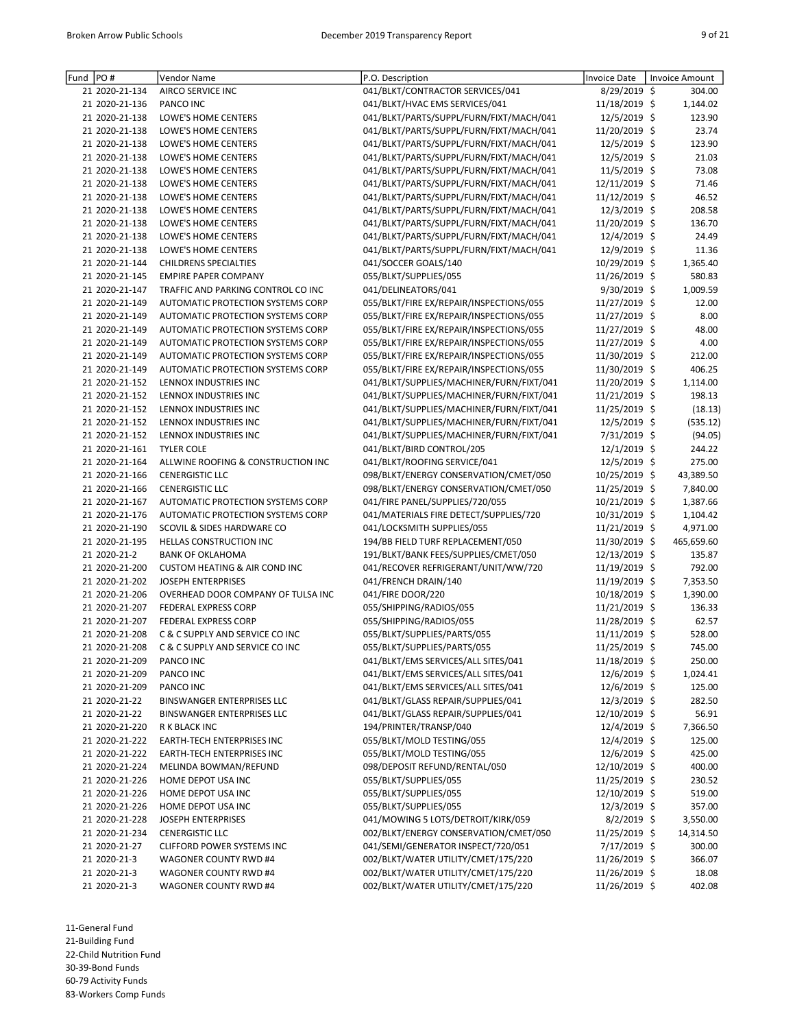| Fund | PO # | Vendor Name | P.O. Description | Invoice Date | Invoice Amount |
|---|---|---|---|---|---|
| 21 | 2020-21-134 | AIRCO SERVICE INC | 041/BLKT/CONTRACTOR SERVICES/041 | 8/29/2019 | $ 304.00 |
| 21 | 2020-21-136 | PANCO INC | 041/BLKT/HVAC EMS SERVICES/041 | 11/18/2019 | $ 1,144.02 |
| 21 | 2020-21-138 | LOWE'S HOME CENTERS | 041/BLKT/PARTS/SUPPL/FURN/FIXT/MACH/041 | 12/5/2019 | $ 123.90 |
| 21 | 2020-21-138 | LOWE'S HOME CENTERS | 041/BLKT/PARTS/SUPPL/FURN/FIXT/MACH/041 | 11/20/2019 | $ 23.74 |
| 21 | 2020-21-138 | LOWE'S HOME CENTERS | 041/BLKT/PARTS/SUPPL/FURN/FIXT/MACH/041 | 12/5/2019 | $ 123.90 |
| 21 | 2020-21-138 | LOWE'S HOME CENTERS | 041/BLKT/PARTS/SUPPL/FURN/FIXT/MACH/041 | 12/5/2019 | $ 21.03 |
| 21 | 2020-21-138 | LOWE'S HOME CENTERS | 041/BLKT/PARTS/SUPPL/FURN/FIXT/MACH/041 | 11/5/2019 | $ 73.08 |
| 21 | 2020-21-138 | LOWE'S HOME CENTERS | 041/BLKT/PARTS/SUPPL/FURN/FIXT/MACH/041 | 12/11/2019 | $ 71.46 |
| 21 | 2020-21-138 | LOWE'S HOME CENTERS | 041/BLKT/PARTS/SUPPL/FURN/FIXT/MACH/041 | 11/12/2019 | $ 46.52 |
| 21 | 2020-21-138 | LOWE'S HOME CENTERS | 041/BLKT/PARTS/SUPPL/FURN/FIXT/MACH/041 | 12/3/2019 | $ 208.58 |
| 21 | 2020-21-138 | LOWE'S HOME CENTERS | 041/BLKT/PARTS/SUPPL/FURN/FIXT/MACH/041 | 11/20/2019 | $ 136.70 |
| 21 | 2020-21-138 | LOWE'S HOME CENTERS | 041/BLKT/PARTS/SUPPL/FURN/FIXT/MACH/041 | 12/4/2019 | $ 24.49 |
| 21 | 2020-21-138 | LOWE'S HOME CENTERS | 041/BLKT/PARTS/SUPPL/FURN/FIXT/MACH/041 | 12/9/2019 | $ 11.36 |
| 21 | 2020-21-144 | CHILDRENS SPECIALTIES | 041/SOCCER GOALS/140 | 10/29/2019 | $ 1,365.40 |
| 21 | 2020-21-145 | EMPIRE PAPER COMPANY | 055/BLKT/SUPPLIES/055 | 11/26/2019 | $ 580.83 |
| 21 | 2020-21-147 | TRAFFIC AND PARKING CONTROL CO INC | 041/DELINEATORS/041 | 9/30/2019 | $ 1,009.59 |
| 21 | 2020-21-149 | AUTOMATIC PROTECTION SYSTEMS CORP | 055/BLKT/FIRE EX/REPAIR/INSPECTIONS/055 | 11/27/2019 | $ 12.00 |
| 21 | 2020-21-149 | AUTOMATIC PROTECTION SYSTEMS CORP | 055/BLKT/FIRE EX/REPAIR/INSPECTIONS/055 | 11/27/2019 | $ 8.00 |
| 21 | 2020-21-149 | AUTOMATIC PROTECTION SYSTEMS CORP | 055/BLKT/FIRE EX/REPAIR/INSPECTIONS/055 | 11/27/2019 | $ 48.00 |
| 21 | 2020-21-149 | AUTOMATIC PROTECTION SYSTEMS CORP | 055/BLKT/FIRE EX/REPAIR/INSPECTIONS/055 | 11/27/2019 | $ 4.00 |
| 21 | 2020-21-149 | AUTOMATIC PROTECTION SYSTEMS CORP | 055/BLKT/FIRE EX/REPAIR/INSPECTIONS/055 | 11/30/2019 | $ 212.00 |
| 21 | 2020-21-149 | AUTOMATIC PROTECTION SYSTEMS CORP | 055/BLKT/FIRE EX/REPAIR/INSPECTIONS/055 | 11/30/2019 | $ 406.25 |
| 21 | 2020-21-152 | LENNOX INDUSTRIES INC | 041/BLKT/SUPPLIES/MACHINER/FURN/FIXT/041 | 11/20/2019 | $ 1,114.00 |
| 21 | 2020-21-152 | LENNOX INDUSTRIES INC | 041/BLKT/SUPPLIES/MACHINER/FURN/FIXT/041 | 11/21/2019 | $ 198.13 |
| 21 | 2020-21-152 | LENNOX INDUSTRIES INC | 041/BLKT/SUPPLIES/MACHINER/FURN/FIXT/041 | 11/25/2019 | $ (18.13) |
| 21 | 2020-21-152 | LENNOX INDUSTRIES INC | 041/BLKT/SUPPLIES/MACHINER/FURN/FIXT/041 | 12/5/2019 | $ (535.12) |
| 21 | 2020-21-152 | LENNOX INDUSTRIES INC | 041/BLKT/SUPPLIES/MACHINER/FURN/FIXT/041 | 7/31/2019 | $ (94.05) |
| 21 | 2020-21-161 | TYLER COLE | 041/BLKT/BIRD CONTROL/205 | 12/1/2019 | $ 244.22 |
| 21 | 2020-21-164 | ALLWINE ROOFING & CONSTRUCTION INC | 041/BLKT/ROOFING SERVICE/041 | 12/5/2019 | $ 275.00 |
| 21 | 2020-21-166 | CENERGISTIC LLC | 098/BLKT/ENERGY CONSERVATION/CMET/050 | 10/25/2019 | $ 43,389.50 |
| 21 | 2020-21-166 | CENERGISTIC LLC | 098/BLKT/ENERGY CONSERVATION/CMET/050 | 11/25/2019 | $ 7,840.00 |
| 21 | 2020-21-167 | AUTOMATIC PROTECTION SYSTEMS CORP | 041/FIRE PANEL/SUPPLIES/720/055 | 10/21/2019 | $ 1,387.66 |
| 21 | 2020-21-176 | AUTOMATIC PROTECTION SYSTEMS CORP | 041/MATERIALS FIRE DETECT/SUPPLIES/720 | 10/31/2019 | $ 1,104.42 |
| 21 | 2020-21-190 | SCOVIL & SIDES HARDWARE CO | 041/LOCKSMITH SUPPLIES/055 | 11/21/2019 | $ 4,971.00 |
| 21 | 2020-21-195 | HELLAS CONSTRUCTION INC | 194/BB FIELD TURF REPLACEMENT/050 | 11/30/2019 | $ 465,659.60 |
| 21 | 2020-21-2 | BANK OF OKLAHOMA | 191/BLKT/BANK FEES/SUPPLIES/CMET/050 | 12/13/2019 | $ 135.87 |
| 21 | 2020-21-200 | CUSTOM HEATING & AIR COND INC | 041/RECOVER REFRIGERANT/UNIT/WW/720 | 11/19/2019 | $ 792.00 |
| 21 | 2020-21-202 | JOSEPH ENTERPRISES | 041/FRENCH DRAIN/140 | 11/19/2019 | $ 7,353.50 |
| 21 | 2020-21-206 | OVERHEAD DOOR COMPANY OF TULSA INC | 041/FIRE DOOR/220 | 10/18/2019 | $ 1,390.00 |
| 21 | 2020-21-207 | FEDERAL EXPRESS CORP | 055/SHIPPING/RADIOS/055 | 11/21/2019 | $ 136.33 |
| 21 | 2020-21-207 | FEDERAL EXPRESS CORP | 055/SHIPPING/RADIOS/055 | 11/28/2019 | $ 62.57 |
| 21 | 2020-21-208 | C & C SUPPLY AND SERVICE CO INC | 055/BLKT/SUPPLIES/PARTS/055 | 11/11/2019 | $ 528.00 |
| 21 | 2020-21-208 | C & C SUPPLY AND SERVICE CO INC | 055/BLKT/SUPPLIES/PARTS/055 | 11/25/2019 | $ 745.00 |
| 21 | 2020-21-209 | PANCO INC | 041/BLKT/EMS SERVICES/ALL SITES/041 | 11/18/2019 | $ 250.00 |
| 21 | 2020-21-209 | PANCO INC | 041/BLKT/EMS SERVICES/ALL SITES/041 | 12/6/2019 | $ 1,024.41 |
| 21 | 2020-21-209 | PANCO INC | 041/BLKT/EMS SERVICES/ALL SITES/041 | 12/6/2019 | $ 125.00 |
| 21 | 2020-21-22 | BINSWANGER ENTERPRISES LLC | 041/BLKT/GLASS REPAIR/SUPPLIES/041 | 12/3/2019 | $ 282.50 |
| 21 | 2020-21-22 | BINSWANGER ENTERPRISES LLC | 041/BLKT/GLASS REPAIR/SUPPLIES/041 | 12/10/2019 | $ 56.91 |
| 21 | 2020-21-220 | R K BLACK INC | 194/PRINTER/TRANSP/040 | 12/4/2019 | $ 7,366.50 |
| 21 | 2020-21-222 | EARTH-TECH ENTERPRISES INC | 055/BLKT/MOLD TESTING/055 | 12/4/2019 | $ 125.00 |
| 21 | 2020-21-222 | EARTH-TECH ENTERPRISES INC | 055/BLKT/MOLD TESTING/055 | 12/6/2019 | $ 425.00 |
| 21 | 2020-21-224 | MELINDA BOWMAN/REFUND | 098/DEPOSIT REFUND/RENTAL/050 | 12/10/2019 | $ 400.00 |
| 21 | 2020-21-226 | HOME DEPOT USA INC | 055/BLKT/SUPPLIES/055 | 11/25/2019 | $ 230.52 |
| 21 | 2020-21-226 | HOME DEPOT USA INC | 055/BLKT/SUPPLIES/055 | 12/10/2019 | $ 519.00 |
| 21 | 2020-21-226 | HOME DEPOT USA INC | 055/BLKT/SUPPLIES/055 | 12/3/2019 | $ 357.00 |
| 21 | 2020-21-228 | JOSEPH ENTERPRISES | 041/MOWING 5 LOTS/DETROIT/KIRK/059 | 8/2/2019 | $ 3,550.00 |
| 21 | 2020-21-234 | CENERGISTIC LLC | 002/BLKT/ENERGY CONSERVATION/CMET/050 | 11/25/2019 | $ 14,314.50 |
| 21 | 2020-21-27 | CLIFFORD POWER SYSTEMS INC | 041/SEMI/GENERATOR INSPECT/720/051 | 7/17/2019 | $ 300.00 |
| 21 | 2020-21-3 | WAGONER COUNTY RWD #4 | 002/BLKT/WATER UTILITY/CMET/175/220 | 11/26/2019 | $ 366.07 |
| 21 | 2020-21-3 | WAGONER COUNTY RWD #4 | 002/BLKT/WATER UTILITY/CMET/175/220 | 11/26/2019 | $ 18.08 |
| 21 | 2020-21-3 | WAGONER COUNTY RWD #4 | 002/BLKT/WATER UTILITY/CMET/175/220 | 11/26/2019 | $ 402.08 |

11-General Fund
21-Building Fund
22-Child Nutrition Fund
30-39-Bond Funds
60-79 Activity Funds
83-Workers Comp Funds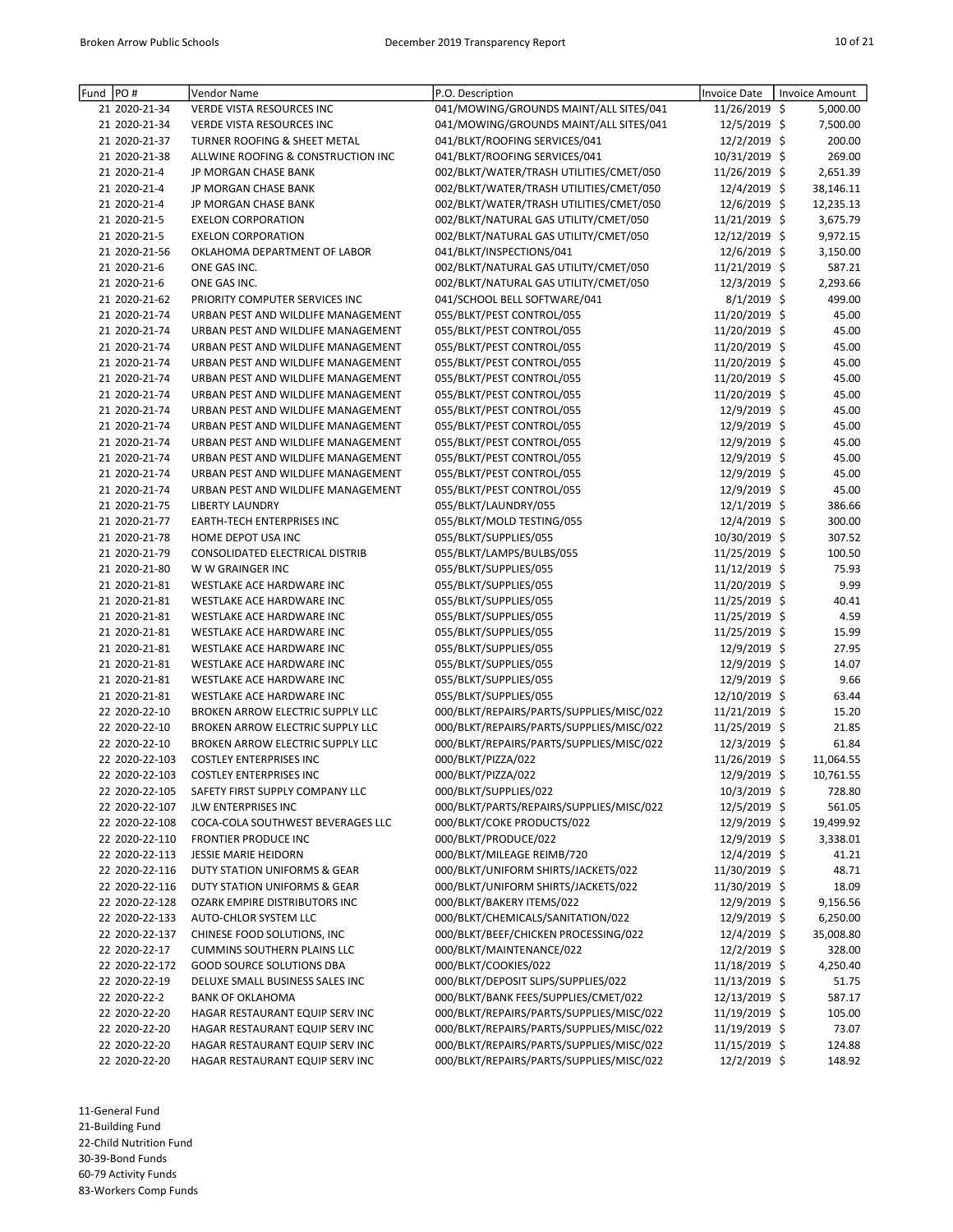| Fund | PO # | Vendor Name | P.O. Description | Invoice Date | Invoice Amount |
|---|---|---|---|---|---|
| 21 | 2020-21-34 | VERDE VISTA RESOURCES INC | 041/MOWING/GROUNDS MAINT/ALL SITES/041 | 11/26/2019 | $ 5,000.00 |
| 21 | 2020-21-34 | VERDE VISTA RESOURCES INC | 041/MOWING/GROUNDS MAINT/ALL SITES/041 | 12/5/2019 | $ 7,500.00 |
| 21 | 2020-21-37 | TURNER ROOFING & SHEET METAL | 041/BLKT/ROOFING SERVICES/041 | 12/2/2019 | $ 200.00 |
| 21 | 2020-21-38 | ALLWINE ROOFING & CONSTRUCTION INC | 041/BLKT/ROOFING SERVICES/041 | 10/31/2019 | $ 269.00 |
| 21 | 2020-21-4 | JP MORGAN CHASE BANK | 002/BLKT/WATER/TRASH UTILITIES/CMET/050 | 11/26/2019 | $ 2,651.39 |
| 21 | 2020-21-4 | JP MORGAN CHASE BANK | 002/BLKT/WATER/TRASH UTILITIES/CMET/050 | 12/4/2019 | $ 38,146.11 |
| 21 | 2020-21-4 | JP MORGAN CHASE BANK | 002/BLKT/WATER/TRASH UTILITIES/CMET/050 | 12/6/2019 | $ 12,235.13 |
| 21 | 2020-21-5 | EXELON CORPORATION | 002/BLKT/NATURAL GAS UTILITY/CMET/050 | 11/21/2019 | $ 3,675.79 |
| 21 | 2020-21-5 | EXELON CORPORATION | 002/BLKT/NATURAL GAS UTILITY/CMET/050 | 12/12/2019 | $ 9,972.15 |
| 21 | 2020-21-56 | OKLAHOMA DEPARTMENT OF LABOR | 041/BLKT/INSPECTIONS/041 | 12/6/2019 | $ 3,150.00 |
| 21 | 2020-21-6 | ONE GAS INC. | 002/BLKT/NATURAL GAS UTILITY/CMET/050 | 11/21/2019 | $ 587.21 |
| 21 | 2020-21-6 | ONE GAS INC. | 002/BLKT/NATURAL GAS UTILITY/CMET/050 | 12/3/2019 | $ 2,293.66 |
| 21 | 2020-21-62 | PRIORITY COMPUTER SERVICES INC | 041/SCHOOL BELL SOFTWARE/041 | 8/1/2019 | $ 499.00 |
| 21 | 2020-21-74 | URBAN PEST AND WILDLIFE MANAGEMENT | 055/BLKT/PEST CONTROL/055 | 11/20/2019 | $ 45.00 |
| 21 | 2020-21-74 | URBAN PEST AND WILDLIFE MANAGEMENT | 055/BLKT/PEST CONTROL/055 | 11/20/2019 | $ 45.00 |
| 21 | 2020-21-74 | URBAN PEST AND WILDLIFE MANAGEMENT | 055/BLKT/PEST CONTROL/055 | 11/20/2019 | $ 45.00 |
| 21 | 2020-21-74 | URBAN PEST AND WILDLIFE MANAGEMENT | 055/BLKT/PEST CONTROL/055 | 11/20/2019 | $ 45.00 |
| 21 | 2020-21-74 | URBAN PEST AND WILDLIFE MANAGEMENT | 055/BLKT/PEST CONTROL/055 | 11/20/2019 | $ 45.00 |
| 21 | 2020-21-74 | URBAN PEST AND WILDLIFE MANAGEMENT | 055/BLKT/PEST CONTROL/055 | 11/20/2019 | $ 45.00 |
| 21 | 2020-21-74 | URBAN PEST AND WILDLIFE MANAGEMENT | 055/BLKT/PEST CONTROL/055 | 12/9/2019 | $ 45.00 |
| 21 | 2020-21-74 | URBAN PEST AND WILDLIFE MANAGEMENT | 055/BLKT/PEST CONTROL/055 | 12/9/2019 | $ 45.00 |
| 21 | 2020-21-74 | URBAN PEST AND WILDLIFE MANAGEMENT | 055/BLKT/PEST CONTROL/055 | 12/9/2019 | $ 45.00 |
| 21 | 2020-21-74 | URBAN PEST AND WILDLIFE MANAGEMENT | 055/BLKT/PEST CONTROL/055 | 12/9/2019 | $ 45.00 |
| 21 | 2020-21-74 | URBAN PEST AND WILDLIFE MANAGEMENT | 055/BLKT/PEST CONTROL/055 | 12/9/2019 | $ 45.00 |
| 21 | 2020-21-74 | URBAN PEST AND WILDLIFE MANAGEMENT | 055/BLKT/PEST CONTROL/055 | 12/9/2019 | $ 45.00 |
| 21 | 2020-21-75 | LIBERTY LAUNDRY | 055/BLKT/LAUNDRY/055 | 12/1/2019 | $ 386.66 |
| 21 | 2020-21-77 | EARTH-TECH ENTERPRISES INC | 055/BLKT/MOLD TESTING/055 | 12/4/2019 | $ 300.00 |
| 21 | 2020-21-78 | HOME DEPOT USA INC | 055/BLKT/SUPPLIES/055 | 10/30/2019 | $ 307.52 |
| 21 | 2020-21-79 | CONSOLIDATED ELECTRICAL DISTRIB | 055/BLKT/LAMPS/BULBS/055 | 11/25/2019 | $ 100.50 |
| 21 | 2020-21-80 | W W GRAINGER INC | 055/BLKT/SUPPLIES/055 | 11/12/2019 | $ 75.93 |
| 21 | 2020-21-81 | WESTLAKE ACE HARDWARE INC | 055/BLKT/SUPPLIES/055 | 11/20/2019 | $ 9.99 |
| 21 | 2020-21-81 | WESTLAKE ACE HARDWARE INC | 055/BLKT/SUPPLIES/055 | 11/25/2019 | $ 40.41 |
| 21 | 2020-21-81 | WESTLAKE ACE HARDWARE INC | 055/BLKT/SUPPLIES/055 | 11/25/2019 | $ 4.59 |
| 21 | 2020-21-81 | WESTLAKE ACE HARDWARE INC | 055/BLKT/SUPPLIES/055 | 11/25/2019 | $ 15.99 |
| 21 | 2020-21-81 | WESTLAKE ACE HARDWARE INC | 055/BLKT/SUPPLIES/055 | 12/9/2019 | $ 27.95 |
| 21 | 2020-21-81 | WESTLAKE ACE HARDWARE INC | 055/BLKT/SUPPLIES/055 | 12/9/2019 | $ 14.07 |
| 21 | 2020-21-81 | WESTLAKE ACE HARDWARE INC | 055/BLKT/SUPPLIES/055 | 12/9/2019 | $ 9.66 |
| 21 | 2020-21-81 | WESTLAKE ACE HARDWARE INC | 055/BLKT/SUPPLIES/055 | 12/10/2019 | $ 63.44 |
| 22 | 2020-22-10 | BROKEN ARROW ELECTRIC SUPPLY LLC | 000/BLKT/REPAIRS/PARTS/SUPPLIES/MISC/022 | 11/21/2019 | $ 15.20 |
| 22 | 2020-22-10 | BROKEN ARROW ELECTRIC SUPPLY LLC | 000/BLKT/REPAIRS/PARTS/SUPPLIES/MISC/022 | 11/25/2019 | $ 21.85 |
| 22 | 2020-22-10 | BROKEN ARROW ELECTRIC SUPPLY LLC | 000/BLKT/REPAIRS/PARTS/SUPPLIES/MISC/022 | 12/3/2019 | $ 61.84 |
| 22 | 2020-22-103 | COSTLEY ENTERPRISES INC | 000/BLKT/PIZZA/022 | 11/26/2019 | $ 11,064.55 |
| 22 | 2020-22-103 | COSTLEY ENTERPRISES INC | 000/BLKT/PIZZA/022 | 12/9/2019 | $ 10,761.55 |
| 22 | 2020-22-105 | SAFETY FIRST SUPPLY COMPANY LLC | 000/BLKT/SUPPLIES/022 | 10/3/2019 | $ 728.80 |
| 22 | 2020-22-107 | JLW ENTERPRISES INC | 000/BLKT/PARTS/REPAIRS/SUPPLIES/MISC/022 | 12/5/2019 | $ 561.05 |
| 22 | 2020-22-108 | COCA-COLA SOUTHWEST BEVERAGES LLC | 000/BLKT/COKE PRODUCTS/022 | 12/9/2019 | $ 19,499.92 |
| 22 | 2020-22-110 | FRONTIER PRODUCE INC | 000/BLKT/PRODUCE/022 | 12/9/2019 | $ 3,338.01 |
| 22 | 2020-22-113 | JESSIE MARIE HEIDORN | 000/BLKT/MILEAGE REIMB/720 | 12/4/2019 | $ 41.21 |
| 22 | 2020-22-116 | DUTY STATION UNIFORMS & GEAR | 000/BLKT/UNIFORM SHIRTS/JACKETS/022 | 11/30/2019 | $ 48.71 |
| 22 | 2020-22-116 | DUTY STATION UNIFORMS & GEAR | 000/BLKT/UNIFORM SHIRTS/JACKETS/022 | 11/30/2019 | $ 18.09 |
| 22 | 2020-22-128 | OZARK EMPIRE DISTRIBUTORS INC | 000/BLKT/BAKERY ITEMS/022 | 12/9/2019 | $ 9,156.56 |
| 22 | 2020-22-133 | AUTO-CHLOR SYSTEM LLC | 000/BLKT/CHEMICALS/SANITATION/022 | 12/9/2019 | $ 6,250.00 |
| 22 | 2020-22-137 | CHINESE FOOD SOLUTIONS, INC | 000/BLKT/BEEF/CHICKEN PROCESSING/022 | 12/4/2019 | $ 35,008.80 |
| 22 | 2020-22-17 | CUMMINS SOUTHERN PLAINS LLC | 000/BLKT/MAINTENANCE/022 | 12/2/2019 | $ 328.00 |
| 22 | 2020-22-172 | GOOD SOURCE SOLUTIONS DBA | 000/BLKT/COOKIES/022 | 11/18/2019 | $ 4,250.40 |
| 22 | 2020-22-19 | DELUXE SMALL BUSINESS SALES INC | 000/BLKT/DEPOSIT SLIPS/SUPPLIES/022 | 11/13/2019 | $ 51.75 |
| 22 | 2020-22-2 | BANK OF OKLAHOMA | 000/BLKT/BANK FEES/SUPPLIES/CMET/022 | 12/13/2019 | $ 587.17 |
| 22 | 2020-22-20 | HAGAR RESTAURANT EQUIP SERV INC | 000/BLKT/REPAIRS/PARTS/SUPPLIES/MISC/022 | 11/19/2019 | $ 105.00 |
| 22 | 2020-22-20 | HAGAR RESTAURANT EQUIP SERV INC | 000/BLKT/REPAIRS/PARTS/SUPPLIES/MISC/022 | 11/19/2019 | $ 73.07 |
| 22 | 2020-22-20 | HAGAR RESTAURANT EQUIP SERV INC | 000/BLKT/REPAIRS/PARTS/SUPPLIES/MISC/022 | 11/15/2019 | $ 124.88 |
| 22 | 2020-22-20 | HAGAR RESTAURANT EQUIP SERV INC | 000/BLKT/REPAIRS/PARTS/SUPPLIES/MISC/022 | 12/2/2019 | $ 148.92 |

11-General Fund
21-Building Fund
22-Child Nutrition Fund
30-39-Bond Funds
60-79 Activity Funds
83-Workers Comp Funds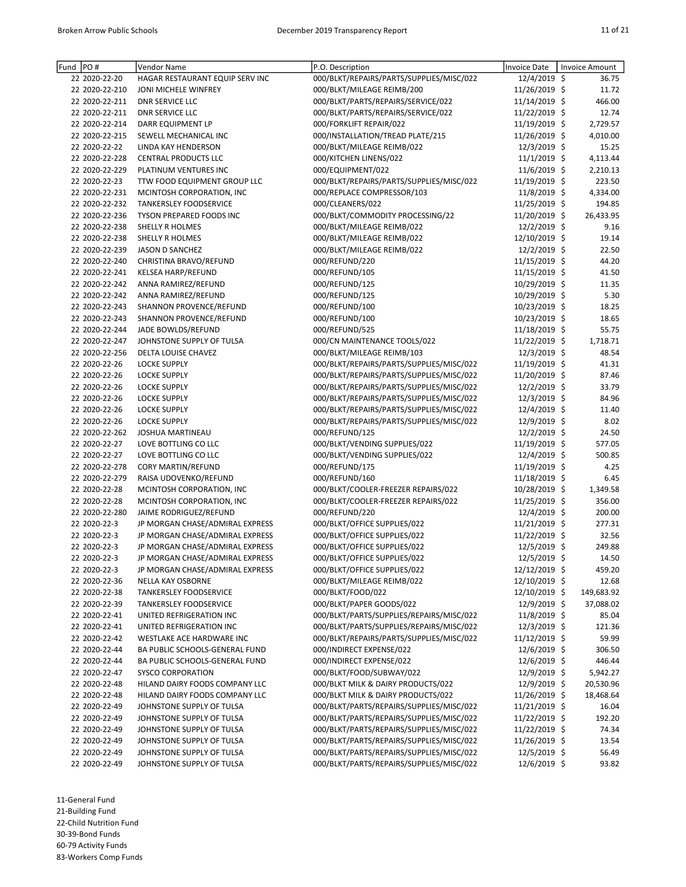| Fund | PO # | Vendor Name | P.O. Description | Invoice Date | Invoice Amount |
|---|---|---|---|---|---|
| 22 | 2020-22-20 | HAGAR RESTAURANT EQUIP SERV INC | 000/BLKT/REPAIRS/PARTS/SUPPLIES/MISC/022 | 12/4/2019 | $ 36.75 |
| 22 | 2020-22-210 | JONI MICHELE WINFREY | 000/BLKT/MILEAGE REIMB/200 | 11/26/2019 | $ 11.72 |
| 22 | 2020-22-211 | DNR SERVICE LLC | 000/BLKT/PARTS/REPAIRS/SERVICE/022 | 11/14/2019 | $ 466.00 |
| 22 | 2020-22-211 | DNR SERVICE LLC | 000/BLKT/PARTS/REPAIRS/SERVICE/022 | 11/22/2019 | $ 12.74 |
| 22 | 2020-22-214 | DARR EQUIPMENT LP | 000/FORKLIFT REPAIR/022 | 11/19/2019 | $ 2,729.57 |
| 22 | 2020-22-215 | SEWELL MECHANICAL INC | 000/INSTALLATION/TREAD PLATE/215 | 11/26/2019 | $ 4,010.00 |
| 22 | 2020-22-22 | LINDA KAY HENDERSON | 000/BLKT/MILEAGE REIMB/022 | 12/3/2019 | $ 15.25 |
| 22 | 2020-22-228 | CENTRAL PRODUCTS LLC | 000/KITCHEN LINENS/022 | 11/1/2019 | $ 4,113.44 |
| 22 | 2020-22-229 | PLATINUM VENTURES INC | 000/EQUIPMENT/022 | 11/6/2019 | $ 2,210.13 |
| 22 | 2020-22-23 | TTW FOOD EQUIPMENT GROUP LLC | 000/BLKT/REPAIRS/PARTS/SUPPLIES/MISC/022 | 11/19/2019 | $ 223.50 |
| 22 | 2020-22-231 | MCINTOSH CORPORATION, INC | 000/REPLACE COMPRESSOR/103 | 11/8/2019 | $ 4,334.00 |
| 22 | 2020-22-232 | TANKERSLEY FOODSERVICE | 000/CLEANERS/022 | 11/25/2019 | $ 194.85 |
| 22 | 2020-22-236 | TYSON PREPARED FOODS INC | 000/BLKT/COMMODITY PROCESSING/22 | 11/20/2019 | $ 26,433.95 |
| 22 | 2020-22-238 | SHELLY R HOLMES | 000/BLKT/MILEAGE REIMB/022 | 12/2/2019 | $ 9.16 |
| 22 | 2020-22-238 | SHELLY R HOLMES | 000/BLKT/MILEAGE REIMB/022 | 12/10/2019 | $ 19.14 |
| 22 | 2020-22-239 | JASON D SANCHEZ | 000/BLKT/MILEAGE REIMB/022 | 12/2/2019 | $ 22.50 |
| 22 | 2020-22-240 | CHRISTINA BRAVO/REFUND | 000/REFUND/220 | 11/15/2019 | $ 44.20 |
| 22 | 2020-22-241 | KELSEA HARP/REFUND | 000/REFUND/105 | 11/15/2019 | $ 41.50 |
| 22 | 2020-22-242 | ANNA RAMIREZ/REFUND | 000/REFUND/125 | 10/29/2019 | $ 11.35 |
| 22 | 2020-22-242 | ANNA RAMIREZ/REFUND | 000/REFUND/125 | 10/29/2019 | $ 5.30 |
| 22 | 2020-22-243 | SHANNON PROVENCE/REFUND | 000/REFUND/100 | 10/23/2019 | $ 18.25 |
| 22 | 2020-22-243 | SHANNON PROVENCE/REFUND | 000/REFUND/100 | 10/23/2019 | $ 18.65 |
| 22 | 2020-22-244 | JADE BOWLDS/REFUND | 000/REFUND/525 | 11/18/2019 | $ 55.75 |
| 22 | 2020-22-247 | JOHNSTONE SUPPLY OF TULSA | 000/CN MAINTENANCE TOOLS/022 | 11/22/2019 | $ 1,718.71 |
| 22 | 2020-22-256 | DELTA LOUISE CHAVEZ | 000/BLKT/MILEAGE REIMB/103 | 12/3/2019 | $ 48.54 |
| 22 | 2020-22-26 | LOCKE SUPPLY | 000/BLKT/REPAIRS/PARTS/SUPPLIES/MISC/022 | 11/19/2019 | $ 41.31 |
| 22 | 2020-22-26 | LOCKE SUPPLY | 000/BLKT/REPAIRS/PARTS/SUPPLIES/MISC/022 | 11/20/2019 | $ 87.46 |
| 22 | 2020-22-26 | LOCKE SUPPLY | 000/BLKT/REPAIRS/PARTS/SUPPLIES/MISC/022 | 12/2/2019 | $ 33.79 |
| 22 | 2020-22-26 | LOCKE SUPPLY | 000/BLKT/REPAIRS/PARTS/SUPPLIES/MISC/022 | 12/3/2019 | $ 84.96 |
| 22 | 2020-22-26 | LOCKE SUPPLY | 000/BLKT/REPAIRS/PARTS/SUPPLIES/MISC/022 | 12/4/2019 | $ 11.40 |
| 22 | 2020-22-26 | LOCKE SUPPLY | 000/BLKT/REPAIRS/PARTS/SUPPLIES/MISC/022 | 12/9/2019 | $ 8.02 |
| 22 | 2020-22-262 | JOSHUA MARTINEAU | 000/REFUND/125 | 12/2/2019 | $ 24.50 |
| 22 | 2020-22-27 | LOVE BOTTLING CO LLC | 000/BLKT/VENDING SUPPLIES/022 | 11/19/2019 | $ 577.05 |
| 22 | 2020-22-27 | LOVE BOTTLING CO LLC | 000/BLKT/VENDING SUPPLIES/022 | 12/4/2019 | $ 500.85 |
| 22 | 2020-22-278 | CORY MARTIN/REFUND | 000/REFUND/175 | 11/19/2019 | $ 4.25 |
| 22 | 2020-22-279 | RAISA UDOVENKO/REFUND | 000/REFUND/160 | 11/18/2019 | $ 6.45 |
| 22 | 2020-22-28 | MCINTOSH CORPORATION, INC | 000/BLKT/COOLER-FREEZER REPAIRS/022 | 10/28/2019 | $ 1,349.58 |
| 22 | 2020-22-28 | MCINTOSH CORPORATION, INC | 000/BLKT/COOLER-FREEZER REPAIRS/022 | 11/25/2019 | $ 356.00 |
| 22 | 2020-22-280 | JAIME RODRIGUEZ/REFUND | 000/REFUND/220 | 12/4/2019 | $ 200.00 |
| 22 | 2020-22-3 | JP MORGAN CHASE/ADMIRAL EXPRESS | 000/BLKT/OFFICE SUPPLIES/022 | 11/21/2019 | $ 277.31 |
| 22 | 2020-22-3 | JP MORGAN CHASE/ADMIRAL EXPRESS | 000/BLKT/OFFICE SUPPLIES/022 | 11/22/2019 | $ 32.56 |
| 22 | 2020-22-3 | JP MORGAN CHASE/ADMIRAL EXPRESS | 000/BLKT/OFFICE SUPPLIES/022 | 12/5/2019 | $ 249.88 |
| 22 | 2020-22-3 | JP MORGAN CHASE/ADMIRAL EXPRESS | 000/BLKT/OFFICE SUPPLIES/022 | 12/5/2019 | $ 14.50 |
| 22 | 2020-22-3 | JP MORGAN CHASE/ADMIRAL EXPRESS | 000/BLKT/OFFICE SUPPLIES/022 | 12/12/2019 | $ 459.20 |
| 22 | 2020-22-36 | NELLA KAY OSBORNE | 000/BLKT/MILEAGE REIMB/022 | 12/10/2019 | $ 12.68 |
| 22 | 2020-22-38 | TANKERSLEY FOODSERVICE | 000/BLKT/FOOD/022 | 12/10/2019 | $ 149,683.92 |
| 22 | 2020-22-39 | TANKERSLEY FOODSERVICE | 000/BLKT/PAPER GOODS/022 | 12/9/2019 | $ 37,088.02 |
| 22 | 2020-22-41 | UNITED REFRIGERATION INC | 000/BLKT/PARTS/SUPPLIES/REPAIRS/MISC/022 | 11/8/2019 | $ 85.04 |
| 22 | 2020-22-41 | UNITED REFRIGERATION INC | 000/BLKT/PARTS/SUPPLIES/REPAIRS/MISC/022 | 12/3/2019 | $ 121.36 |
| 22 | 2020-22-42 | WESTLAKE ACE HARDWARE INC | 000/BLKT/REPAIRS/PARTS/SUPPLIES/MISC/022 | 11/12/2019 | $ 59.99 |
| 22 | 2020-22-44 | BA PUBLIC SCHOOLS-GENERAL FUND | 000/INDIRECT EXPENSE/022 | 12/6/2019 | $ 306.50 |
| 22 | 2020-22-44 | BA PUBLIC SCHOOLS-GENERAL FUND | 000/INDIRECT EXPENSE/022 | 12/6/2019 | $ 446.44 |
| 22 | 2020-22-47 | SYSCO CORPORATION | 000/BLKT/FOOD/SUBWAY/022 | 12/9/2019 | $ 5,942.27 |
| 22 | 2020-22-48 | HILAND DAIRY FOODS COMPANY LLC | 000/BLKT MILK & DAIRY PRODUCTS/022 | 12/9/2019 | $ 20,530.96 |
| 22 | 2020-22-48 | HILAND DAIRY FOODS COMPANY LLC | 000/BLKT MILK & DAIRY PRODUCTS/022 | 11/26/2019 | $ 18,468.64 |
| 22 | 2020-22-49 | JOHNSTONE SUPPLY OF TULSA | 000/BLKT/PARTS/REPAIRS/SUPPLIES/MISC/022 | 11/21/2019 | $ 16.04 |
| 22 | 2020-22-49 | JOHNSTONE SUPPLY OF TULSA | 000/BLKT/PARTS/REPAIRS/SUPPLIES/MISC/022 | 11/22/2019 | $ 192.20 |
| 22 | 2020-22-49 | JOHNSTONE SUPPLY OF TULSA | 000/BLKT/PARTS/REPAIRS/SUPPLIES/MISC/022 | 11/22/2019 | $ 74.34 |
| 22 | 2020-22-49 | JOHNSTONE SUPPLY OF TULSA | 000/BLKT/PARTS/REPAIRS/SUPPLIES/MISC/022 | 11/26/2019 | $ 13.54 |
| 22 | 2020-22-49 | JOHNSTONE SUPPLY OF TULSA | 000/BLKT/PARTS/REPAIRS/SUPPLIES/MISC/022 | 12/5/2019 | $ 56.49 |
| 22 | 2020-22-49 | JOHNSTONE SUPPLY OF TULSA | 000/BLKT/PARTS/REPAIRS/SUPPLIES/MISC/022 | 12/6/2019 | $ 93.82 |

11-General Fund
21-Building Fund
22-Child Nutrition Fund
30-39-Bond Funds
60-79 Activity Funds
83-Workers Comp Funds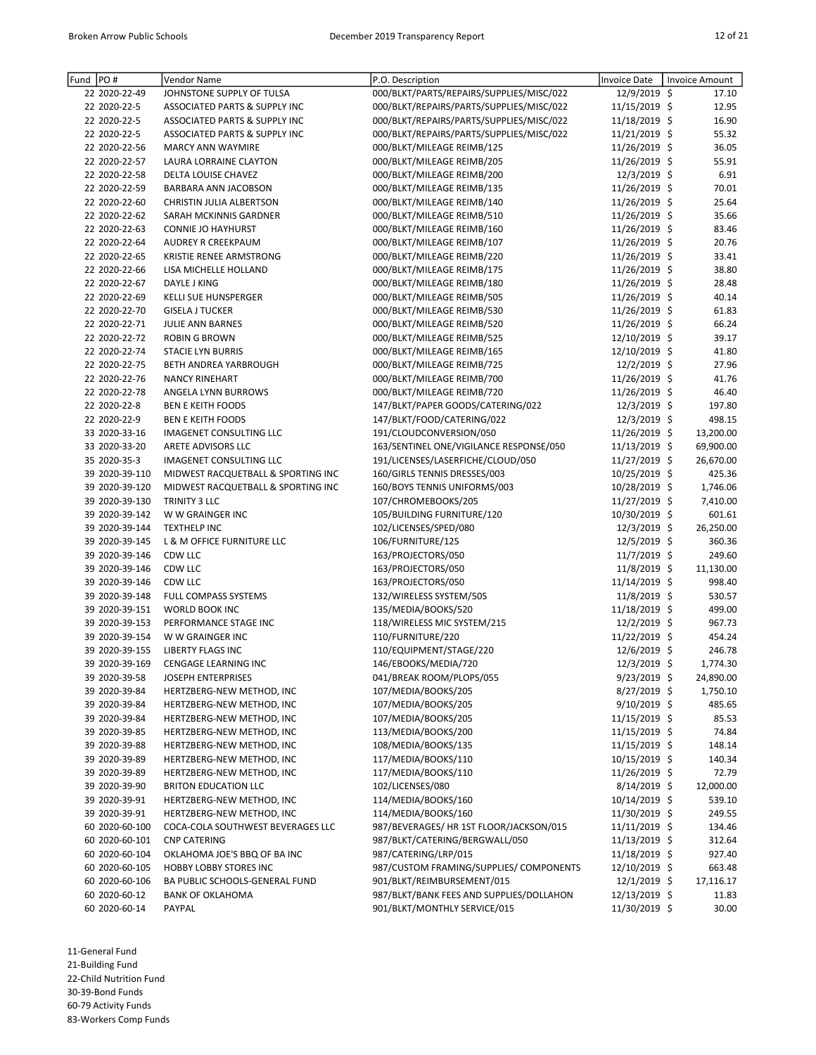| Fund | PO # | Vendor Name | P.O. Description | Invoice Date | Invoice Amount |
|---|---|---|---|---|---|
| 22 | 2020-22-49 | JOHNSTONE SUPPLY OF TULSA | 000/BLKT/PARTS/REPAIRS/SUPPLIES/MISC/022 | 12/9/2019 | $ 17.10 |
| 22 | 2020-22-5 | ASSOCIATED PARTS & SUPPLY INC | 000/BLKT/REPAIRS/PARTS/SUPPLIES/MISC/022 | 11/15/2019 | $ 12.95 |
| 22 | 2020-22-5 | ASSOCIATED PARTS & SUPPLY INC | 000/BLKT/REPAIRS/PARTS/SUPPLIES/MISC/022 | 11/18/2019 | $ 16.90 |
| 22 | 2020-22-5 | ASSOCIATED PARTS & SUPPLY INC | 000/BLKT/REPAIRS/PARTS/SUPPLIES/MISC/022 | 11/21/2019 | $ 55.32 |
| 22 | 2020-22-56 | MARCY ANN WAYMIRE | 000/BLKT/MILEAGE REIMB/125 | 11/26/2019 | $ 36.05 |
| 22 | 2020-22-57 | LAURA LORRAINE CLAYTON | 000/BLKT/MILEAGE REIMB/205 | 11/26/2019 | $ 55.91 |
| 22 | 2020-22-58 | DELTA LOUISE CHAVEZ | 000/BLKT/MILEAGE REIMB/200 | 12/3/2019 | $ 6.91 |
| 22 | 2020-22-59 | BARBARA ANN JACOBSON | 000/BLKT/MILEAGE REIMB/135 | 11/26/2019 | $ 70.01 |
| 22 | 2020-22-60 | CHRISTIN JULIA ALBERTSON | 000/BLKT/MILEAGE REIMB/140 | 11/26/2019 | $ 25.64 |
| 22 | 2020-22-62 | SARAH MCKINNIS GARDNER | 000/BLKT/MILEAGE REIMB/510 | 11/26/2019 | $ 35.66 |
| 22 | 2020-22-63 | CONNIE JO HAYHURST | 000/BLKT/MILEAGE REIMB/160 | 11/26/2019 | $ 83.46 |
| 22 | 2020-22-64 | AUDREY R CREEKPAUM | 000/BLKT/MILEAGE REIMB/107 | 11/26/2019 | $ 20.76 |
| 22 | 2020-22-65 | KRISTIE RENEE ARMSTRONG | 000/BLKT/MILEAGE REIMB/220 | 11/26/2019 | $ 33.41 |
| 22 | 2020-22-66 | LISA MICHELLE HOLLAND | 000/BLKT/MILEAGE REIMB/175 | 11/26/2019 | $ 38.80 |
| 22 | 2020-22-67 | DAYLE J KING | 000/BLKT/MILEAGE REIMB/180 | 11/26/2019 | $ 28.48 |
| 22 | 2020-22-69 | KELLI SUE HUNSPERGER | 000/BLKT/MILEAGE REIMB/505 | 11/26/2019 | $ 40.14 |
| 22 | 2020-22-70 | GISELA J TUCKER | 000/BLKT/MILEAGE REIMB/530 | 11/26/2019 | $ 61.83 |
| 22 | 2020-22-71 | JULIE ANN BARNES | 000/BLKT/MILEAGE REIMB/520 | 11/26/2019 | $ 66.24 |
| 22 | 2020-22-72 | ROBIN G BROWN | 000/BLKT/MILEAGE REIMB/525 | 12/10/2019 | $ 39.17 |
| 22 | 2020-22-74 | STACIE LYN BURRIS | 000/BLKT/MILEAGE REIMB/165 | 12/10/2019 | $ 41.80 |
| 22 | 2020-22-75 | BETH ANDREA YARBROUGH | 000/BLKT/MILEAGE REIMB/725 | 12/2/2019 | $ 27.96 |
| 22 | 2020-22-76 | NANCY RINEHART | 000/BLKT/MILEAGE REIMB/700 | 11/26/2019 | $ 41.76 |
| 22 | 2020-22-78 | ANGELA LYNN BURROWS | 000/BLKT/MILEAGE REIMB/720 | 11/26/2019 | $ 46.40 |
| 22 | 2020-22-8 | BEN E KEITH FOODS | 147/BLKT/PAPER GOODS/CATERING/022 | 12/3/2019 | $ 197.80 |
| 22 | 2020-22-9 | BEN E KEITH FOODS | 147/BLKT/FOOD/CATERING/022 | 12/3/2019 | $ 498.15 |
| 33 | 2020-33-16 | IMAGENET CONSULTING LLC | 191/CLOUDCONVERSION/050 | 11/26/2019 | $ 13,200.00 |
| 33 | 2020-33-20 | ARETE ADVISORS LLC | 163/SENTINEL ONE/VIGILANCE RESPONSE/050 | 11/13/2019 | $ 69,900.00 |
| 35 | 2020-35-3 | IMAGENET CONSULTING LLC | 191/LICENSES/LASERFICHE/CLOUD/050 | 11/27/2019 | $ 26,670.00 |
| 39 | 2020-39-110 | MIDWEST RACQUETBALL & SPORTING INC | 160/GIRLS TENNIS DRESSES/003 | 10/25/2019 | $ 425.36 |
| 39 | 2020-39-120 | MIDWEST RACQUETBALL & SPORTING INC | 160/BOYS TENNIS UNIFORMS/003 | 10/28/2019 | $ 1,746.06 |
| 39 | 2020-39-130 | TRINITY 3 LLC | 107/CHROMEBOOKS/205 | 11/27/2019 | $ 7,410.00 |
| 39 | 2020-39-142 | W W GRAINGER INC | 105/BUILDING FURNITURE/120 | 10/30/2019 | $ 601.61 |
| 39 | 2020-39-144 | TEXTHELP INC | 102/LICENSES/SPED/080 | 12/3/2019 | $ 26,250.00 |
| 39 | 2020-39-145 | L & M OFFICE FURNITURE LLC | 106/FURNITURE/125 | 12/5/2019 | $ 360.36 |
| 39 | 2020-39-146 | CDW LLC | 163/PROJECTORS/050 | 11/7/2019 | $ 249.60 |
| 39 | 2020-39-146 | CDW LLC | 163/PROJECTORS/050 | 11/8/2019 | $ 11,130.00 |
| 39 | 2020-39-146 | CDW LLC | 163/PROJECTORS/050 | 11/14/2019 | $ 998.40 |
| 39 | 2020-39-148 | FULL COMPASS SYSTEMS | 132/WIRELESS SYSTEM/505 | 11/8/2019 | $ 530.57 |
| 39 | 2020-39-151 | WORLD BOOK INC | 135/MEDIA/BOOKS/520 | 11/18/2019 | $ 499.00 |
| 39 | 2020-39-153 | PERFORMANCE STAGE INC | 118/WIRELESS MIC SYSTEM/215 | 12/2/2019 | $ 967.73 |
| 39 | 2020-39-154 | W W GRAINGER INC | 110/FURNITURE/220 | 11/22/2019 | $ 454.24 |
| 39 | 2020-39-155 | LIBERTY FLAGS INC | 110/EQUIPMENT/STAGE/220 | 12/6/2019 | $ 246.78 |
| 39 | 2020-39-169 | CENGAGE LEARNING INC | 146/EBOOKS/MEDIA/720 | 12/3/2019 | $ 1,774.30 |
| 39 | 2020-39-58 | JOSEPH ENTERPRISES | 041/BREAK ROOM/PLOPS/055 | 9/23/2019 | $ 24,890.00 |
| 39 | 2020-39-84 | HERTZBERG-NEW METHOD, INC | 107/MEDIA/BOOKS/205 | 8/27/2019 | $ 1,750.10 |
| 39 | 2020-39-84 | HERTZBERG-NEW METHOD, INC | 107/MEDIA/BOOKS/205 | 9/10/2019 | $ 485.65 |
| 39 | 2020-39-84 | HERTZBERG-NEW METHOD, INC | 107/MEDIA/BOOKS/205 | 11/15/2019 | $ 85.53 |
| 39 | 2020-39-85 | HERTZBERG-NEW METHOD, INC | 113/MEDIA/BOOKS/200 | 11/15/2019 | $ 74.84 |
| 39 | 2020-39-88 | HERTZBERG-NEW METHOD, INC | 108/MEDIA/BOOKS/135 | 11/15/2019 | $ 148.14 |
| 39 | 2020-39-89 | HERTZBERG-NEW METHOD, INC | 117/MEDIA/BOOKS/110 | 10/15/2019 | $ 140.34 |
| 39 | 2020-39-89 | HERTZBERG-NEW METHOD, INC | 117/MEDIA/BOOKS/110 | 11/26/2019 | $ 72.79 |
| 39 | 2020-39-90 | BRITON EDUCATION LLC | 102/LICENSES/080 | 8/14/2019 | $ 12,000.00 |
| 39 | 2020-39-91 | HERTZBERG-NEW METHOD, INC | 114/MEDIA/BOOKS/160 | 10/14/2019 | $ 539.10 |
| 39 | 2020-39-91 | HERTZBERG-NEW METHOD, INC | 114/MEDIA/BOOKS/160 | 11/30/2019 | $ 249.55 |
| 60 | 2020-60-100 | COCA-COLA SOUTHWEST BEVERAGES LLC | 987/BEVERAGES/ HR 1ST FLOOR/JACKSON/015 | 11/11/2019 | $ 134.46 |
| 60 | 2020-60-101 | CNP CATERING | 987/BLKT/CATERING/BERGWALL/050 | 11/13/2019 | $ 312.64 |
| 60 | 2020-60-104 | OKLAHOMA JOE'S BBQ OF BA INC | 987/CATERING/LRP/015 | 11/18/2019 | $ 927.40 |
| 60 | 2020-60-105 | HOBBY LOBBY STORES INC | 987/CUSTOM FRAMING/SUPPLIES/ COMPONENTS | 12/10/2019 | $ 663.48 |
| 60 | 2020-60-106 | BA PUBLIC SCHOOLS-GENERAL FUND | 901/BLKT/REIMBURSEMENT/015 | 12/1/2019 | $ 17,116.17 |
| 60 | 2020-60-12 | BANK OF OKLAHOMA | 987/BLKT/BANK FEES AND SUPPLIES/DOLLAHON | 12/13/2019 | $ 11.83 |
| 60 | 2020-60-14 | PAYPAL | 901/BLKT/MONTHLY SERVICE/015 | 11/30/2019 | $ 30.00 |

11-General Fund
21-Building Fund
22-Child Nutrition Fund
30-39-Bond Funds
60-79 Activity Funds
83-Workers Comp Funds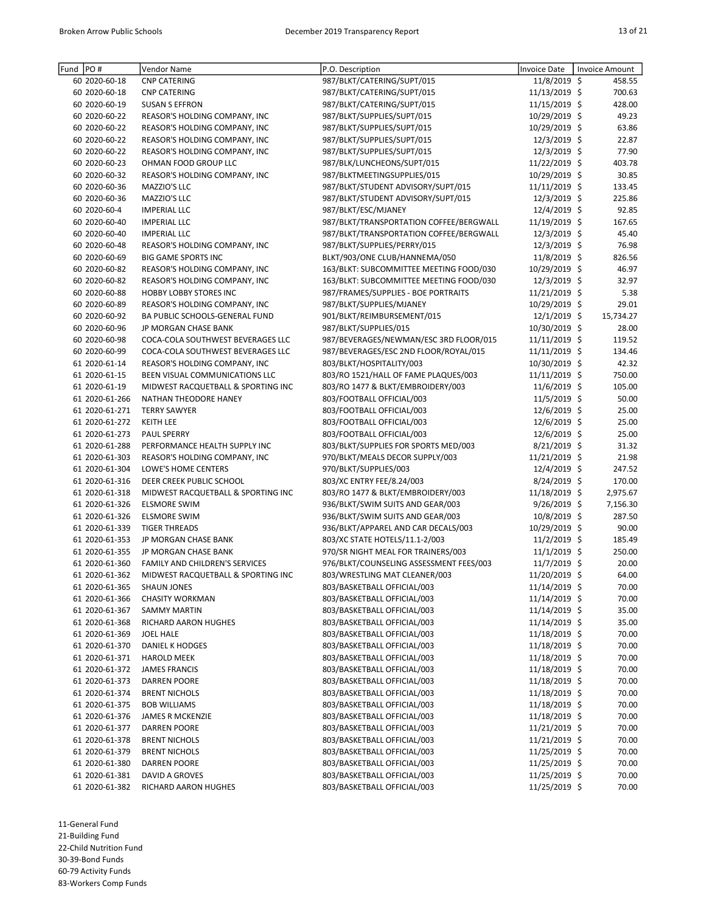| Fund | PO # | Vendor Name | P.O. Description | Invoice Date | Invoice Amount |
|---|---|---|---|---|---|
| 60 | 2020-60-18 | CNP CATERING | 987/BLKT/CATERING/SUPT/015 | 11/8/2019 | $ 458.55 |
| 60 | 2020-60-18 | CNP CATERING | 987/BLKT/CATERING/SUPT/015 | 11/13/2019 | $ 700.63 |
| 60 | 2020-60-19 | SUSAN S EFFRON | 987/BLKT/CATERING/SUPT/015 | 11/15/2019 | $ 428.00 |
| 60 | 2020-60-22 | REASOR'S HOLDING COMPANY, INC | 987/BLKT/SUPPLIES/SUPT/015 | 10/29/2019 | $ 49.23 |
| 60 | 2020-60-22 | REASOR'S HOLDING COMPANY, INC | 987/BLKT/SUPPLIES/SUPT/015 | 10/29/2019 | $ 63.86 |
| 60 | 2020-60-22 | REASOR'S HOLDING COMPANY, INC | 987/BLKT/SUPPLIES/SUPT/015 | 12/3/2019 | $ 22.87 |
| 60 | 2020-60-22 | REASOR'S HOLDING COMPANY, INC | 987/BLKT/SUPPLIES/SUPT/015 | 12/3/2019 | $ 77.90 |
| 60 | 2020-60-23 | OHMAN FOOD GROUP LLC | 987/BLK/LUNCHEONS/SUPT/015 | 11/22/2019 | $ 403.78 |
| 60 | 2020-60-32 | REASOR'S HOLDING COMPANY, INC | 987/BLKTMEETINGSUPPLIES/015 | 10/29/2019 | $ 30.85 |
| 60 | 2020-60-36 | MAZZIO'S LLC | 987/BLKT/STUDENT ADVISORY/SUPT/015 | 11/11/2019 | $ 133.45 |
| 60 | 2020-60-36 | MAZZIO'S LLC | 987/BLKT/STUDENT ADVISORY/SUPT/015 | 12/3/2019 | $ 225.86 |
| 60 | 2020-60-4 | IMPERIAL LLC | 987/BLKT/ESC/MJANEY | 12/4/2019 | $ 92.85 |
| 60 | 2020-60-40 | IMPERIAL LLC | 987/BLKT/TRANSPORTATION COFFEE/BERGWALL | 11/19/2019 | $ 167.65 |
| 60 | 2020-60-40 | IMPERIAL LLC | 987/BLKT/TRANSPORTATION COFFEE/BERGWALL | 12/3/2019 | $ 45.40 |
| 60 | 2020-60-48 | REASOR'S HOLDING COMPANY, INC | 987/BLKT/SUPPLIES/PERRY/015 | 12/3/2019 | $ 76.98 |
| 60 | 2020-60-69 | BIG GAME SPORTS INC | BLKT/903/ONE CLUB/HANNEMA/050 | 11/8/2019 | $ 826.56 |
| 60 | 2020-60-82 | REASOR'S HOLDING COMPANY, INC | 163/BLKT: SUBCOMMITTEE MEETING FOOD/030 | 10/29/2019 | $ 46.97 |
| 60 | 2020-60-82 | REASOR'S HOLDING COMPANY, INC | 163/BLKT: SUBCOMMITTEE MEETING FOOD/030 | 12/3/2019 | $ 32.97 |
| 60 | 2020-60-88 | HOBBY LOBBY STORES INC | 987/FRAMES/SUPPLIES - BOE PORTRAITS | 11/21/2019 | $ 5.38 |
| 60 | 2020-60-89 | REASOR'S HOLDING COMPANY, INC | 987/BLKT/SUPPLIES/MJANEY | 10/29/2019 | $ 29.01 |
| 60 | 2020-60-92 | BA PUBLIC SCHOOLS-GENERAL FUND | 901/BLKT/REIMBURSEMENT/015 | 12/1/2019 | $ 15,734.27 |
| 60 | 2020-60-96 | JP MORGAN CHASE BANK | 987/BLKT/SUPPLIES/015 | 10/30/2019 | $ 28.00 |
| 60 | 2020-60-98 | COCA-COLA SOUTHWEST BEVERAGES LLC | 987/BEVERAGES/NEWMAN/ESC 3RD FLOOR/015 | 11/11/2019 | $ 119.52 |
| 60 | 2020-60-99 | COCA-COLA SOUTHWEST BEVERAGES LLC | 987/BEVERAGES/ESC 2ND FLOOR/ROYAL/015 | 11/11/2019 | $ 134.46 |
| 61 | 2020-61-14 | REASOR'S HOLDING COMPANY, INC | 803/BLKT/HOSPITALITY/003 | 10/30/2019 | $ 42.32 |
| 61 | 2020-61-15 | BEEN VISUAL COMMUNICATIONS LLC | 803/RO 1521/HALL OF FAME PLAQUES/003 | 11/11/2019 | $ 750.00 |
| 61 | 2020-61-19 | MIDWEST RACQUETBALL & SPORTING INC | 803/RO 1477 & BLKT/EMBROIDERY/003 | 11/6/2019 | $ 105.00 |
| 61 | 2020-61-266 | NATHAN THEODORE HANEY | 803/FOOTBALL OFFICIAL/003 | 11/5/2019 | $ 50.00 |
| 61 | 2020-61-271 | TERRY SAWYER | 803/FOOTBALL OFFICIAL/003 | 12/6/2019 | $ 25.00 |
| 61 | 2020-61-272 | KEITH LEE | 803/FOOTBALL OFFICIAL/003 | 12/6/2019 | $ 25.00 |
| 61 | 2020-61-273 | PAUL SPERRY | 803/FOOTBALL OFFICIAL/003 | 12/6/2019 | $ 25.00 |
| 61 | 2020-61-288 | PERFORMANCE HEALTH SUPPLY INC | 803/BLKT/SUPPLIES FOR SPORTS MED/003 | 8/21/2019 | $ 31.32 |
| 61 | 2020-61-303 | REASOR'S HOLDING COMPANY, INC | 970/BLKT/MEALS DECOR SUPPLY/003 | 11/21/2019 | $ 21.98 |
| 61 | 2020-61-304 | LOWE'S HOME CENTERS | 970/BLKT/SUPPLIES/003 | 12/4/2019 | $ 247.52 |
| 61 | 2020-61-316 | DEER CREEK PUBLIC SCHOOL | 803/XC ENTRY FEE/8.24/003 | 8/24/2019 | $ 170.00 |
| 61 | 2020-61-318 | MIDWEST RACQUETBALL & SPORTING INC | 803/RO 1477 & BLKT/EMBROIDERY/003 | 11/18/2019 | $ 2,975.67 |
| 61 | 2020-61-326 | ELSMORE SWIM | 936/BLKT/SWIM SUITS AND GEAR/003 | 9/26/2019 | $ 7,156.30 |
| 61 | 2020-61-326 | ELSMORE SWIM | 936/BLKT/SWIM SUITS AND GEAR/003 | 10/8/2019 | $ 287.50 |
| 61 | 2020-61-339 | TIGER THREADS | 936/BLKT/APPAREL AND CAR DECALS/003 | 10/29/2019 | $ 90.00 |
| 61 | 2020-61-353 | JP MORGAN CHASE BANK | 803/XC STATE HOTELS/11.1-2/003 | 11/2/2019 | $ 185.49 |
| 61 | 2020-61-355 | JP MORGAN CHASE BANK | 970/SR NIGHT MEAL FOR TRAINERS/003 | 11/1/2019 | $ 250.00 |
| 61 | 2020-61-360 | FAMILY AND CHILDREN'S SERVICES | 976/BLKT/COUNSELING ASSESSMENT FEES/003 | 11/7/2019 | $ 20.00 |
| 61 | 2020-61-362 | MIDWEST RACQUETBALL & SPORTING INC | 803/WRESTLING MAT CLEANER/003 | 11/20/2019 | $ 64.00 |
| 61 | 2020-61-365 | SHAUN JONES | 803/BASKETBALL OFFICIAL/003 | 11/14/2019 | $ 70.00 |
| 61 | 2020-61-366 | CHASITY WORKMAN | 803/BASKETBALL OFFICIAL/003 | 11/14/2019 | $ 70.00 |
| 61 | 2020-61-367 | SAMMY MARTIN | 803/BASKETBALL OFFICIAL/003 | 11/14/2019 | $ 35.00 |
| 61 | 2020-61-368 | RICHARD AARON HUGHES | 803/BASKETBALL OFFICIAL/003 | 11/14/2019 | $ 35.00 |
| 61 | 2020-61-369 | JOEL HALE | 803/BASKETBALL OFFICIAL/003 | 11/18/2019 | $ 70.00 |
| 61 | 2020-61-370 | DANIEL K HODGES | 803/BASKETBALL OFFICIAL/003 | 11/18/2019 | $ 70.00 |
| 61 | 2020-61-371 | HAROLD MEEK | 803/BASKETBALL OFFICIAL/003 | 11/18/2019 | $ 70.00 |
| 61 | 2020-61-372 | JAMES FRANCIS | 803/BASKETBALL OFFICIAL/003 | 11/18/2019 | $ 70.00 |
| 61 | 2020-61-373 | DARREN POORE | 803/BASKETBALL OFFICIAL/003 | 11/18/2019 | $ 70.00 |
| 61 | 2020-61-374 | BRENT NICHOLS | 803/BASKETBALL OFFICIAL/003 | 11/18/2019 | $ 70.00 |
| 61 | 2020-61-375 | BOB WILLIAMS | 803/BASKETBALL OFFICIAL/003 | 11/18/2019 | $ 70.00 |
| 61 | 2020-61-376 | JAMES R MCKENZIE | 803/BASKETBALL OFFICIAL/003 | 11/18/2019 | $ 70.00 |
| 61 | 2020-61-377 | DARREN POORE | 803/BASKETBALL OFFICIAL/003 | 11/21/2019 | $ 70.00 |
| 61 | 2020-61-378 | BRENT NICHOLS | 803/BASKETBALL OFFICIAL/003 | 11/21/2019 | $ 70.00 |
| 61 | 2020-61-379 | BRENT NICHOLS | 803/BASKETBALL OFFICIAL/003 | 11/25/2019 | $ 70.00 |
| 61 | 2020-61-380 | DARREN POORE | 803/BASKETBALL OFFICIAL/003 | 11/25/2019 | $ 70.00 |
| 61 | 2020-61-381 | DAVID A GROVES | 803/BASKETBALL OFFICIAL/003 | 11/25/2019 | $ 70.00 |
| 61 | 2020-61-382 | RICHARD AARON HUGHES | 803/BASKETBALL OFFICIAL/003 | 11/25/2019 | $ 70.00 |

11-General Fund
21-Building Fund
22-Child Nutrition Fund
30-39-Bond Funds
60-79 Activity Funds
83-Workers Comp Funds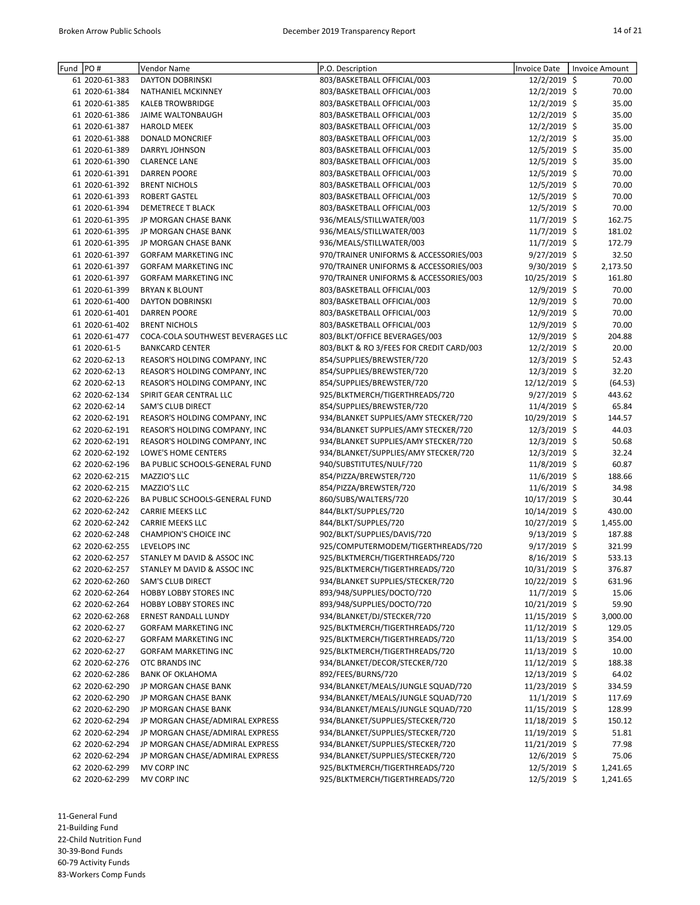| Fund | PO # | Vendor Name | P.O. Description | Invoice Date | Invoice Amount |
|---|---|---|---|---|---|
| 61 | 2020-61-383 | DAYTON DOBRINSKI | 803/BASKETBALL OFFICIAL/003 | 12/2/2019 | $ 70.00 |
| 61 | 2020-61-384 | NATHANIEL MCKINNEY | 803/BASKETBALL OFFICIAL/003 | 12/2/2019 | $ 70.00 |
| 61 | 2020-61-385 | KALEB TROWBRIDGE | 803/BASKETBALL OFFICIAL/003 | 12/2/2019 | $ 35.00 |
| 61 | 2020-61-386 | JAIME WALTONBAUGH | 803/BASKETBALL OFFICIAL/003 | 12/2/2019 | $ 35.00 |
| 61 | 2020-61-387 | HAROLD MEEK | 803/BASKETBALL OFFICIAL/003 | 12/2/2019 | $ 35.00 |
| 61 | 2020-61-388 | DONALD MONCRIEF | 803/BASKETBALL OFFICIAL/003 | 12/2/2019 | $ 35.00 |
| 61 | 2020-61-389 | DARRYL JOHNSON | 803/BASKETBALL OFFICIAL/003 | 12/5/2019 | $ 35.00 |
| 61 | 2020-61-390 | CLARENCE LANE | 803/BASKETBALL OFFICIAL/003 | 12/5/2019 | $ 35.00 |
| 61 | 2020-61-391 | DARREN POORE | 803/BASKETBALL OFFICIAL/003 | 12/5/2019 | $ 70.00 |
| 61 | 2020-61-392 | BRENT NICHOLS | 803/BASKETBALL OFFICIAL/003 | 12/5/2019 | $ 70.00 |
| 61 | 2020-61-393 | ROBERT GASTEL | 803/BASKETBALL OFFICIAL/003 | 12/5/2019 | $ 70.00 |
| 61 | 2020-61-394 | DEMETRECE T BLACK | 803/BASKETBALL OFFICIAL/003 | 12/5/2019 | $ 70.00 |
| 61 | 2020-61-395 | JP MORGAN CHASE BANK | 936/MEALS/STILLWATER/003 | 11/7/2019 | $ 162.75 |
| 61 | 2020-61-395 | JP MORGAN CHASE BANK | 936/MEALS/STILLWATER/003 | 11/7/2019 | $ 181.02 |
| 61 | 2020-61-395 | JP MORGAN CHASE BANK | 936/MEALS/STILLWATER/003 | 11/7/2019 | $ 172.79 |
| 61 | 2020-61-397 | GORFAM MARKETING INC | 970/TRAINER UNIFORMS & ACCESSORIES/003 | 9/27/2019 | $ 32.50 |
| 61 | 2020-61-397 | GORFAM MARKETING INC | 970/TRAINER UNIFORMS & ACCESSORIES/003 | 9/30/2019 | $ 2,173.50 |
| 61 | 2020-61-397 | GORFAM MARKETING INC | 970/TRAINER UNIFORMS & ACCESSORIES/003 | 10/25/2019 | $ 161.80 |
| 61 | 2020-61-399 | BRYAN K BLOUNT | 803/BASKETBALL OFFICIAL/003 | 12/9/2019 | $ 70.00 |
| 61 | 2020-61-400 | DAYTON DOBRINSKI | 803/BASKETBALL OFFICIAL/003 | 12/9/2019 | $ 70.00 |
| 61 | 2020-61-401 | DARREN POORE | 803/BASKETBALL OFFICIAL/003 | 12/9/2019 | $ 70.00 |
| 61 | 2020-61-402 | BRENT NICHOLS | 803/BASKETBALL OFFICIAL/003 | 12/9/2019 | $ 70.00 |
| 61 | 2020-61-477 | COCA-COLA SOUTHWEST BEVERAGES LLC | 803/BLKT/OFFICE BEVERAGES/003 | 12/9/2019 | $ 204.88 |
| 61 | 2020-61-5 | BANKCARD CENTER | 803/BLKT & RO 3/FEES FOR CREDIT CARD/003 | 12/2/2019 | $ 20.00 |
| 62 | 2020-62-13 | REASOR'S HOLDING COMPANY, INC | 854/SUPPLIES/BREWSTER/720 | 12/3/2019 | $ 52.43 |
| 62 | 2020-62-13 | REASOR'S HOLDING COMPANY, INC | 854/SUPPLIES/BREWSTER/720 | 12/3/2019 | $ 32.20 |
| 62 | 2020-62-13 | REASOR'S HOLDING COMPANY, INC | 854/SUPPLIES/BREWSTER/720 | 12/12/2019 | $ (64.53) |
| 62 | 2020-62-134 | SPIRIT GEAR CENTRAL LLC | 925/BLKTMERCH/TIGERTHREADS/720 | 9/27/2019 | $ 443.62 |
| 62 | 2020-62-14 | SAM'S CLUB DIRECT | 854/SUPPLIES/BREWSTER/720 | 11/4/2019 | $ 65.84 |
| 62 | 2020-62-191 | REASOR'S HOLDING COMPANY, INC | 934/BLANKET SUPPLIES/AMY STECKER/720 | 10/29/2019 | $ 144.57 |
| 62 | 2020-62-191 | REASOR'S HOLDING COMPANY, INC | 934/BLANKET SUPPLIES/AMY STECKER/720 | 12/3/2019 | $ 44.03 |
| 62 | 2020-62-191 | REASOR'S HOLDING COMPANY, INC | 934/BLANKET SUPPLIES/AMY STECKER/720 | 12/3/2019 | $ 50.68 |
| 62 | 2020-62-192 | LOWE'S HOME CENTERS | 934/BLANKET/SUPPLIES/AMY STECKER/720 | 12/3/2019 | $ 32.24 |
| 62 | 2020-62-196 | BA PUBLIC SCHOOLS-GENERAL FUND | 940/SUBSTITUTES/NULF/720 | 11/8/2019 | $ 60.87 |
| 62 | 2020-62-215 | MAZZIO'S LLC | 854/PIZZA/BREWSTER/720 | 11/6/2019 | $ 188.66 |
| 62 | 2020-62-215 | MAZZIO'S LLC | 854/PIZZA/BREWSTER/720 | 11/6/2019 | $ 34.98 |
| 62 | 2020-62-226 | BA PUBLIC SCHOOLS-GENERAL FUND | 860/SUBS/WALTERS/720 | 10/17/2019 | $ 30.44 |
| 62 | 2020-62-242 | CARRIE MEEKS LLC | 844/BLKT/SUPPLES/720 | 10/14/2019 | $ 430.00 |
| 62 | 2020-62-242 | CARRIE MEEKS LLC | 844/BLKT/SUPPLES/720 | 10/27/2019 | $ 1,455.00 |
| 62 | 2020-62-248 | CHAMPION'S CHOICE INC | 902/BLKT/SUPPLIES/DAVIS/720 | 9/13/2019 | $ 187.88 |
| 62 | 2020-62-255 | LEVELOPS INC | 925/COMPUTERMODEM/TIGERTHREADS/720 | 9/17/2019 | $ 321.99 |
| 62 | 2020-62-257 | STANLEY M DAVID & ASSOC INC | 925/BLKTMERCH/TIGERTHREADS/720 | 8/16/2019 | $ 533.13 |
| 62 | 2020-62-257 | STANLEY M DAVID & ASSOC INC | 925/BLKTMERCH/TIGERTHREADS/720 | 10/31/2019 | $ 376.87 |
| 62 | 2020-62-260 | SAM'S CLUB DIRECT | 934/BLANKET SUPPLIES/STECKER/720 | 10/22/2019 | $ 631.96 |
| 62 | 2020-62-264 | HOBBY LOBBY STORES INC | 893/948/SUPPLIES/DOCTO/720 | 11/7/2019 | $ 15.06 |
| 62 | 2020-62-264 | HOBBY LOBBY STORES INC | 893/948/SUPPLIES/DOCTO/720 | 10/21/2019 | $ 59.90 |
| 62 | 2020-62-268 | ERNEST RANDALL LUNDY | 934/BLANKET/DJ/STECKER/720 | 11/15/2019 | $ 3,000.00 |
| 62 | 2020-62-27 | GORFAM MARKETING INC | 925/BLKTMERCH/TIGERTHREADS/720 | 11/12/2019 | $ 129.05 |
| 62 | 2020-62-27 | GORFAM MARKETING INC | 925/BLKTMERCH/TIGERTHREADS/720 | 11/13/2019 | $ 354.00 |
| 62 | 2020-62-27 | GORFAM MARKETING INC | 925/BLKTMERCH/TIGERTHREADS/720 | 11/13/2019 | $ 10.00 |
| 62 | 2020-62-276 | OTC BRANDS INC | 934/BLANKET/DECOR/STECKER/720 | 11/12/2019 | $ 188.38 |
| 62 | 2020-62-286 | BANK OF OKLAHOMA | 892/FEES/BURNS/720 | 12/13/2019 | $ 64.02 |
| 62 | 2020-62-290 | JP MORGAN CHASE BANK | 934/BLANKET/MEALS/JUNGLE SQUAD/720 | 11/23/2019 | $ 334.59 |
| 62 | 2020-62-290 | JP MORGAN CHASE BANK | 934/BLANKET/MEALS/JUNGLE SQUAD/720 | 11/1/2019 | $ 117.69 |
| 62 | 2020-62-290 | JP MORGAN CHASE BANK | 934/BLANKET/MEALS/JUNGLE SQUAD/720 | 11/15/2019 | $ 128.99 |
| 62 | 2020-62-294 | JP MORGAN CHASE/ADMIRAL EXPRESS | 934/BLANKET/SUPPLIES/STECKER/720 | 11/18/2019 | $ 150.12 |
| 62 | 2020-62-294 | JP MORGAN CHASE/ADMIRAL EXPRESS | 934/BLANKET/SUPPLIES/STECKER/720 | 11/19/2019 | $ 51.81 |
| 62 | 2020-62-294 | JP MORGAN CHASE/ADMIRAL EXPRESS | 934/BLANKET/SUPPLIES/STECKER/720 | 11/21/2019 | $ 77.98 |
| 62 | 2020-62-294 | JP MORGAN CHASE/ADMIRAL EXPRESS | 934/BLANKET/SUPPLIES/STECKER/720 | 12/6/2019 | $ 75.06 |
| 62 | 2020-62-299 | MV CORP INC | 925/BLKTMERCH/TIGERTHREADS/720 | 12/5/2019 | $ 1,241.65 |
| 62 | 2020-62-299 | MV CORP INC | 925/BLKTMERCH/TIGERTHREADS/720 | 12/5/2019 | $ 1,241.65 |

11-General Fund
21-Building Fund
22-Child Nutrition Fund
30-39-Bond Funds
60-79 Activity Funds
83-Workers Comp Funds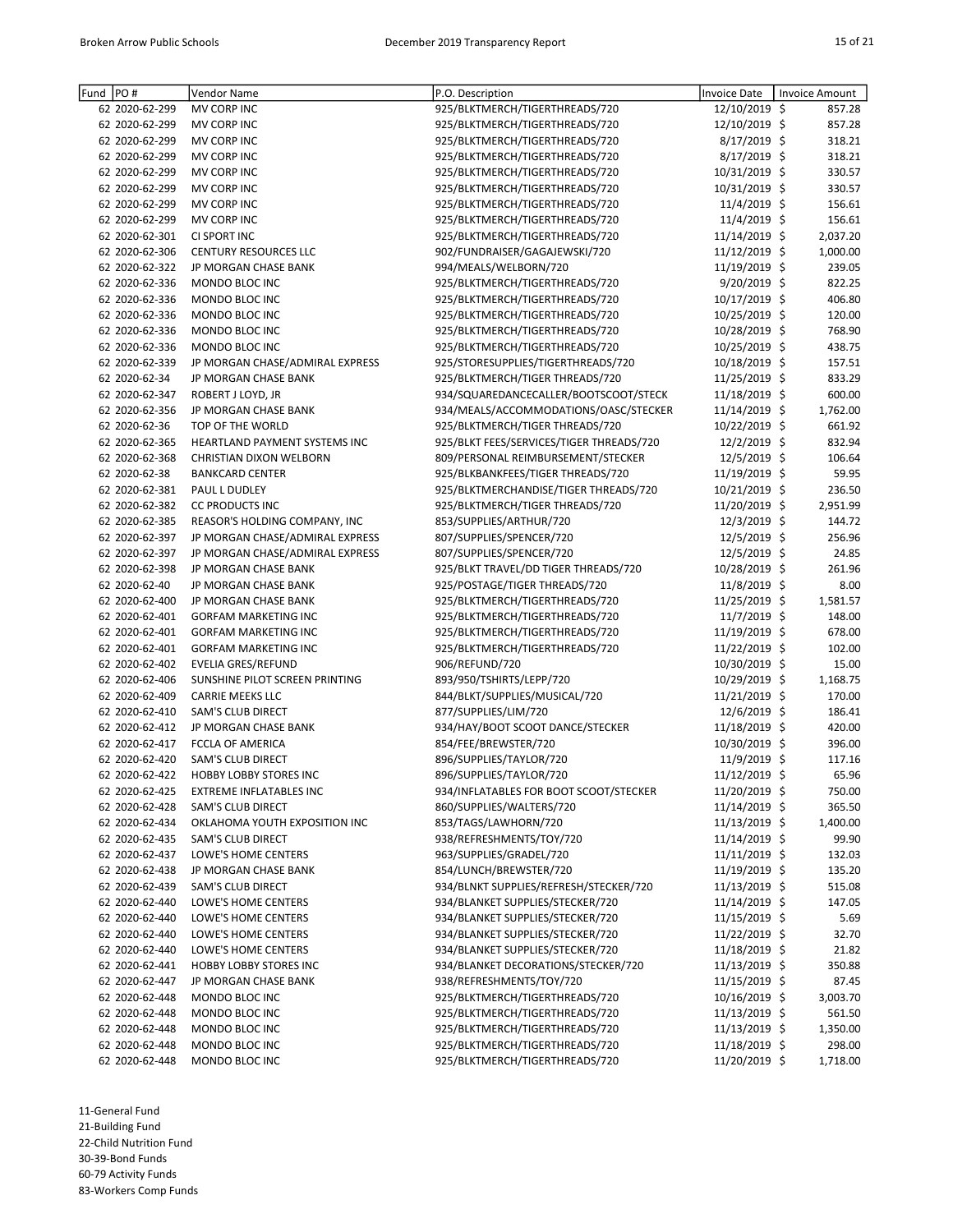| Fund | PO # | Vendor Name | P.O. Description | Invoice Date | Invoice Amount |
|---|---|---|---|---|---|
| 62 | 2020-62-299 | MV CORP INC | 925/BLKTMERCH/TIGERTHREADS/720 | 12/10/2019 | $ 857.28 |
| 62 | 2020-62-299 | MV CORP INC | 925/BLKTMERCH/TIGERTHREADS/720 | 12/10/2019 | $ 857.28 |
| 62 | 2020-62-299 | MV CORP INC | 925/BLKTMERCH/TIGERTHREADS/720 | 8/17/2019 | $ 318.21 |
| 62 | 2020-62-299 | MV CORP INC | 925/BLKTMERCH/TIGERTHREADS/720 | 8/17/2019 | $ 318.21 |
| 62 | 2020-62-299 | MV CORP INC | 925/BLKTMERCH/TIGERTHREADS/720 | 10/31/2019 | $ 330.57 |
| 62 | 2020-62-299 | MV CORP INC | 925/BLKTMERCH/TIGERTHREADS/720 | 10/31/2019 | $ 330.57 |
| 62 | 2020-62-299 | MV CORP INC | 925/BLKTMERCH/TIGERTHREADS/720 | 11/4/2019 | $ 156.61 |
| 62 | 2020-62-299 | MV CORP INC | 925/BLKTMERCH/TIGERTHREADS/720 | 11/4/2019 | $ 156.61 |
| 62 | 2020-62-301 | CI SPORT INC | 925/BLKTMERCH/TIGERTHREADS/720 | 11/14/2019 | $ 2,037.20 |
| 62 | 2020-62-306 | CENTURY RESOURCES LLC | 902/FUNDRAISER/GAGAJEWSKI/720 | 11/12/2019 | $ 1,000.00 |
| 62 | 2020-62-322 | JP MORGAN CHASE BANK | 994/MEALS/WELBORN/720 | 11/19/2019 | $ 239.05 |
| 62 | 2020-62-336 | MONDO BLOC INC | 925/BLKTMERCH/TIGERTHREADS/720 | 9/20/2019 | $ 822.25 |
| 62 | 2020-62-336 | MONDO BLOC INC | 925/BLKTMERCH/TIGERTHREADS/720 | 10/17/2019 | $ 406.80 |
| 62 | 2020-62-336 | MONDO BLOC INC | 925/BLKTMERCH/TIGERTHREADS/720 | 10/25/2019 | $ 120.00 |
| 62 | 2020-62-336 | MONDO BLOC INC | 925/BLKTMERCH/TIGERTHREADS/720 | 10/28/2019 | $ 768.90 |
| 62 | 2020-62-336 | MONDO BLOC INC | 925/BLKTMERCH/TIGERTHREADS/720 | 10/25/2019 | $ 438.75 |
| 62 | 2020-62-339 | JP MORGAN CHASE/ADMIRAL EXPRESS | 925/STORESUPPLIES/TIGERTHREADS/720 | 10/18/2019 | $ 157.51 |
| 62 | 2020-62-34 | JP MORGAN CHASE BANK | 925/BLKTMERCH/TIGER THREADS/720 | 11/25/2019 | $ 833.29 |
| 62 | 2020-62-347 | ROBERT J LOYD, JR | 934/SQUAREDANCECALLER/BOOTSCOOT/STECK | 11/18/2019 | $ 600.00 |
| 62 | 2020-62-356 | JP MORGAN CHASE BANK | 934/MEALS/ACCOMMODATIONS/OASC/STECKER | 11/14/2019 | $ 1,762.00 |
| 62 | 2020-62-36 | TOP OF THE WORLD | 925/BLKTMERCH/TIGER THREADS/720 | 10/22/2019 | $ 661.92 |
| 62 | 2020-62-365 | HEARTLAND PAYMENT SYSTEMS INC | 925/BLKT FEES/SERVICES/TIGER THREADS/720 | 12/2/2019 | $ 832.94 |
| 62 | 2020-62-368 | CHRISTIAN DIXON WELBORN | 809/PERSONAL REIMBURSEMENT/STECKER | 12/5/2019 | $ 106.64 |
| 62 | 2020-62-38 | BANKCARD CENTER | 925/BLKBANKFEES/TIGER THREADS/720 | 11/19/2019 | $ 59.95 |
| 62 | 2020-62-381 | PAUL L DUDLEY | 925/BLKTMERCHANDISE/TIGER THREADS/720 | 10/21/2019 | $ 236.50 |
| 62 | 2020-62-382 | CC PRODUCTS INC | 925/BLKTMERCH/TIGER THREADS/720 | 11/20/2019 | $ 2,951.99 |
| 62 | 2020-62-385 | REASOR'S HOLDING COMPANY, INC | 853/SUPPLIES/ARTHUR/720 | 12/3/2019 | $ 144.72 |
| 62 | 2020-62-397 | JP MORGAN CHASE/ADMIRAL EXPRESS | 807/SUPPLIES/SPENCER/720 | 12/5/2019 | $ 256.96 |
| 62 | 2020-62-397 | JP MORGAN CHASE/ADMIRAL EXPRESS | 807/SUPPLIES/SPENCER/720 | 12/5/2019 | $ 24.85 |
| 62 | 2020-62-398 | JP MORGAN CHASE BANK | 925/BLKT TRAVEL/DD TIGER THREADS/720 | 10/28/2019 | $ 261.96 |
| 62 | 2020-62-40 | JP MORGAN CHASE BANK | 925/POSTAGE/TIGER THREADS/720 | 11/8/2019 | $ 8.00 |
| 62 | 2020-62-400 | JP MORGAN CHASE BANK | 925/BLKTMERCH/TIGERTHREADS/720 | 11/25/2019 | $ 1,581.57 |
| 62 | 2020-62-401 | GORFAM MARKETING INC | 925/BLKTMERCH/TIGERTHREADS/720 | 11/7/2019 | $ 148.00 |
| 62 | 2020-62-401 | GORFAM MARKETING INC | 925/BLKTMERCH/TIGERTHREADS/720 | 11/19/2019 | $ 678.00 |
| 62 | 2020-62-401 | GORFAM MARKETING INC | 925/BLKTMERCH/TIGERTHREADS/720 | 11/22/2019 | $ 102.00 |
| 62 | 2020-62-402 | EVELIA GRES/REFUND | 906/REFUND/720 | 10/30/2019 | $ 15.00 |
| 62 | 2020-62-406 | SUNSHINE PILOT SCREEN PRINTING | 893/950/TSHIRTS/LEPP/720 | 10/29/2019 | $ 1,168.75 |
| 62 | 2020-62-409 | CARRIE MEEKS LLC | 844/BLKT/SUPPLIES/MUSICAL/720 | 11/21/2019 | $ 170.00 |
| 62 | 2020-62-410 | SAM'S CLUB DIRECT | 877/SUPPLIES/LIM/720 | 12/6/2019 | $ 186.41 |
| 62 | 2020-62-412 | JP MORGAN CHASE BANK | 934/HAY/BOOT SCOOT DANCE/STECKER | 11/18/2019 | $ 420.00 |
| 62 | 2020-62-417 | FCCLA OF AMERICA | 854/FEE/BREWSTER/720 | 10/30/2019 | $ 396.00 |
| 62 | 2020-62-420 | SAM'S CLUB DIRECT | 896/SUPPLIES/TAYLOR/720 | 11/9/2019 | $ 117.16 |
| 62 | 2020-62-422 | HOBBY LOBBY STORES INC | 896/SUPPLIES/TAYLOR/720 | 11/12/2019 | $ 65.96 |
| 62 | 2020-62-425 | EXTREME INFLATABLES INC | 934/INFLATABLES FOR BOOT SCOOT/STECKER | 11/20/2019 | $ 750.00 |
| 62 | 2020-62-428 | SAM'S CLUB DIRECT | 860/SUPPLIES/WALTERS/720 | 11/14/2019 | $ 365.50 |
| 62 | 2020-62-434 | OKLAHOMA YOUTH EXPOSITION INC | 853/TAGS/LAWHORN/720 | 11/13/2019 | $ 1,400.00 |
| 62 | 2020-62-435 | SAM'S CLUB DIRECT | 938/REFRESHMENTS/TOY/720 | 11/14/2019 | $ 99.90 |
| 62 | 2020-62-437 | LOWE'S HOME CENTERS | 963/SUPPLIES/GRADEL/720 | 11/11/2019 | $ 132.03 |
| 62 | 2020-62-438 | JP MORGAN CHASE BANK | 854/LUNCH/BREWSTER/720 | 11/19/2019 | $ 135.20 |
| 62 | 2020-62-439 | SAM'S CLUB DIRECT | 934/BLNKT SUPPLIES/REFRESH/STECKER/720 | 11/13/2019 | $ 515.08 |
| 62 | 2020-62-440 | LOWE'S HOME CENTERS | 934/BLANKET SUPPLIES/STECKER/720 | 11/14/2019 | $ 147.05 |
| 62 | 2020-62-440 | LOWE'S HOME CENTERS | 934/BLANKET SUPPLIES/STECKER/720 | 11/15/2019 | $ 5.69 |
| 62 | 2020-62-440 | LOWE'S HOME CENTERS | 934/BLANKET SUPPLIES/STECKER/720 | 11/22/2019 | $ 32.70 |
| 62 | 2020-62-440 | LOWE'S HOME CENTERS | 934/BLANKET SUPPLIES/STECKER/720 | 11/18/2019 | $ 21.82 |
| 62 | 2020-62-441 | HOBBY LOBBY STORES INC | 934/BLANKET DECORATIONS/STECKER/720 | 11/13/2019 | $ 350.88 |
| 62 | 2020-62-447 | JP MORGAN CHASE BANK | 938/REFRESHMENTS/TOY/720 | 11/15/2019 | $ 87.45 |
| 62 | 2020-62-448 | MONDO BLOC INC | 925/BLKTMERCH/TIGERTHREADS/720 | 10/16/2019 | $ 3,003.70 |
| 62 | 2020-62-448 | MONDO BLOC INC | 925/BLKTMERCH/TIGERTHREADS/720 | 11/13/2019 | $ 561.50 |
| 62 | 2020-62-448 | MONDO BLOC INC | 925/BLKTMERCH/TIGERTHREADS/720 | 11/13/2019 | $ 1,350.00 |
| 62 | 2020-62-448 | MONDO BLOC INC | 925/BLKTMERCH/TIGERTHREADS/720 | 11/18/2019 | $ 298.00 |
| 62 | 2020-62-448 | MONDO BLOC INC | 925/BLKTMERCH/TIGERTHREADS/720 | 11/20/2019 | $ 1,718.00 |

11-General Fund
21-Building Fund
22-Child Nutrition Fund
30-39-Bond Funds
60-79 Activity Funds
83-Workers Comp Funds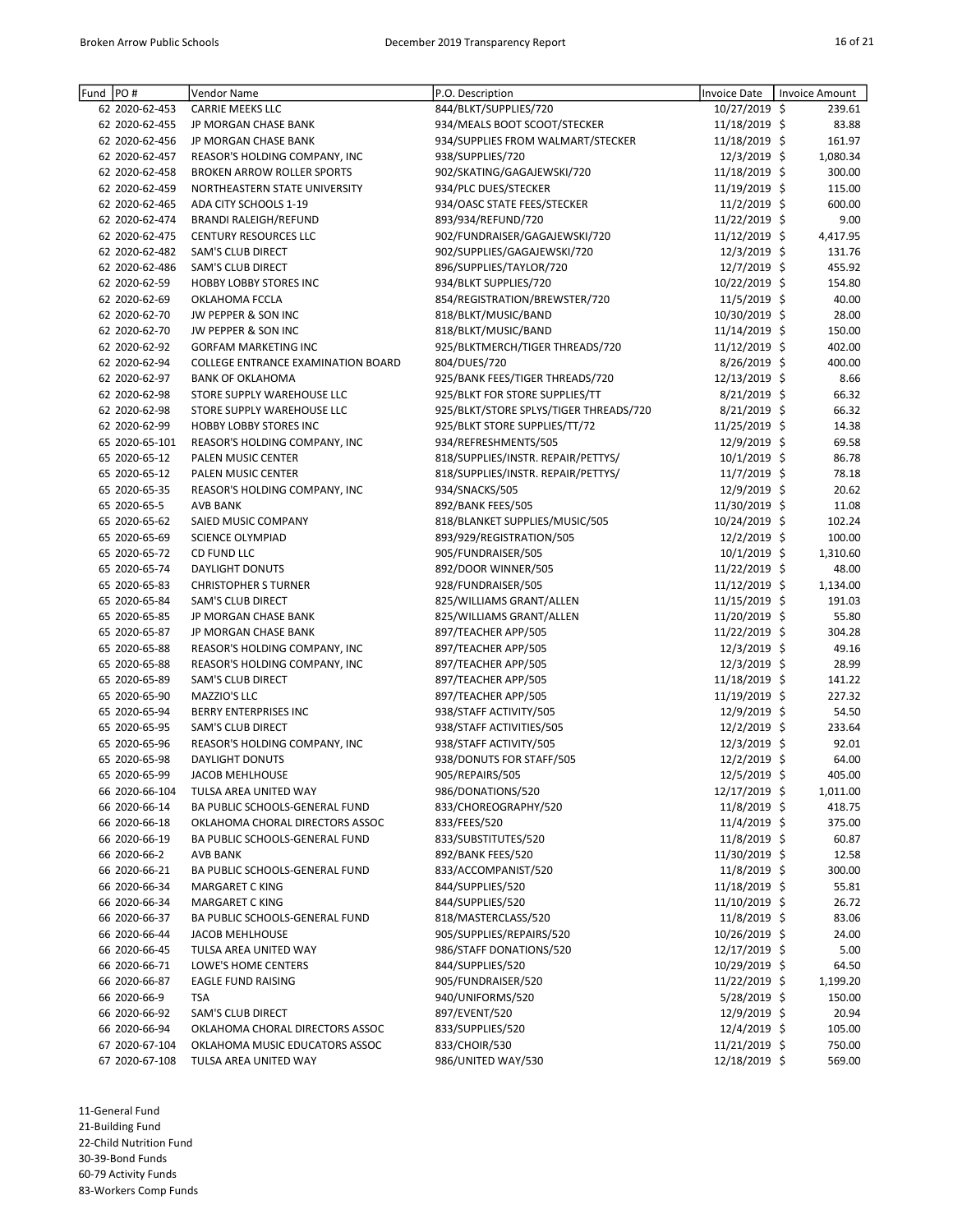| Fund | PO # | Vendor Name | P.O. Description | Invoice Date | Invoice Amount |
|---|---|---|---|---|---|
| 62 | 2020-62-453 | CARRIE MEEKS LLC | 844/BLKT/SUPPLIES/720 | 10/27/2019 | $ 239.61 |
| 62 | 2020-62-455 | JP MORGAN CHASE BANK | 934/MEALS BOOT SCOOT/STECKER | 11/18/2019 | $ 83.88 |
| 62 | 2020-62-456 | JP MORGAN CHASE BANK | 934/SUPPLIES FROM WALMART/STECKER | 11/18/2019 | $ 161.97 |
| 62 | 2020-62-457 | REASOR'S HOLDING COMPANY, INC | 938/SUPPLIES/720 | 12/3/2019 | $ 1,080.34 |
| 62 | 2020-62-458 | BROKEN ARROW ROLLER SPORTS | 902/SKATING/GAGAJEWSKI/720 | 11/18/2019 | $ 300.00 |
| 62 | 2020-62-459 | NORTHEASTERN STATE UNIVERSITY | 934/PLC DUES/STECKER | 11/19/2019 | $ 115.00 |
| 62 | 2020-62-465 | ADA CITY SCHOOLS 1-19 | 934/OASC STATE FEES/STECKER | 11/2/2019 | $ 600.00 |
| 62 | 2020-62-474 | BRANDI RALEIGH/REFUND | 893/934/REFUND/720 | 11/22/2019 | $ 9.00 |
| 62 | 2020-62-475 | CENTURY RESOURCES LLC | 902/FUNDRAISER/GAGAJEWSKI/720 | 11/12/2019 | $ 4,417.95 |
| 62 | 2020-62-482 | SAM'S CLUB DIRECT | 902/SUPPLIES/GAGAJEWSKI/720 | 12/3/2019 | $ 131.76 |
| 62 | 2020-62-486 | SAM'S CLUB DIRECT | 896/SUPPLIES/TAYLOR/720 | 12/7/2019 | $ 455.92 |
| 62 | 2020-62-59 | HOBBY LOBBY STORES INC | 934/BLKT SUPPLIES/720 | 10/22/2019 | $ 154.80 |
| 62 | 2020-62-69 | OKLAHOMA FCCLA | 854/REGISTRATION/BREWSTER/720 | 11/5/2019 | $ 40.00 |
| 62 | 2020-62-70 | JW PEPPER & SON INC | 818/BLKT/MUSIC/BAND | 10/30/2019 | $ 28.00 |
| 62 | 2020-62-70 | JW PEPPER & SON INC | 818/BLKT/MUSIC/BAND | 11/14/2019 | $ 150.00 |
| 62 | 2020-62-92 | GORFAM MARKETING INC | 925/BLKTMERCH/TIGER THREADS/720 | 11/12/2019 | $ 402.00 |
| 62 | 2020-62-94 | COLLEGE ENTRANCE EXAMINATION BOARD | 804/DUES/720 | 8/26/2019 | $ 400.00 |
| 62 | 2020-62-97 | BANK OF OKLAHOMA | 925/BANK FEES/TIGER THREADS/720 | 12/13/2019 | $ 8.66 |
| 62 | 2020-62-98 | STORE SUPPLY WAREHOUSE LLC | 925/BLKT FOR STORE SUPPLIES/TT | 8/21/2019 | $ 66.32 |
| 62 | 2020-62-98 | STORE SUPPLY WAREHOUSE LLC | 925/BLKT/STORE SPLYS/TIGER THREADS/720 | 8/21/2019 | $ 66.32 |
| 62 | 2020-62-99 | HOBBY LOBBY STORES INC | 925/BLKT STORE SUPPLIES/TT/72 | 11/25/2019 | $ 14.38 |
| 65 | 2020-65-101 | REASOR'S HOLDING COMPANY, INC | 934/REFRESHMENTS/505 | 12/9/2019 | $ 69.58 |
| 65 | 2020-65-12 | PALEN MUSIC CENTER | 818/SUPPLIES/INSTR. REPAIR/PETTYS/ | 10/1/2019 | $ 86.78 |
| 65 | 2020-65-12 | PALEN MUSIC CENTER | 818/SUPPLIES/INSTR. REPAIR/PETTYS/ | 11/7/2019 | $ 78.18 |
| 65 | 2020-65-35 | REASOR'S HOLDING COMPANY, INC | 934/SNACKS/505 | 12/9/2019 | $ 20.62 |
| 65 | 2020-65-5 | AVB BANK | 892/BANK FEES/505 | 11/30/2019 | $ 11.08 |
| 65 | 2020-65-62 | SAIED MUSIC COMPANY | 818/BLANKET SUPPLIES/MUSIC/505 | 10/24/2019 | $ 102.24 |
| 65 | 2020-65-69 | SCIENCE OLYMPIAD | 893/929/REGISTRATION/505 | 12/2/2019 | $ 100.00 |
| 65 | 2020-65-72 | CD FUND LLC | 905/FUNDRAISER/505 | 10/1/2019 | $ 1,310.60 |
| 65 | 2020-65-74 | DAYLIGHT DONUTS | 892/DOOR WINNER/505 | 11/22/2019 | $ 48.00 |
| 65 | 2020-65-83 | CHRISTOPHER S TURNER | 928/FUNDRAISER/505 | 11/12/2019 | $ 1,134.00 |
| 65 | 2020-65-84 | SAM'S CLUB DIRECT | 825/WILLIAMS GRANT/ALLEN | 11/15/2019 | $ 191.03 |
| 65 | 2020-65-85 | JP MORGAN CHASE BANK | 825/WILLIAMS GRANT/ALLEN | 11/20/2019 | $ 55.80 |
| 65 | 2020-65-87 | JP MORGAN CHASE BANK | 897/TEACHER APP/505 | 11/22/2019 | $ 304.28 |
| 65 | 2020-65-88 | REASOR'S HOLDING COMPANY, INC | 897/TEACHER APP/505 | 12/3/2019 | $ 49.16 |
| 65 | 2020-65-88 | REASOR'S HOLDING COMPANY, INC | 897/TEACHER APP/505 | 12/3/2019 | $ 28.99 |
| 65 | 2020-65-89 | SAM'S CLUB DIRECT | 897/TEACHER APP/505 | 11/18/2019 | $ 141.22 |
| 65 | 2020-65-90 | MAZZIO'S LLC | 897/TEACHER APP/505 | 11/19/2019 | $ 227.32 |
| 65 | 2020-65-94 | BERRY ENTERPRISES INC | 938/STAFF ACTIVITY/505 | 12/9/2019 | $ 54.50 |
| 65 | 2020-65-95 | SAM'S CLUB DIRECT | 938/STAFF ACTIVITIES/505 | 12/2/2019 | $ 233.64 |
| 65 | 2020-65-96 | REASOR'S HOLDING COMPANY, INC | 938/STAFF ACTIVITY/505 | 12/3/2019 | $ 92.01 |
| 65 | 2020-65-98 | DAYLIGHT DONUTS | 938/DONUTS FOR STAFF/505 | 12/2/2019 | $ 64.00 |
| 65 | 2020-65-99 | JACOB MEHLHOUSE | 905/REPAIRS/505 | 12/5/2019 | $ 405.00 |
| 66 | 2020-66-104 | TULSA AREA UNITED WAY | 986/DONATIONS/520 | 12/17/2019 | $ 1,011.00 |
| 66 | 2020-66-14 | BA PUBLIC SCHOOLS-GENERAL FUND | 833/CHOREOGRAPHY/520 | 11/8/2019 | $ 418.75 |
| 66 | 2020-66-18 | OKLAHOMA CHORAL DIRECTORS ASSOC | 833/FEES/520 | 11/4/2019 | $ 375.00 |
| 66 | 2020-66-19 | BA PUBLIC SCHOOLS-GENERAL FUND | 833/SUBSTITUTES/520 | 11/8/2019 | $ 60.87 |
| 66 | 2020-66-2 | AVB BANK | 892/BANK FEES/520 | 11/30/2019 | $ 12.58 |
| 66 | 2020-66-21 | BA PUBLIC SCHOOLS-GENERAL FUND | 833/ACCOMPANIST/520 | 11/8/2019 | $ 300.00 |
| 66 | 2020-66-34 | MARGARET C KING | 844/SUPPLIES/520 | 11/18/2019 | $ 55.81 |
| 66 | 2020-66-34 | MARGARET C KING | 844/SUPPLIES/520 | 11/10/2019 | $ 26.72 |
| 66 | 2020-66-37 | BA PUBLIC SCHOOLS-GENERAL FUND | 818/MASTERCLASS/520 | 11/8/2019 | $ 83.06 |
| 66 | 2020-66-44 | JACOB MEHLHOUSE | 905/SUPPLIES/REPAIRS/520 | 10/26/2019 | $ 24.00 |
| 66 | 2020-66-45 | TULSA AREA UNITED WAY | 986/STAFF DONATIONS/520 | 12/17/2019 | $ 5.00 |
| 66 | 2020-66-71 | LOWE'S HOME CENTERS | 844/SUPPLIES/520 | 10/29/2019 | $ 64.50 |
| 66 | 2020-66-87 | EAGLE FUND RAISING | 905/FUNDRAISER/520 | 11/22/2019 | $ 1,199.20 |
| 66 | 2020-66-9 | TSA | 940/UNIFORMS/520 | 5/28/2019 | $ 150.00 |
| 66 | 2020-66-92 | SAM'S CLUB DIRECT | 897/EVENT/520 | 12/9/2019 | $ 20.94 |
| 66 | 2020-66-94 | OKLAHOMA CHORAL DIRECTORS ASSOC | 833/SUPPLIES/520 | 12/4/2019 | $ 105.00 |
| 67 | 2020-67-104 | OKLAHOMA MUSIC EDUCATORS ASSOC | 833/CHOIR/530 | 11/21/2019 | $ 750.00 |
| 67 | 2020-67-108 | TULSA AREA UNITED WAY | 986/UNITED WAY/530 | 12/18/2019 | $ 569.00 |

11-General Fund
21-Building Fund
22-Child Nutrition Fund
30-39-Bond Funds
60-79 Activity Funds
83-Workers Comp Funds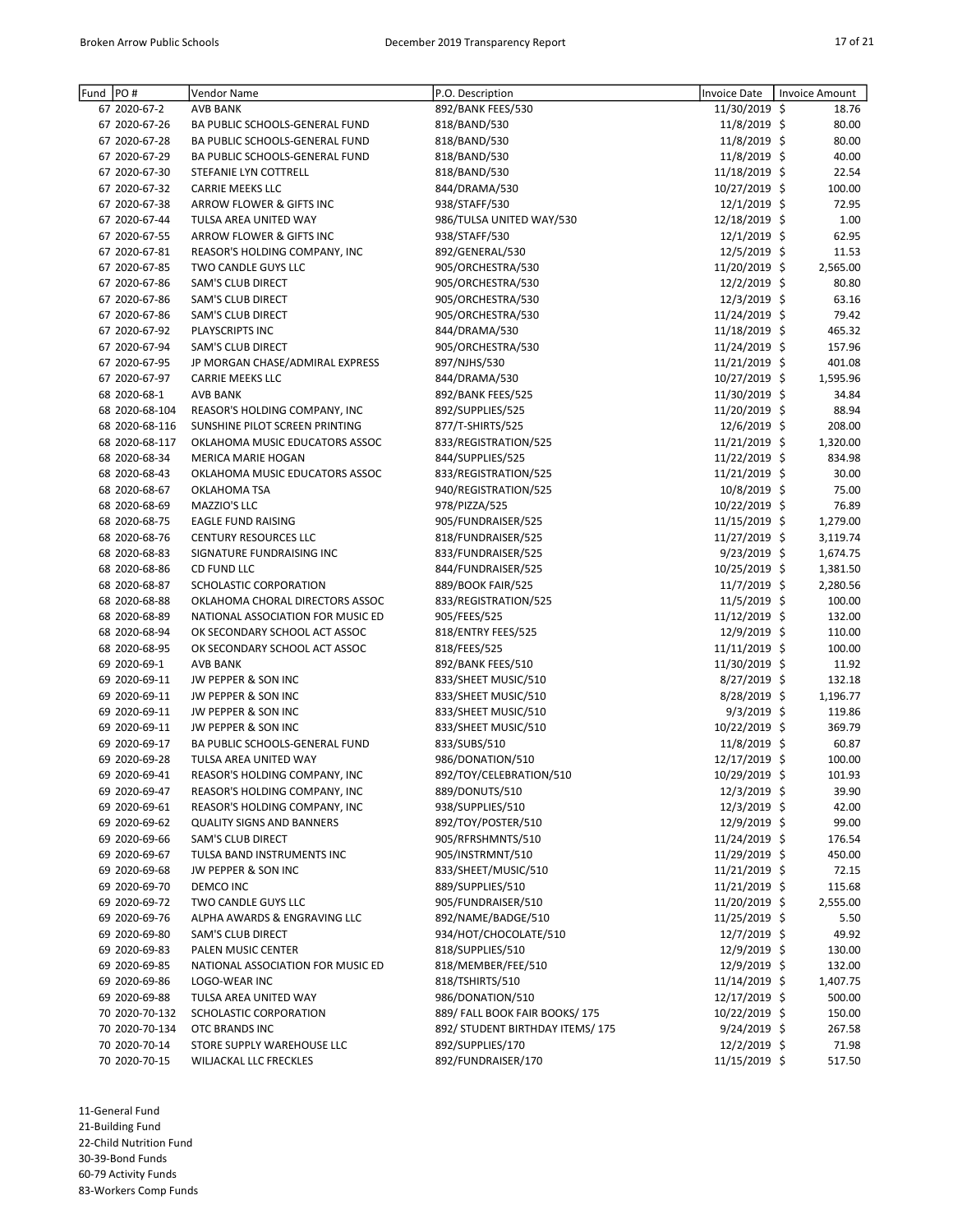| Fund | PO # | Vendor Name | P.O. Description | Invoice Date | Invoice Amount |
|---|---|---|---|---|---|
| 67 | 2020-67-2 | AVB BANK | 892/BANK FEES/530 | 11/30/2019 | $ 18.76 |
| 67 | 2020-67-26 | BA PUBLIC SCHOOLS-GENERAL FUND | 818/BAND/530 | 11/8/2019 | $ 80.00 |
| 67 | 2020-67-28 | BA PUBLIC SCHOOLS-GENERAL FUND | 818/BAND/530 | 11/8/2019 | $ 80.00 |
| 67 | 2020-67-29 | BA PUBLIC SCHOOLS-GENERAL FUND | 818/BAND/530 | 11/8/2019 | $ 40.00 |
| 67 | 2020-67-30 | STEFANIE LYN COTTRELL | 818/BAND/530 | 11/18/2019 | $ 22.54 |
| 67 | 2020-67-32 | CARRIE MEEKS LLC | 844/DRAMA/530 | 10/27/2019 | $ 100.00 |
| 67 | 2020-67-38 | ARROW FLOWER & GIFTS INC | 938/STAFF/530 | 12/1/2019 | $ 72.95 |
| 67 | 2020-67-44 | TULSA AREA UNITED WAY | 986/TULSA UNITED WAY/530 | 12/18/2019 | $ 1.00 |
| 67 | 2020-67-55 | ARROW FLOWER & GIFTS INC | 938/STAFF/530 | 12/1/2019 | $ 62.95 |
| 67 | 2020-67-81 | REASOR'S HOLDING COMPANY, INC | 892/GENERAL/530 | 12/5/2019 | $ 11.53 |
| 67 | 2020-67-85 | TWO CANDLE GUYS LLC | 905/ORCHESTRA/530 | 11/20/2019 | $ 2,565.00 |
| 67 | 2020-67-86 | SAM'S CLUB DIRECT | 905/ORCHESTRA/530 | 12/2/2019 | $ 80.80 |
| 67 | 2020-67-86 | SAM'S CLUB DIRECT | 905/ORCHESTRA/530 | 12/3/2019 | $ 63.16 |
| 67 | 2020-67-86 | SAM'S CLUB DIRECT | 905/ORCHESTRA/530 | 11/24/2019 | $ 79.42 |
| 67 | 2020-67-92 | PLAYSCRIPTS INC | 844/DRAMA/530 | 11/18/2019 | $ 465.32 |
| 67 | 2020-67-94 | SAM'S CLUB DIRECT | 905/ORCHESTRA/530 | 11/24/2019 | $ 157.96 |
| 67 | 2020-67-95 | JP MORGAN CHASE/ADMIRAL EXPRESS | 897/NJHS/530 | 11/21/2019 | $ 401.08 |
| 67 | 2020-67-97 | CARRIE MEEKS LLC | 844/DRAMA/530 | 10/27/2019 | $ 1,595.96 |
| 68 | 2020-68-1 | AVB BANK | 892/BANK FEES/525 | 11/30/2019 | $ 34.84 |
| 68 | 2020-68-104 | REASOR'S HOLDING COMPANY, INC | 892/SUPPLIES/525 | 11/20/2019 | $ 88.94 |
| 68 | 2020-68-116 | SUNSHINE PILOT SCREEN PRINTING | 877/T-SHIRTS/525 | 12/6/2019 | $ 208.00 |
| 68 | 2020-68-117 | OKLAHOMA MUSIC EDUCATORS ASSOC | 833/REGISTRATION/525 | 11/21/2019 | $ 1,320.00 |
| 68 | 2020-68-34 | MERICA MARIE HOGAN | 844/SUPPLIES/525 | 11/22/2019 | $ 834.98 |
| 68 | 2020-68-43 | OKLAHOMA MUSIC EDUCATORS ASSOC | 833/REGISTRATION/525 | 11/21/2019 | $ 30.00 |
| 68 | 2020-68-67 | OKLAHOMA TSA | 940/REGISTRATION/525 | 10/8/2019 | $ 75.00 |
| 68 | 2020-68-69 | MAZZIO'S LLC | 978/PIZZA/525 | 10/22/2019 | $ 76.89 |
| 68 | 2020-68-75 | EAGLE FUND RAISING | 905/FUNDRAISER/525 | 11/15/2019 | $ 1,279.00 |
| 68 | 2020-68-76 | CENTURY RESOURCES LLC | 818/FUNDRAISER/525 | 11/27/2019 | $ 3,119.74 |
| 68 | 2020-68-83 | SIGNATURE FUNDRAISING INC | 833/FUNDRAISER/525 | 9/23/2019 | $ 1,674.75 |
| 68 | 2020-68-86 | CD FUND LLC | 844/FUNDRAISER/525 | 10/25/2019 | $ 1,381.50 |
| 68 | 2020-68-87 | SCHOLASTIC CORPORATION | 889/BOOK FAIR/525 | 11/7/2019 | $ 2,280.56 |
| 68 | 2020-68-88 | OKLAHOMA CHORAL DIRECTORS ASSOC | 833/REGISTRATION/525 | 11/5/2019 | $ 100.00 |
| 68 | 2020-68-89 | NATIONAL ASSOCIATION FOR MUSIC ED | 905/FEES/525 | 11/12/2019 | $ 132.00 |
| 68 | 2020-68-94 | OK SECONDARY SCHOOL ACT ASSOC | 818/ENTRY FEES/525 | 12/9/2019 | $ 110.00 |
| 68 | 2020-68-95 | OK SECONDARY SCHOOL ACT ASSOC | 818/FEES/525 | 11/11/2019 | $ 100.00 |
| 69 | 2020-69-1 | AVB BANK | 892/BANK FEES/510 | 11/30/2019 | $ 11.92 |
| 69 | 2020-69-11 | JW PEPPER & SON INC | 833/SHEET MUSIC/510 | 8/27/2019 | $ 132.18 |
| 69 | 2020-69-11 | JW PEPPER & SON INC | 833/SHEET MUSIC/510 | 8/28/2019 | $ 1,196.77 |
| 69 | 2020-69-11 | JW PEPPER & SON INC | 833/SHEET MUSIC/510 | 9/3/2019 | $ 119.86 |
| 69 | 2020-69-11 | JW PEPPER & SON INC | 833/SHEET MUSIC/510 | 10/22/2019 | $ 369.79 |
| 69 | 2020-69-17 | BA PUBLIC SCHOOLS-GENERAL FUND | 833/SUBS/510 | 11/8/2019 | $ 60.87 |
| 69 | 2020-69-28 | TULSA AREA UNITED WAY | 986/DONATION/510 | 12/17/2019 | $ 100.00 |
| 69 | 2020-69-41 | REASOR'S HOLDING COMPANY, INC | 892/TOY/CELEBRATION/510 | 10/29/2019 | $ 101.93 |
| 69 | 2020-69-47 | REASOR'S HOLDING COMPANY, INC | 889/DONUTS/510 | 12/3/2019 | $ 39.90 |
| 69 | 2020-69-61 | REASOR'S HOLDING COMPANY, INC | 938/SUPPLIES/510 | 12/3/2019 | $ 42.00 |
| 69 | 2020-69-62 | QUALITY SIGNS AND BANNERS | 892/TOY/POSTER/510 | 12/9/2019 | $ 99.00 |
| 69 | 2020-69-66 | SAM'S CLUB DIRECT | 905/RFRSHMNTS/510 | 11/24/2019 | $ 176.54 |
| 69 | 2020-69-67 | TULSA BAND INSTRUMENTS INC | 905/INSTRMNT/510 | 11/29/2019 | $ 450.00 |
| 69 | 2020-69-68 | JW PEPPER & SON INC | 833/SHEET/MUSIC/510 | 11/21/2019 | $ 72.15 |
| 69 | 2020-69-70 | DEMCO INC | 889/SUPPLIES/510 | 11/21/2019 | $ 115.68 |
| 69 | 2020-69-72 | TWO CANDLE GUYS LLC | 905/FUNDRAISER/510 | 11/20/2019 | $ 2,555.00 |
| 69 | 2020-69-76 | ALPHA AWARDS & ENGRAVING LLC | 892/NAME/BADGE/510 | 11/25/2019 | $ 5.50 |
| 69 | 2020-69-80 | SAM'S CLUB DIRECT | 934/HOT/CHOCOLATE/510 | 12/7/2019 | $ 49.92 |
| 69 | 2020-69-83 | PALEN MUSIC CENTER | 818/SUPPLIES/510 | 12/9/2019 | $ 130.00 |
| 69 | 2020-69-85 | NATIONAL ASSOCIATION FOR MUSIC ED | 818/MEMBER/FEE/510 | 12/9/2019 | $ 132.00 |
| 69 | 2020-69-86 | LOGO-WEAR INC | 818/TSHIRTS/510 | 11/14/2019 | $ 1,407.75 |
| 69 | 2020-69-88 | TULSA AREA UNITED WAY | 986/DONATION/510 | 12/17/2019 | $ 500.00 |
| 70 | 2020-70-132 | SCHOLASTIC CORPORATION | 889/ FALL BOOK FAIR BOOKS/ 175 | 10/22/2019 | $ 150.00 |
| 70 | 2020-70-134 | OTC BRANDS INC | 892/ STUDENT BIRTHDAY ITEMS/ 175 | 9/24/2019 | $ 267.58 |
| 70 | 2020-70-14 | STORE SUPPLY WAREHOUSE LLC | 892/SUPPLIES/170 | 12/2/2019 | $ 71.98 |
| 70 | 2020-70-15 | WILJACKAL LLC FRECKLES | 892/FUNDRAISER/170 | 11/15/2019 | $ 517.50 |

11-General Fund
21-Building Fund
22-Child Nutrition Fund
30-39-Bond Funds
60-79 Activity Funds
83-Workers Comp Funds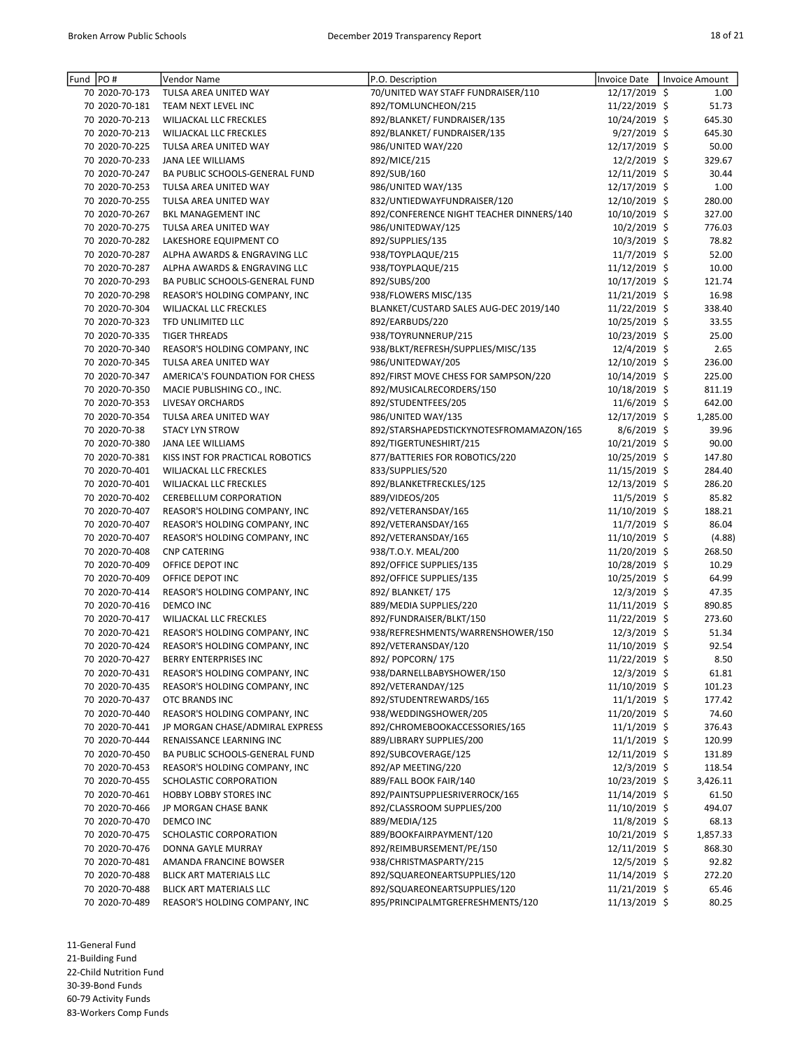| Fund | PO # | Vendor Name | P.O. Description | Invoice Date | Invoice Amount |
|---|---|---|---|---|---|
| 70 | 2020-70-173 | TULSA AREA UNITED WAY | 70/UNITED WAY STAFF FUNDRAISER/110 | 12/17/2019 | $ 1.00 |
| 70 | 2020-70-181 | TEAM NEXT LEVEL INC | 892/TOMLUNCHEON/215 | 11/22/2019 | $ 51.73 |
| 70 | 2020-70-213 | WILJACKAL LLC FRECKLES | 892/BLANKET/ FUNDRAISER/135 | 10/24/2019 | $ 645.30 |
| 70 | 2020-70-213 | WILJACKAL LLC FRECKLES | 892/BLANKET/ FUNDRAISER/135 | 9/27/2019 | $ 645.30 |
| 70 | 2020-70-225 | TULSA AREA UNITED WAY | 986/UNITED WAY/220 | 12/17/2019 | $ 50.00 |
| 70 | 2020-70-233 | JANA LEE WILLIAMS | 892/MICE/215 | 12/2/2019 | $ 329.67 |
| 70 | 2020-70-247 | BA PUBLIC SCHOOLS-GENERAL FUND | 892/SUB/160 | 12/11/2019 | $ 30.44 |
| 70 | 2020-70-253 | TULSA AREA UNITED WAY | 986/UNITED WAY/135 | 12/17/2019 | $ 1.00 |
| 70 | 2020-70-255 | TULSA AREA UNITED WAY | 832/UNTIEDWAYFUNDRAISER/120 | 12/10/2019 | $ 280.00 |
| 70 | 2020-70-267 | BKL MANAGEMENT INC | 892/CONFERENCE NIGHT TEACHER DINNERS/140 | 10/10/2019 | $ 327.00 |
| 70 | 2020-70-275 | TULSA AREA UNITED WAY | 986/UNITEDWAY/125 | 10/2/2019 | $ 776.03 |
| 70 | 2020-70-282 | LAKESHORE EQUIPMENT CO | 892/SUPPLIES/135 | 10/3/2019 | $ 78.82 |
| 70 | 2020-70-287 | ALPHA AWARDS & ENGRAVING LLC | 938/TOYPLAQUE/215 | 11/7/2019 | $ 52.00 |
| 70 | 2020-70-287 | ALPHA AWARDS & ENGRAVING LLC | 938/TOYPLAQUE/215 | 11/12/2019 | $ 10.00 |
| 70 | 2020-70-293 | BA PUBLIC SCHOOLS-GENERAL FUND | 892/SUBS/200 | 10/17/2019 | $ 121.74 |
| 70 | 2020-70-298 | REASOR'S HOLDING COMPANY, INC | 938/FLOWERS MISC/135 | 11/21/2019 | $ 16.98 |
| 70 | 2020-70-304 | WILJACKAL LLC FRECKLES | BLANKET/CUSTARD SALES AUG-DEC 2019/140 | 11/22/2019 | $ 338.40 |
| 70 | 2020-70-323 | TFD UNLIMITED LLC | 892/EARBUDS/220 | 10/25/2019 | $ 33.55 |
| 70 | 2020-70-335 | TIGER THREADS | 938/TOYRUNNERUP/215 | 10/23/2019 | $ 25.00 |
| 70 | 2020-70-340 | REASOR'S HOLDING COMPANY, INC | 938/BLKT/REFRESH/SUPPLIES/MISC/135 | 12/4/2019 | $ 2.65 |
| 70 | 2020-70-345 | TULSA AREA UNITED WAY | 986/UNITEDWAY/205 | 12/10/2019 | $ 236.00 |
| 70 | 2020-70-347 | AMERICA'S FOUNDATION FOR CHESS | 892/FIRST MOVE CHESS FOR SAMPSON/220 | 10/14/2019 | $ 225.00 |
| 70 | 2020-70-350 | MACIE PUBLISHING CO., INC. | 892/MUSICALRECORDERS/150 | 10/18/2019 | $ 811.19 |
| 70 | 2020-70-353 | LIVESAY ORCHARDS | 892/STUDENTFEES/205 | 11/6/2019 | $ 642.00 |
| 70 | 2020-70-354 | TULSA AREA UNITED WAY | 986/UNITED WAY/135 | 12/17/2019 | $ 1,285.00 |
| 70 | 2020-70-38 | STACY LYN STROW | 892/STARSHAPEDSTICKYNOTESFROMAMAZON/165 | 8/6/2019 | $ 39.96 |
| 70 | 2020-70-380 | JANA LEE WILLIAMS | 892/TIGERTUNESHIRT/215 | 10/21/2019 | $ 90.00 |
| 70 | 2020-70-381 | KISS INST FOR PRACTICAL ROBOTICS | 877/BATTERIES FOR ROBOTICS/220 | 10/25/2019 | $ 147.80 |
| 70 | 2020-70-401 | WILJACKAL LLC FRECKLES | 833/SUPPLIES/520 | 11/15/2019 | $ 284.40 |
| 70 | 2020-70-401 | WILJACKAL LLC FRECKLES | 892/BLANKETFRECKLES/125 | 12/13/2019 | $ 286.20 |
| 70 | 2020-70-402 | CEREBELLUM CORPORATION | 889/VIDEOS/205 | 11/5/2019 | $ 85.82 |
| 70 | 2020-70-407 | REASOR'S HOLDING COMPANY, INC | 892/VETERANSDAY/165 | 11/10/2019 | $ 188.21 |
| 70 | 2020-70-407 | REASOR'S HOLDING COMPANY, INC | 892/VETERANSDAY/165 | 11/7/2019 | $ 86.04 |
| 70 | 2020-70-407 | REASOR'S HOLDING COMPANY, INC | 892/VETERANSDAY/165 | 11/10/2019 | $ (4.88) |
| 70 | 2020-70-408 | CNP CATERING | 938/T.O.Y. MEAL/200 | 11/20/2019 | $ 268.50 |
| 70 | 2020-70-409 | OFFICE DEPOT INC | 892/OFFICE SUPPLIES/135 | 10/28/2019 | $ 10.29 |
| 70 | 2020-70-409 | OFFICE DEPOT INC | 892/OFFICE SUPPLIES/135 | 10/25/2019 | $ 64.99 |
| 70 | 2020-70-414 | REASOR'S HOLDING COMPANY, INC | 892/ BLANKET/ 175 | 12/3/2019 | $ 47.35 |
| 70 | 2020-70-416 | DEMCO INC | 889/MEDIA SUPPLIES/220 | 11/11/2019 | $ 890.85 |
| 70 | 2020-70-417 | WILJACKAL LLC FRECKLES | 892/FUNDRAISER/BLKT/150 | 11/22/2019 | $ 273.60 |
| 70 | 2020-70-421 | REASOR'S HOLDING COMPANY, INC | 938/REFRESHMENTS/WARRENSHOWER/150 | 12/3/2019 | $ 51.34 |
| 70 | 2020-70-424 | REASOR'S HOLDING COMPANY, INC | 892/VETERANSDAY/120 | 11/10/2019 | $ 92.54 |
| 70 | 2020-70-427 | BERRY ENTERPRISES INC | 892/ POPCORN/ 175 | 11/22/2019 | $ 8.50 |
| 70 | 2020-70-431 | REASOR'S HOLDING COMPANY, INC | 938/DARNELLBABYSHOWER/150 | 12/3/2019 | $ 61.81 |
| 70 | 2020-70-435 | REASOR'S HOLDING COMPANY, INC | 892/VETERANDAY/125 | 11/10/2019 | $ 101.23 |
| 70 | 2020-70-437 | OTC BRANDS INC | 892/STUDENTREWARDS/165 | 11/1/2019 | $ 177.42 |
| 70 | 2020-70-440 | REASOR'S HOLDING COMPANY, INC | 938/WEDDINGSHOWER/205 | 11/20/2019 | $ 74.60 |
| 70 | 2020-70-441 | JP MORGAN CHASE/ADMIRAL EXPRESS | 892/CHROMEBOOKACCESSORIES/165 | 11/1/2019 | $ 376.43 |
| 70 | 2020-70-444 | RENAISSANCE LEARNING INC | 889/LIBRARY SUPPLIES/200 | 11/1/2019 | $ 120.99 |
| 70 | 2020-70-450 | BA PUBLIC SCHOOLS-GENERAL FUND | 892/SUBCOVERAGE/125 | 12/11/2019 | $ 131.89 |
| 70 | 2020-70-453 | REASOR'S HOLDING COMPANY, INC | 892/AP MEETING/220 | 12/3/2019 | $ 118.54 |
| 70 | 2020-70-455 | SCHOLASTIC CORPORATION | 889/FALL BOOK FAIR/140 | 10/23/2019 | $ 3,426.11 |
| 70 | 2020-70-461 | HOBBY LOBBY STORES INC | 892/PAINTSUPPLIESRIVERROCK/165 | 11/14/2019 | $ 61.50 |
| 70 | 2020-70-466 | JP MORGAN CHASE BANK | 892/CLASSROOM SUPPLIES/200 | 11/10/2019 | $ 494.07 |
| 70 | 2020-70-470 | DEMCO INC | 889/MEDIA/125 | 11/8/2019 | $ 68.13 |
| 70 | 2020-70-475 | SCHOLASTIC CORPORATION | 889/BOOKFAIRPAYMENT/120 | 10/21/2019 | $ 1,857.33 |
| 70 | 2020-70-476 | DONNA GAYLE MURRAY | 892/REIMBURSEMENT/PE/150 | 12/11/2019 | $ 868.30 |
| 70 | 2020-70-481 | AMANDA FRANCINE BOWSER | 938/CHRISTMASPARTY/215 | 12/5/2019 | $ 92.82 |
| 70 | 2020-70-488 | BLICK ART MATERIALS LLC | 892/SQUAREONEARTSUPPLIES/120 | 11/14/2019 | $ 272.20 |
| 70 | 2020-70-488 | BLICK ART MATERIALS LLC | 892/SQUAREONEARTSUPPLIES/120 | 11/21/2019 | $ 65.46 |
| 70 | 2020-70-489 | REASOR'S HOLDING COMPANY, INC | 895/PRINCIPALMTGREFRESHMENTS/120 | 11/13/2019 | $ 80.25 |

11-General Fund
21-Building Fund
22-Child Nutrition Fund
30-39-Bond Funds
60-79 Activity Funds
83-Workers Comp Funds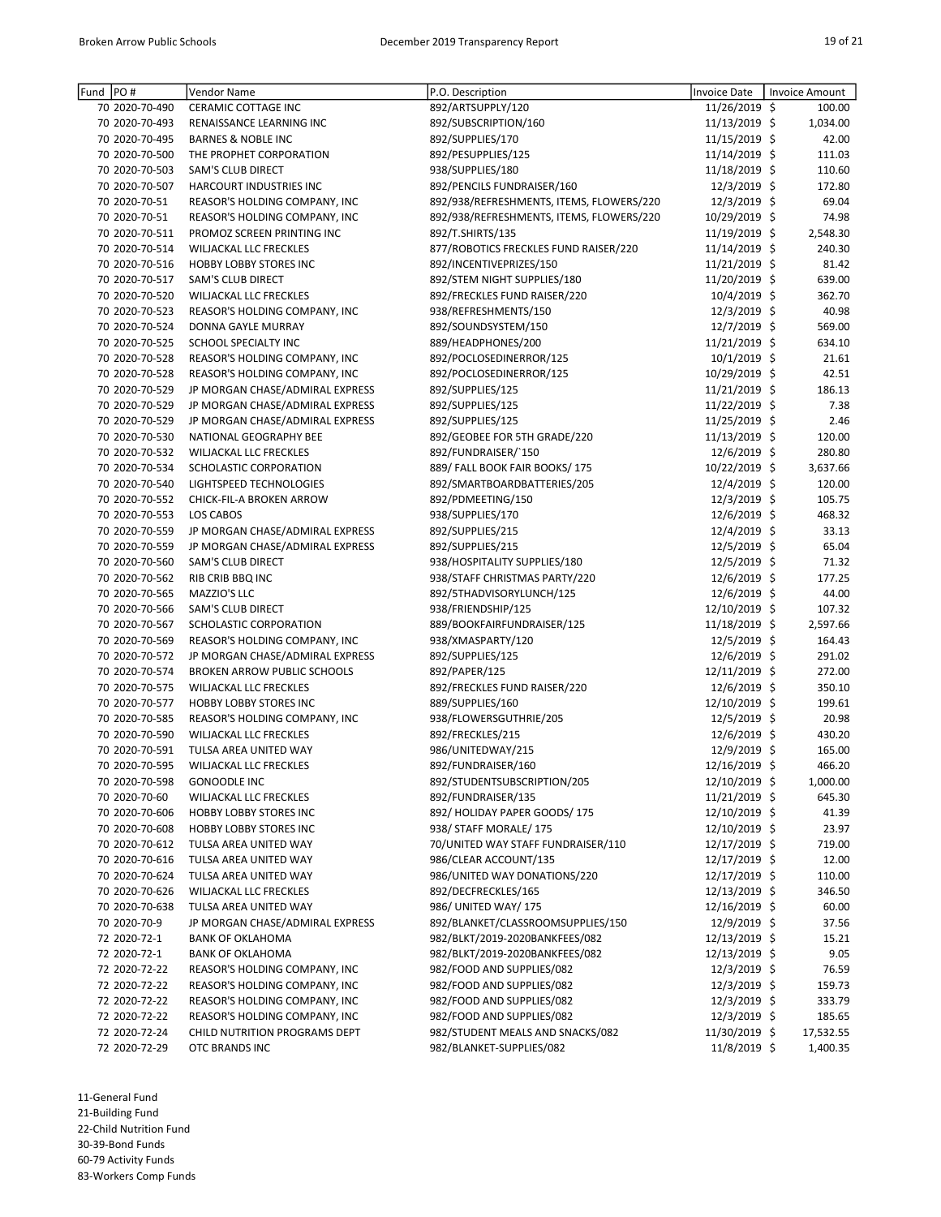| Fund | PO # | Vendor Name | P.O. Description | Invoice Date | Invoice Amount |
|---|---|---|---|---|---|
| 70 | 2020-70-490 | CERAMIC COTTAGE INC | 892/ARTSUPPLY/120 | 11/26/2019 | $ 100.00 |
| 70 | 2020-70-493 | RENAISSANCE LEARNING INC | 892/SUBSCRIPTION/160 | 11/13/2019 | $ 1,034.00 |
| 70 | 2020-70-495 | BARNES & NOBLE INC | 892/SUPPLIES/170 | 11/15/2019 | $ 42.00 |
| 70 | 2020-70-500 | THE PROPHET CORPORATION | 892/PESUPPLIES/125 | 11/14/2019 | $ 111.03 |
| 70 | 2020-70-503 | SAM'S CLUB DIRECT | 938/SUPPLIES/180 | 11/18/2019 | $ 110.60 |
| 70 | 2020-70-507 | HARCOURT INDUSTRIES INC | 892/PENCILS FUNDRAISER/160 | 12/3/2019 | $ 172.80 |
| 70 | 2020-70-51 | REASOR'S HOLDING COMPANY, INC | 892/938/REFRESHMENTS, ITEMS, FLOWERS/220 | 12/3/2019 | $ 69.04 |
| 70 | 2020-70-51 | REASOR'S HOLDING COMPANY, INC | 892/938/REFRESHMENTS, ITEMS, FLOWERS/220 | 10/29/2019 | $ 74.98 |
| 70 | 2020-70-511 | PROMOZ SCREEN PRINTING INC | 892/T.SHIRTS/135 | 11/19/2019 | $ 2,548.30 |
| 70 | 2020-70-514 | WILJACKAL LLC FRECKLES | 877/ROBOTICS FRECKLES FUND RAISER/220 | 11/14/2019 | $ 240.30 |
| 70 | 2020-70-516 | HOBBY LOBBY STORES INC | 892/INCENTIVEPRIZES/150 | 11/21/2019 | $ 81.42 |
| 70 | 2020-70-517 | SAM'S CLUB DIRECT | 892/STEM NIGHT SUPPLIES/180 | 11/20/2019 | $ 639.00 |
| 70 | 2020-70-520 | WILJACKAL LLC FRECKLES | 892/FRECKLES FUND RAISER/220 | 10/4/2019 | $ 362.70 |
| 70 | 2020-70-523 | REASOR'S HOLDING COMPANY, INC | 938/REFRESHMENTS/150 | 12/3/2019 | $ 40.98 |
| 70 | 2020-70-524 | DONNA GAYLE MURRAY | 892/SOUNDSYSTEM/150 | 12/7/2019 | $ 569.00 |
| 70 | 2020-70-525 | SCHOOL SPECIALTY INC | 889/HEADPHONES/200 | 11/21/2019 | $ 634.10 |
| 70 | 2020-70-528 | REASOR'S HOLDING COMPANY, INC | 892/POCLOSEDINERROR/125 | 10/1/2019 | $ 21.61 |
| 70 | 2020-70-528 | REASOR'S HOLDING COMPANY, INC | 892/POCLOSEDINERROR/125 | 10/29/2019 | $ 42.51 |
| 70 | 2020-70-529 | JP MORGAN CHASE/ADMIRAL EXPRESS | 892/SUPPLIES/125 | 11/21/2019 | $ 186.13 |
| 70 | 2020-70-529 | JP MORGAN CHASE/ADMIRAL EXPRESS | 892/SUPPLIES/125 | 11/22/2019 | $ 7.38 |
| 70 | 2020-70-529 | JP MORGAN CHASE/ADMIRAL EXPRESS | 892/SUPPLIES/125 | 11/25/2019 | $ 2.46 |
| 70 | 2020-70-530 | NATIONAL GEOGRAPHY BEE | 892/GEOBEE FOR 5TH GRADE/220 | 11/13/2019 | $ 120.00 |
| 70 | 2020-70-532 | WILJACKAL LLC FRECKLES | 892/FUNDRAISER/`150 | 12/6/2019 | $ 280.80 |
| 70 | 2020-70-534 | SCHOLASTIC CORPORATION | 889/ FALL BOOK FAIR BOOKS/ 175 | 10/22/2019 | $ 3,637.66 |
| 70 | 2020-70-540 | LIGHTSPEED TECHNOLOGIES | 892/SMARTBOARDBATTERIES/205 | 12/4/2019 | $ 120.00 |
| 70 | 2020-70-552 | CHICK-FIL-A BROKEN ARROW | 892/PDMEETING/150 | 12/3/2019 | $ 105.75 |
| 70 | 2020-70-553 | LOS CABOS | 938/SUPPLIES/170 | 12/6/2019 | $ 468.32 |
| 70 | 2020-70-559 | JP MORGAN CHASE/ADMIRAL EXPRESS | 892/SUPPLIES/215 | 12/4/2019 | $ 33.13 |
| 70 | 2020-70-559 | JP MORGAN CHASE/ADMIRAL EXPRESS | 892/SUPPLIES/215 | 12/5/2019 | $ 65.04 |
| 70 | 2020-70-560 | SAM'S CLUB DIRECT | 938/HOSPITALITY SUPPLIES/180 | 12/5/2019 | $ 71.32 |
| 70 | 2020-70-562 | RIB CRIB BBQ INC | 938/STAFF CHRISTMAS PARTY/220 | 12/6/2019 | $ 177.25 |
| 70 | 2020-70-565 | MAZZIO'S LLC | 892/5THADVISORYLUNCH/125 | 12/6/2019 | $ 44.00 |
| 70 | 2020-70-566 | SAM'S CLUB DIRECT | 938/FRIENDSHIP/125 | 12/10/2019 | $ 107.32 |
| 70 | 2020-70-567 | SCHOLASTIC CORPORATION | 889/BOOKFAIRFUNDRAISER/125 | 11/18/2019 | $ 2,597.66 |
| 70 | 2020-70-569 | REASOR'S HOLDING COMPANY, INC | 938/XMASPARTY/120 | 12/5/2019 | $ 164.43 |
| 70 | 2020-70-572 | JP MORGAN CHASE/ADMIRAL EXPRESS | 892/SUPPLIES/125 | 12/6/2019 | $ 291.02 |
| 70 | 2020-70-574 | BROKEN ARROW PUBLIC SCHOOLS | 892/PAPER/125 | 12/11/2019 | $ 272.00 |
| 70 | 2020-70-575 | WILJACKAL LLC FRECKLES | 892/FRECKLES FUND RAISER/220 | 12/6/2019 | $ 350.10 |
| 70 | 2020-70-577 | HOBBY LOBBY STORES INC | 889/SUPPLIES/160 | 12/10/2019 | $ 199.61 |
| 70 | 2020-70-585 | REASOR'S HOLDING COMPANY, INC | 938/FLOWERSGUTHRIE/205 | 12/5/2019 | $ 20.98 |
| 70 | 2020-70-590 | WILJACKAL LLC FRECKLES | 892/FRECKLES/215 | 12/6/2019 | $ 430.20 |
| 70 | 2020-70-591 | TULSA AREA UNITED WAY | 986/UNITEDWAY/215 | 12/9/2019 | $ 165.00 |
| 70 | 2020-70-595 | WILJACKAL LLC FRECKLES | 892/FUNDRAISER/160 | 12/16/2019 | $ 466.20 |
| 70 | 2020-70-598 | GONOODLE INC | 892/STUDENTSUBSCRIPTION/205 | 12/10/2019 | $ 1,000.00 |
| 70 | 2020-70-60 | WILJACKAL LLC FRECKLES | 892/FUNDRAISER/135 | 11/21/2019 | $ 645.30 |
| 70 | 2020-70-606 | HOBBY LOBBY STORES INC | 892/ HOLIDAY PAPER GOODS/ 175 | 12/10/2019 | $ 41.39 |
| 70 | 2020-70-608 | HOBBY LOBBY STORES INC | 938/ STAFF MORALE/ 175 | 12/10/2019 | $ 23.97 |
| 70 | 2020-70-612 | TULSA AREA UNITED WAY | 70/UNITED WAY STAFF FUNDRAISER/110 | 12/17/2019 | $ 719.00 |
| 70 | 2020-70-616 | TULSA AREA UNITED WAY | 986/CLEAR ACCOUNT/135 | 12/17/2019 | $ 12.00 |
| 70 | 2020-70-624 | TULSA AREA UNITED WAY | 986/UNITED WAY DONATIONS/220 | 12/17/2019 | $ 110.00 |
| 70 | 2020-70-626 | WILJACKAL LLC FRECKLES | 892/DECFRECKLES/165 | 12/13/2019 | $ 346.50 |
| 70 | 2020-70-638 | TULSA AREA UNITED WAY | 986/ UNITED WAY/ 175 | 12/16/2019 | $ 60.00 |
| 70 | 2020-70-9 | JP MORGAN CHASE/ADMIRAL EXPRESS | 892/BLANKET/CLASSROOMSUPPLIES/150 | 12/9/2019 | $ 37.56 |
| 72 | 2020-72-1 | BANK OF OKLAHOMA | 982/BLKT/2019-2020BANKFEES/082 | 12/13/2019 | $ 15.21 |
| 72 | 2020-72-1 | BANK OF OKLAHOMA | 982/BLKT/2019-2020BANKFEES/082 | 12/13/2019 | $ 9.05 |
| 72 | 2020-72-22 | REASOR'S HOLDING COMPANY, INC | 982/FOOD AND SUPPLIES/082 | 12/3/2019 | $ 76.59 |
| 72 | 2020-72-22 | REASOR'S HOLDING COMPANY, INC | 982/FOOD AND SUPPLIES/082 | 12/3/2019 | $ 159.73 |
| 72 | 2020-72-22 | REASOR'S HOLDING COMPANY, INC | 982/FOOD AND SUPPLIES/082 | 12/3/2019 | $ 333.79 |
| 72 | 2020-72-22 | REASOR'S HOLDING COMPANY, INC | 982/FOOD AND SUPPLIES/082 | 12/3/2019 | $ 185.65 |
| 72 | 2020-72-24 | CHILD NUTRITION PROGRAMS DEPT | 982/STUDENT MEALS AND SNACKS/082 | 11/30/2019 | $ 17,532.55 |
| 72 | 2020-72-29 | OTC BRANDS INC | 982/BLANKET-SUPPLIES/082 | 11/8/2019 | $ 1,400.35 |

11-General Fund
21-Building Fund
22-Child Nutrition Fund
30-39-Bond Funds
60-79 Activity Funds
83-Workers Comp Funds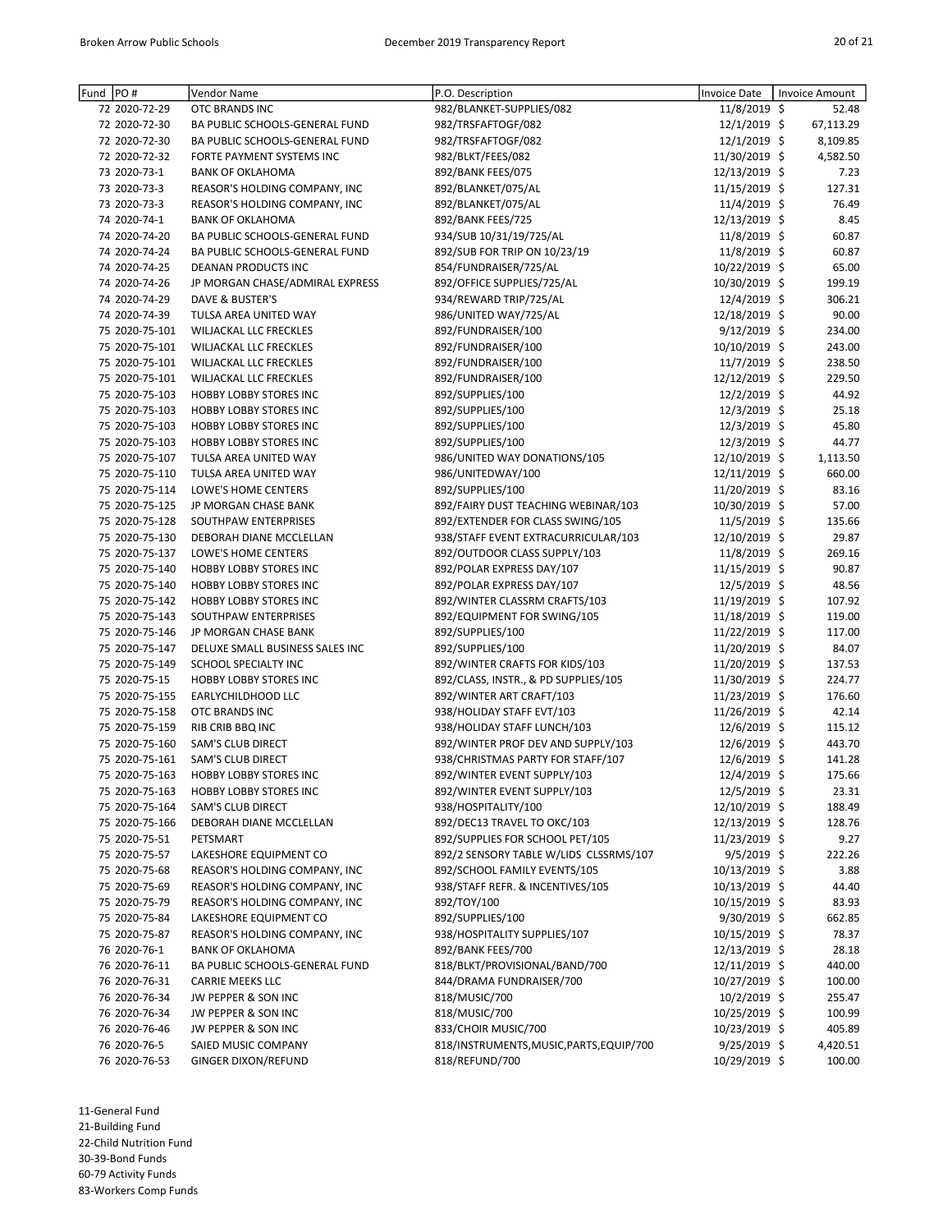| Fund | PO # | Vendor Name | P.O. Description | Invoice Date | Invoice Amount |
|---|---|---|---|---|---|
| 72 | 2020-72-29 | OTC BRANDS INC | 982/BLANKET-SUPPLIES/082 | 11/8/2019 | $ 52.48 |
| 72 | 2020-72-30 | BA PUBLIC SCHOOLS-GENERAL FUND | 982/TRSFAFTOGF/082 | 12/1/2019 | $ 67,113.29 |
| 72 | 2020-72-30 | BA PUBLIC SCHOOLS-GENERAL FUND | 982/TRSFAFTOGF/082 | 12/1/2019 | $ 8,109.85 |
| 72 | 2020-72-32 | FORTE PAYMENT SYSTEMS INC | 982/BLKT/FEES/082 | 11/30/2019 | $ 4,582.50 |
| 73 | 2020-73-1 | BANK OF OKLAHOMA | 892/BANK FEES/075 | 12/13/2019 | $ 7.23 |
| 73 | 2020-73-3 | REASOR'S HOLDING COMPANY, INC | 892/BLANKET/075/AL | 11/15/2019 | $ 127.31 |
| 73 | 2020-73-3 | REASOR'S HOLDING COMPANY, INC | 892/BLANKET/075/AL | 11/4/2019 | $ 76.49 |
| 74 | 2020-74-1 | BANK OF OKLAHOMA | 892/BANK FEES/725 | 12/13/2019 | $ 8.45 |
| 74 | 2020-74-20 | BA PUBLIC SCHOOLS-GENERAL FUND | 934/SUB 10/31/19/725/AL | 11/8/2019 | $ 60.87 |
| 74 | 2020-74-24 | BA PUBLIC SCHOOLS-GENERAL FUND | 892/SUB FOR TRIP ON 10/23/19 | 11/8/2019 | $ 60.87 |
| 74 | 2020-74-25 | DEANAN PRODUCTS INC | 854/FUNDRAISER/725/AL | 10/22/2019 | $ 65.00 |
| 74 | 2020-74-26 | JP MORGAN CHASE/ADMIRAL EXPRESS | 892/OFFICE SUPPLIES/725/AL | 10/30/2019 | $ 199.19 |
| 74 | 2020-74-29 | DAVE & BUSTER'S | 934/REWARD TRIP/725/AL | 12/4/2019 | $ 306.21 |
| 74 | 2020-74-39 | TULSA AREA UNITED WAY | 986/UNITED WAY/725/AL | 12/18/2019 | $ 90.00 |
| 75 | 2020-75-101 | WILJACKAL LLC FRECKLES | 892/FUNDRAISER/100 | 9/12/2019 | $ 234.00 |
| 75 | 2020-75-101 | WILJACKAL LLC FRECKLES | 892/FUNDRAISER/100 | 10/10/2019 | $ 243.00 |
| 75 | 2020-75-101 | WILJACKAL LLC FRECKLES | 892/FUNDRAISER/100 | 11/7/2019 | $ 238.50 |
| 75 | 2020-75-101 | WILJACKAL LLC FRECKLES | 892/FUNDRAISER/100 | 12/12/2019 | $ 229.50 |
| 75 | 2020-75-103 | HOBBY LOBBY STORES INC | 892/SUPPLIES/100 | 12/2/2019 | $ 44.92 |
| 75 | 2020-75-103 | HOBBY LOBBY STORES INC | 892/SUPPLIES/100 | 12/3/2019 | $ 25.18 |
| 75 | 2020-75-103 | HOBBY LOBBY STORES INC | 892/SUPPLIES/100 | 12/3/2019 | $ 45.80 |
| 75 | 2020-75-103 | HOBBY LOBBY STORES INC | 892/SUPPLIES/100 | 12/3/2019 | $ 44.77 |
| 75 | 2020-75-107 | TULSA AREA UNITED WAY | 986/UNITED WAY DONATIONS/105 | 12/10/2019 | $ 1,113.50 |
| 75 | 2020-75-110 | TULSA AREA UNITED WAY | 986/UNITEDWAY/100 | 12/11/2019 | $ 660.00 |
| 75 | 2020-75-114 | LOWE'S HOME CENTERS | 892/SUPPLIES/100 | 11/20/2019 | $ 83.16 |
| 75 | 2020-75-125 | JP MORGAN CHASE BANK | 892/FAIRY DUST TEACHING WEBINAR/103 | 10/30/2019 | $ 57.00 |
| 75 | 2020-75-128 | SOUTHPAW ENTERPRISES | 892/EXTENDER FOR CLASS SWING/105 | 11/5/2019 | $ 135.66 |
| 75 | 2020-75-130 | DEBORAH DIANE MCCLELLAN | 938/STAFF EVENT EXTRACURRICULAR/103 | 12/10/2019 | $ 29.87 |
| 75 | 2020-75-137 | LOWE'S HOME CENTERS | 892/OUTDOOR CLASS SUPPLY/103 | 11/8/2019 | $ 269.16 |
| 75 | 2020-75-140 | HOBBY LOBBY STORES INC | 892/POLAR EXPRESS DAY/107 | 11/15/2019 | $ 90.87 |
| 75 | 2020-75-140 | HOBBY LOBBY STORES INC | 892/POLAR EXPRESS DAY/107 | 12/5/2019 | $ 48.56 |
| 75 | 2020-75-142 | HOBBY LOBBY STORES INC | 892/WINTER CLASSRM CRAFTS/103 | 11/19/2019 | $ 107.92 |
| 75 | 2020-75-143 | SOUTHPAW ENTERPRISES | 892/EQUIPMENT FOR SWING/105 | 11/18/2019 | $ 119.00 |
| 75 | 2020-75-146 | JP MORGAN CHASE BANK | 892/SUPPLIES/100 | 11/22/2019 | $ 117.00 |
| 75 | 2020-75-147 | DELUXE SMALL BUSINESS SALES INC | 892/SUPPLIES/100 | 11/20/2019 | $ 84.07 |
| 75 | 2020-75-149 | SCHOOL SPECIALTY INC | 892/WINTER CRAFTS FOR KIDS/103 | 11/20/2019 | $ 137.53 |
| 75 | 2020-75-15 | HOBBY LOBBY STORES INC | 892/CLASS, INSTR., & PD SUPPLIES/105 | 11/30/2019 | $ 224.77 |
| 75 | 2020-75-155 | EARLYCHILDHOOD LLC | 892/WINTER ART CRAFT/103 | 11/23/2019 | $ 176.60 |
| 75 | 2020-75-158 | OTC BRANDS INC | 938/HOLIDAY STAFF EVT/103 | 11/26/2019 | $ 42.14 |
| 75 | 2020-75-159 | RIB CRIB BBQ INC | 938/HOLIDAY STAFF LUNCH/103 | 12/6/2019 | $ 115.12 |
| 75 | 2020-75-160 | SAM'S CLUB DIRECT | 892/WINTER PROF DEV AND SUPPLY/103 | 12/6/2019 | $ 443.70 |
| 75 | 2020-75-161 | SAM'S CLUB DIRECT | 938/CHRISTMAS PARTY FOR STAFF/107 | 12/6/2019 | $ 141.28 |
| 75 | 2020-75-163 | HOBBY LOBBY STORES INC | 892/WINTER EVENT SUPPLY/103 | 12/4/2019 | $ 175.66 |
| 75 | 2020-75-163 | HOBBY LOBBY STORES INC | 892/WINTER EVENT SUPPLY/103 | 12/5/2019 | $ 23.31 |
| 75 | 2020-75-164 | SAM'S CLUB DIRECT | 938/HOSPITALITY/100 | 12/10/2019 | $ 188.49 |
| 75 | 2020-75-166 | DEBORAH DIANE MCCLELLAN | 892/DEC13 TRAVEL TO OKC/103 | 12/13/2019 | $ 128.76 |
| 75 | 2020-75-51 | PETSMART | 892/SUPPLIES FOR SCHOOL PET/105 | 11/23/2019 | $ 9.27 |
| 75 | 2020-75-57 | LAKESHORE EQUIPMENT CO | 892/2 SENSORY TABLE W/LIDS CLSSRMS/107 | 9/5/2019 | $ 222.26 |
| 75 | 2020-75-68 | REASOR'S HOLDING COMPANY, INC | 892/SCHOOL FAMILY EVENTS/105 | 10/13/2019 | $ 3.88 |
| 75 | 2020-75-69 | REASOR'S HOLDING COMPANY, INC | 938/STAFF REFR. & INCENTIVES/105 | 10/13/2019 | $ 44.40 |
| 75 | 2020-75-79 | REASOR'S HOLDING COMPANY, INC | 892/TOY/100 | 10/15/2019 | $ 83.93 |
| 75 | 2020-75-84 | LAKESHORE EQUIPMENT CO | 892/SUPPLIES/100 | 9/30/2019 | $ 662.85 |
| 75 | 2020-75-87 | REASOR'S HOLDING COMPANY, INC | 938/HOSPITALITY SUPPLIES/107 | 10/15/2019 | $ 78.37 |
| 76 | 2020-76-1 | BANK OF OKLAHOMA | 892/BANK FEES/700 | 12/13/2019 | $ 28.18 |
| 76 | 2020-76-11 | BA PUBLIC SCHOOLS-GENERAL FUND | 818/BLKT/PROVISIONAL/BAND/700 | 12/11/2019 | $ 440.00 |
| 76 | 2020-76-31 | CARRIE MEEKS LLC | 844/DRAMA FUNDRAISER/700 | 10/27/2019 | $ 100.00 |
| 76 | 2020-76-34 | JW PEPPER & SON INC | 818/MUSIC/700 | 10/2/2019 | $ 255.47 |
| 76 | 2020-76-34 | JW PEPPER & SON INC | 818/MUSIC/700 | 10/25/2019 | $ 100.99 |
| 76 | 2020-76-46 | JW PEPPER & SON INC | 833/CHOIR MUSIC/700 | 10/23/2019 | $ 405.89 |
| 76 | 2020-76-5 | SAIED MUSIC COMPANY | 818/INSTRUMENTS,MUSIC,PARTS,EQUIP/700 | 9/25/2019 | $ 4,420.51 |
| 76 | 2020-76-53 | GINGER DIXON/REFUND | 818/REFUND/700 | 10/29/2019 | $ 100.00 |

11-General Fund
21-Building Fund
22-Child Nutrition Fund
30-39-Bond Funds
60-79 Activity Funds
83-Workers Comp Funds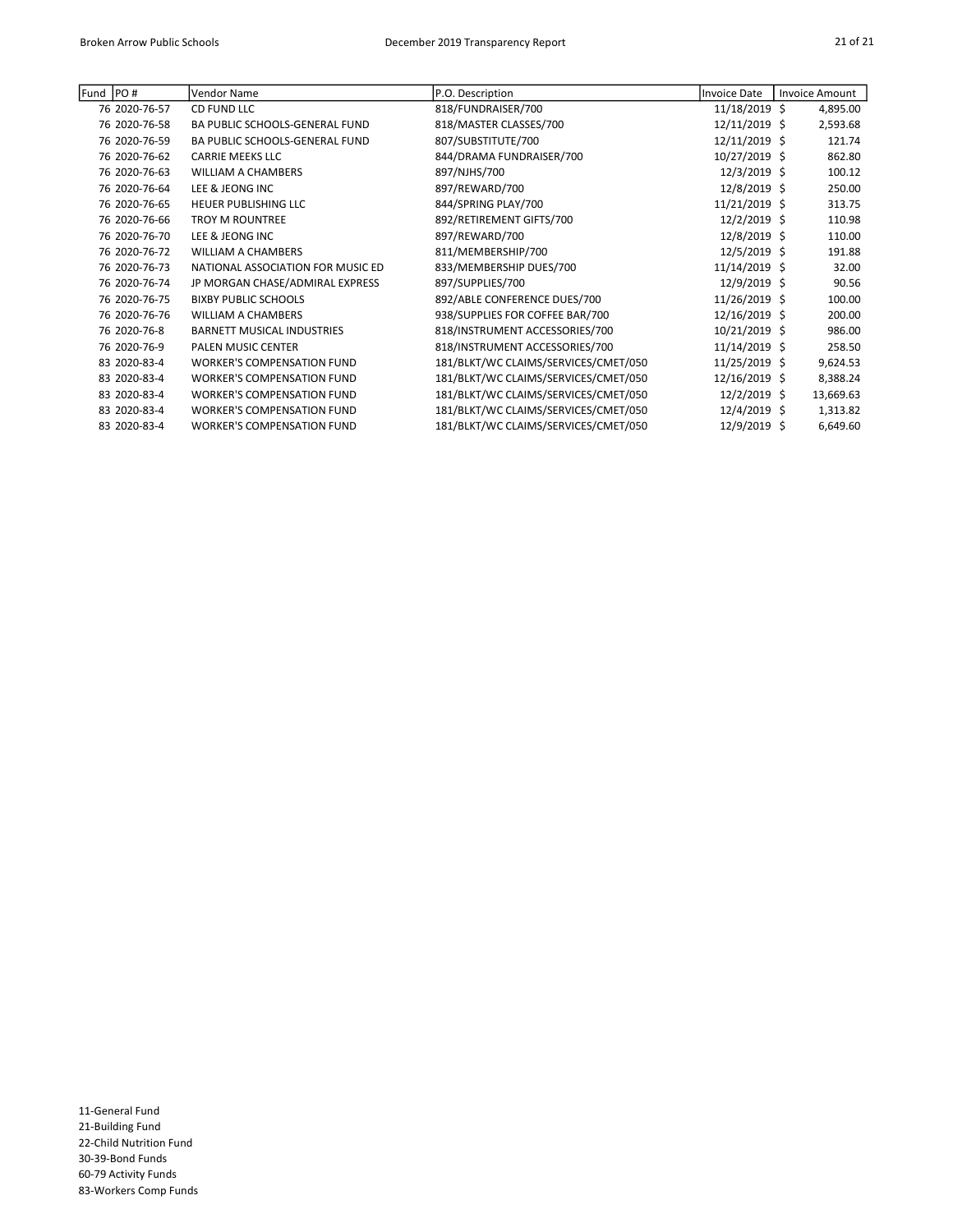| Fund | PO # | Vendor Name | P.O. Description | Invoice Date | Invoice Amount |
|---|---|---|---|---|---|
| 76 | 2020-76-57 | CD FUND LLC | 818/FUNDRAISER/700 | 11/18/2019 | $ 4,895.00 |
| 76 | 2020-76-58 | BA PUBLIC SCHOOLS-GENERAL FUND | 818/MASTER CLASSES/700 | 12/11/2019 | $ 2,593.68 |
| 76 | 2020-76-59 | BA PUBLIC SCHOOLS-GENERAL FUND | 807/SUBSTITUTE/700 | 12/11/2019 | $ 121.74 |
| 76 | 2020-76-62 | CARRIE MEEKS LLC | 844/DRAMA FUNDRAISER/700 | 10/27/2019 | $ 862.80 |
| 76 | 2020-76-63 | WILLIAM A CHAMBERS | 897/NJHS/700 | 12/3/2019 | $ 100.12 |
| 76 | 2020-76-64 | LEE & JEONG INC | 897/REWARD/700 | 12/8/2019 | $ 250.00 |
| 76 | 2020-76-65 | HEUER PUBLISHING LLC | 844/SPRING PLAY/700 | 11/21/2019 | $ 313.75 |
| 76 | 2020-76-66 | TROY M ROUNTREE | 892/RETIREMENT GIFTS/700 | 12/2/2019 | $ 110.98 |
| 76 | 2020-76-70 | LEE & JEONG INC | 897/REWARD/700 | 12/8/2019 | $ 110.00 |
| 76 | 2020-76-72 | WILLIAM A CHAMBERS | 811/MEMBERSHIP/700 | 12/5/2019 | $ 191.88 |
| 76 | 2020-76-73 | NATIONAL ASSOCIATION FOR MUSIC ED | 833/MEMBERSHIP DUES/700 | 11/14/2019 | $ 32.00 |
| 76 | 2020-76-74 | JP MORGAN CHASE/ADMIRAL EXPRESS | 897/SUPPLIES/700 | 12/9/2019 | $ 90.56 |
| 76 | 2020-76-75 | BIXBY PUBLIC SCHOOLS | 892/ABLE CONFERENCE DUES/700 | 11/26/2019 | $ 100.00 |
| 76 | 2020-76-76 | WILLIAM A CHAMBERS | 938/SUPPLIES FOR COFFEE BAR/700 | 12/16/2019 | $ 200.00 |
| 76 | 2020-76-8 | BARNETT MUSICAL INDUSTRIES | 818/INSTRUMENT ACCESSORIES/700 | 10/21/2019 | $ 986.00 |
| 76 | 2020-76-9 | PALEN MUSIC CENTER | 818/INSTRUMENT ACCESSORIES/700 | 11/14/2019 | $ 258.50 |
| 83 | 2020-83-4 | WORKER'S COMPENSATION FUND | 181/BLKT/WC CLAIMS/SERVICES/CMET/050 | 11/25/2019 | $ 9,624.53 |
| 83 | 2020-83-4 | WORKER'S COMPENSATION FUND | 181/BLKT/WC CLAIMS/SERVICES/CMET/050 | 12/16/2019 | $ 8,388.24 |
| 83 | 2020-83-4 | WORKER'S COMPENSATION FUND | 181/BLKT/WC CLAIMS/SERVICES/CMET/050 | 12/2/2019 | $ 13,669.63 |
| 83 | 2020-83-4 | WORKER'S COMPENSATION FUND | 181/BLKT/WC CLAIMS/SERVICES/CMET/050 | 12/4/2019 | $ 1,313.82 |
| 83 | 2020-83-4 | WORKER'S COMPENSATION FUND | 181/BLKT/WC CLAIMS/SERVICES/CMET/050 | 12/9/2019 | $ 6,649.60 |

11-General Fund
21-Building Fund
22-Child Nutrition Fund
30-39-Bond Funds
60-79 Activity Funds
83-Workers Comp Funds